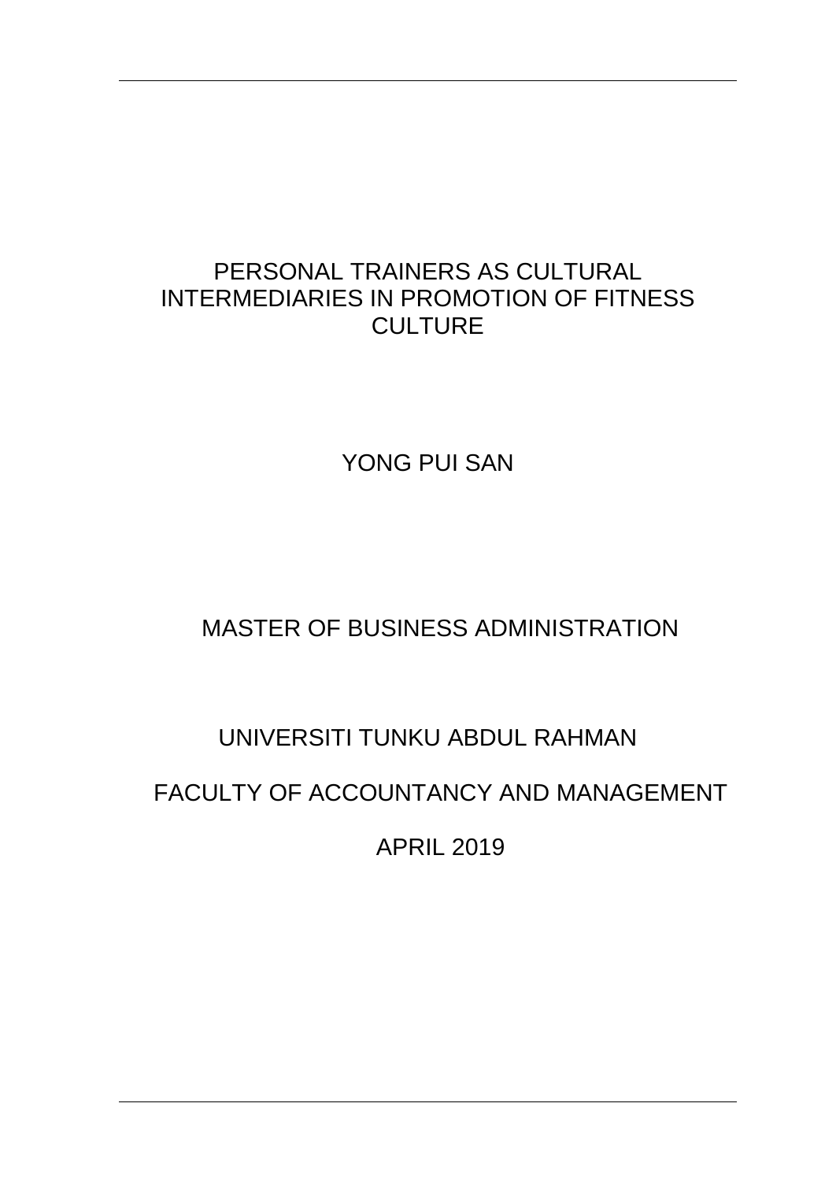# PERSONAL TRAINERS AS CULTURAL INTERMEDIARIES IN PROMOTION OF FITNESS CULTURE

YONG PUI SAN

MASTER OF BUSINESS ADMINISTRATION

UNIVERSITI TUNKU ABDUL RAHMAN

FACULTY OF ACCOUNTANCY AND MANAGEMENT

APRIL 2019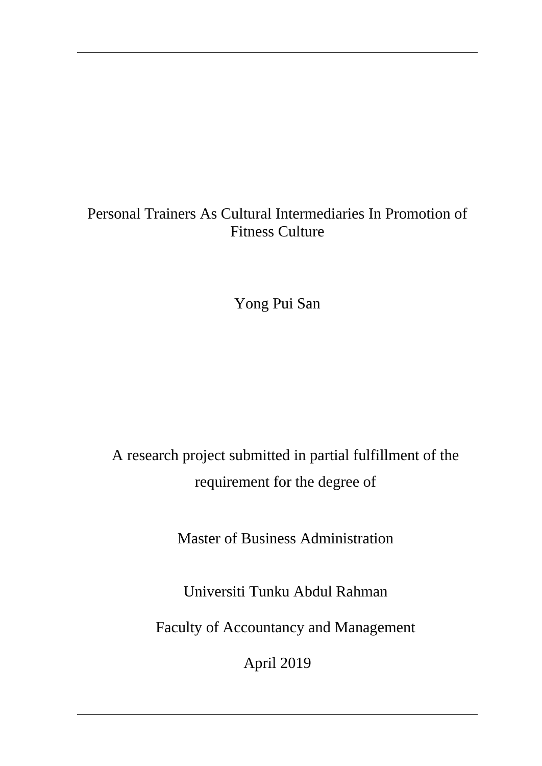# Personal Trainers As Cultural Intermediaries In Promotion of Fitness Culture

Yong Pui San

A research project submitted in partial fulfillment of the requirement for the degree of

Master of Business Administration

Universiti Tunku Abdul Rahman

Faculty of Accountancy and Management

April 2019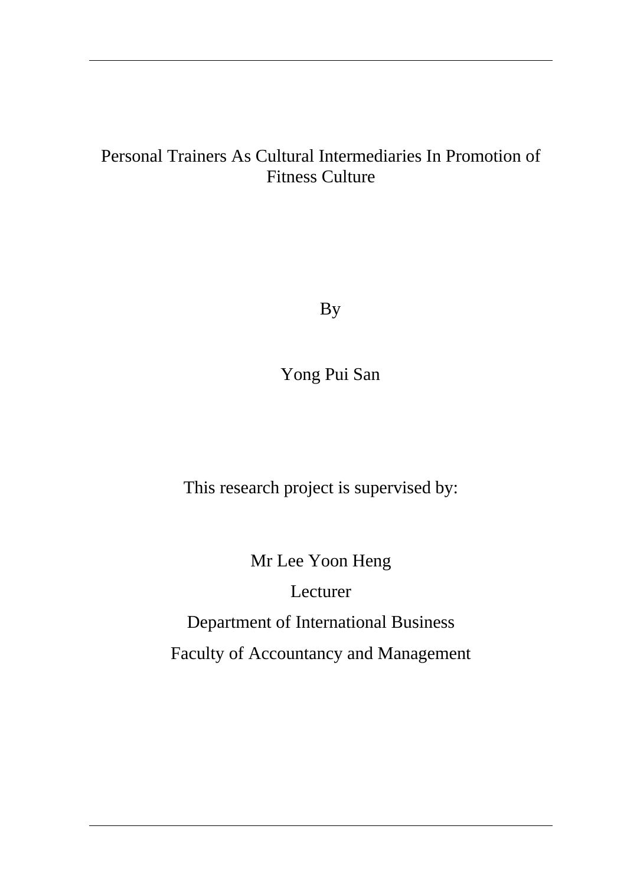# Personal Trainers As Cultural Intermediaries In Promotion of Fitness Culture

By

Yong Pui San

This research project is supervised by:

Mr Lee Yoon Heng

Lecturer

Department of International Business

Faculty of Accountancy and Management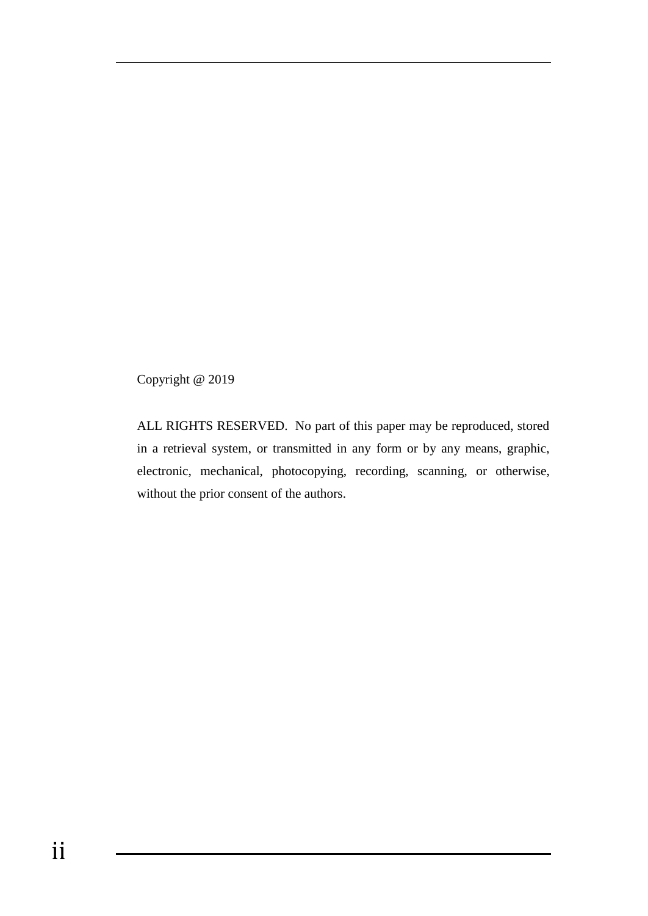Copyright @ 2019

ALL RIGHTS RESERVED. No part of this paper may be reproduced, stored in a retrieval system, or transmitted in any form or by any means, graphic, electronic, mechanical, photocopying, recording, scanning, or otherwise, without the prior consent of the authors.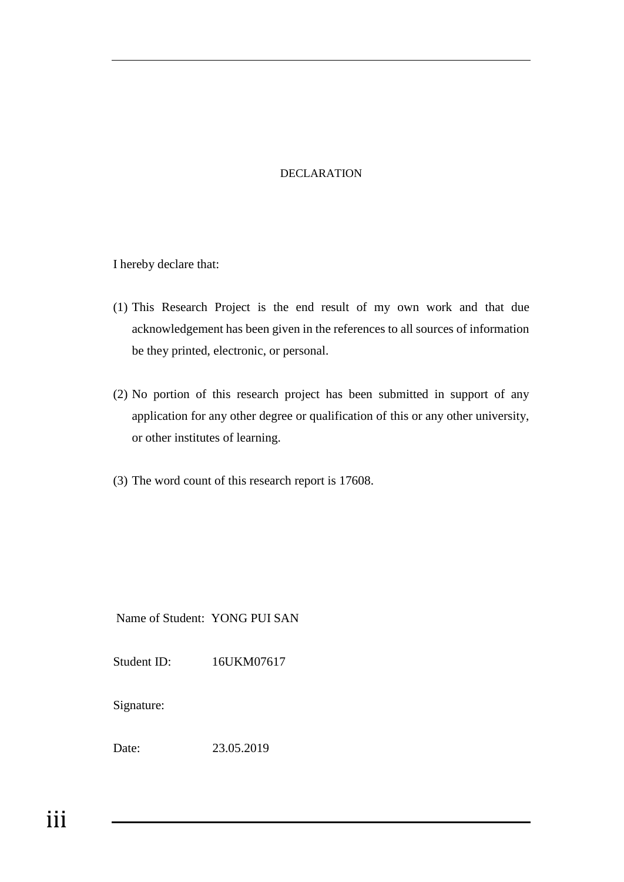# DECLARATION

I hereby declare that:

(1) This Research Project is the end result of my own work and that due acknowledgement has been given in the references to all sources of information be they printed, electronic, or personal.

(2) No portion of this research project has been submitted in support of any application for any other degree or qualification of this or any other university, or other institutes of learning.

(3) The word count of this research report is 17608.

Name of Student: YONG PUI SAN

Student ID: 16UKM07617

Signature:

Date: 23.05.2019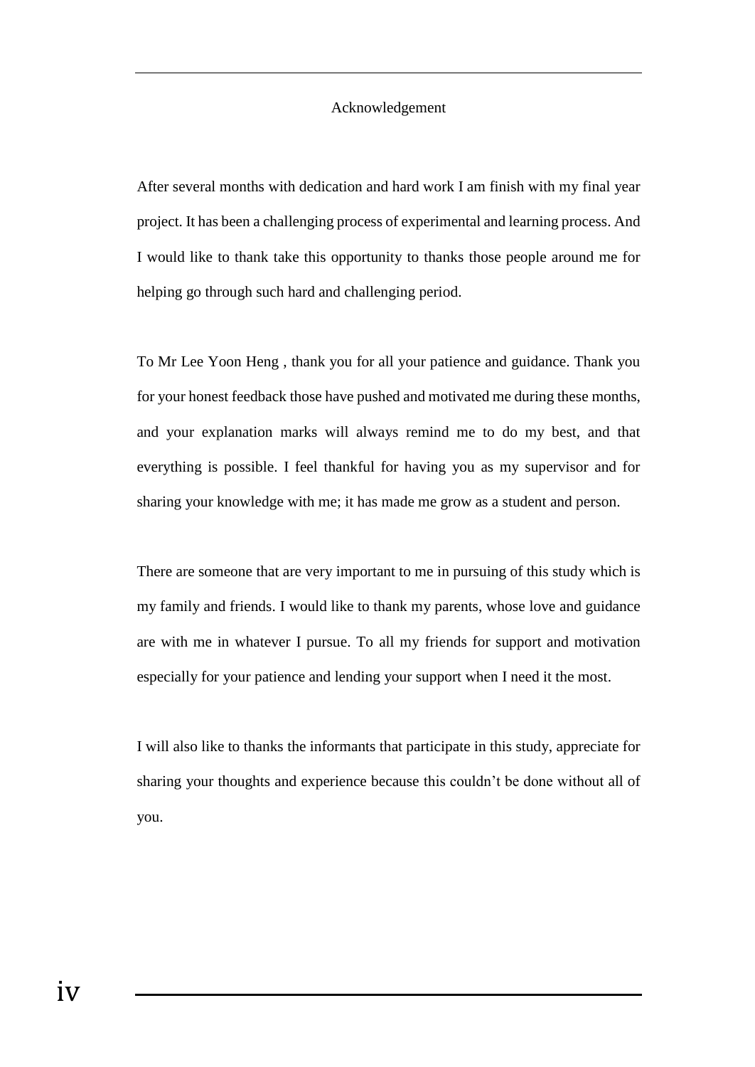# Acknowledgement

After several months with dedication and hard work I am finish with my final year project. It has been a challenging process of experimental and learning process. And I would like to thank take this opportunity to thanks those people around me for helping go through such hard and challenging period.

To Mr Lee Yoon Heng , thank you for all your patience and guidance. Thank you for your honest feedback those have pushed and motivated me during these months, and your explanation marks will always remind me to do my best, and that everything is possible. I feel thankful for having you as my supervisor and for sharing your knowledge with me; it has made me grow as a student and person.

There are someone that are very important to me in pursuing of this study which is my family and friends. I would like to thank my parents, whose love and guidance are with me in whatever I pursue. To all my friends for support and motivation especially for your patience and lending your support when I need it the most.

I will also like to thanks the informants that participate in this study, appreciate for sharing your thoughts and experience because this couldn't be done without all of you.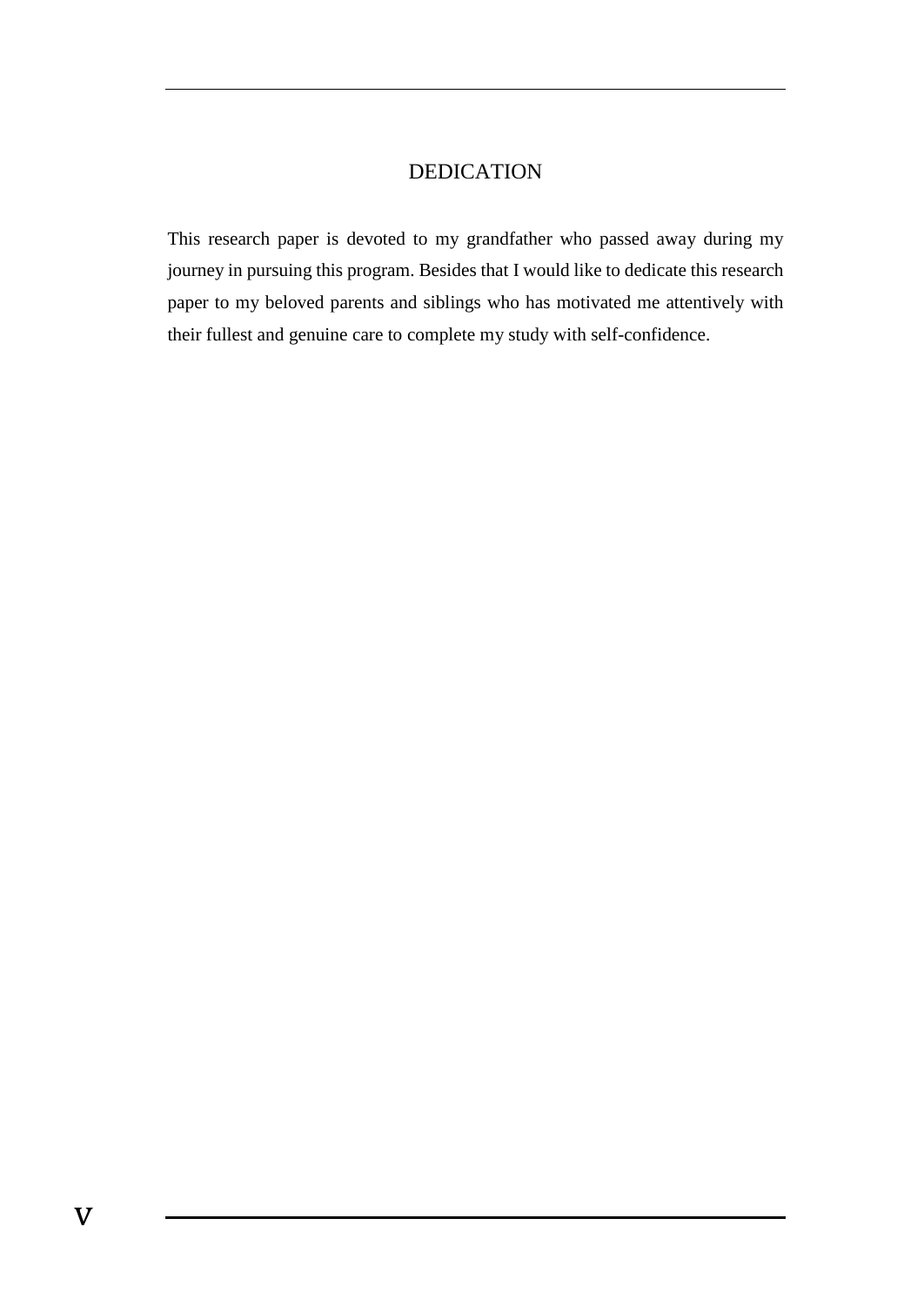# DEDICATION

This research paper is devoted to my grandfather who passed away during my journey in pursuing this program. Besides that I would like to dedicate this research paper to my beloved parents and siblings who has motivated me attentively with their fullest and genuine care to complete my study with self-confidence.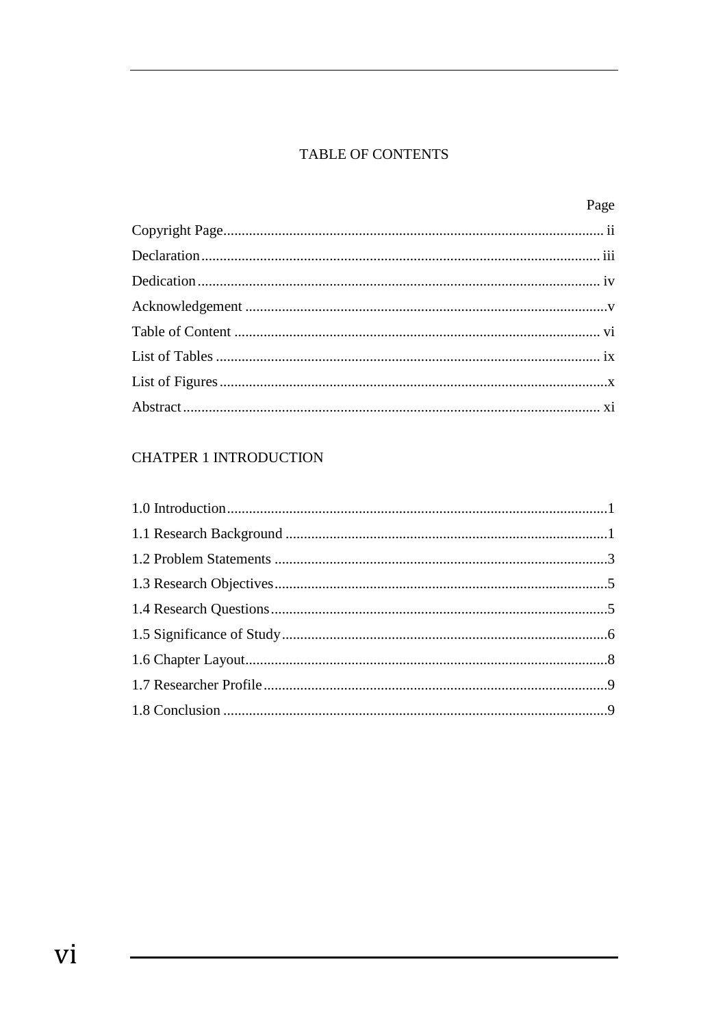# TABLE OF CONTENTS

| | Page |
|---|---|
| Copyright Page | ii |
| Declaration | iii |
| Dedication | iv |
| Acknowledgement | v |
| Table of Content | vi |
| List of Tables | ix |
| List of Figures | x |
| Abstract | xi |

## CHATPER 1 INTRODUCTION

| | |
|---|---|
| 1.0 Introduction | 1 |
| 1.1 Research Background | 1 |
| 1.2 Problem Statements | 3 |
| 1.3 Research Objectives | 5 |
| 1.4 Research Questions | 5 |
| 1.5 Significance of Study | 6 |
| 1.6 Chapter Layout | 8 |
| 1.7 Researcher Profile | 9 |
| 1.8 Conclusion | 9 |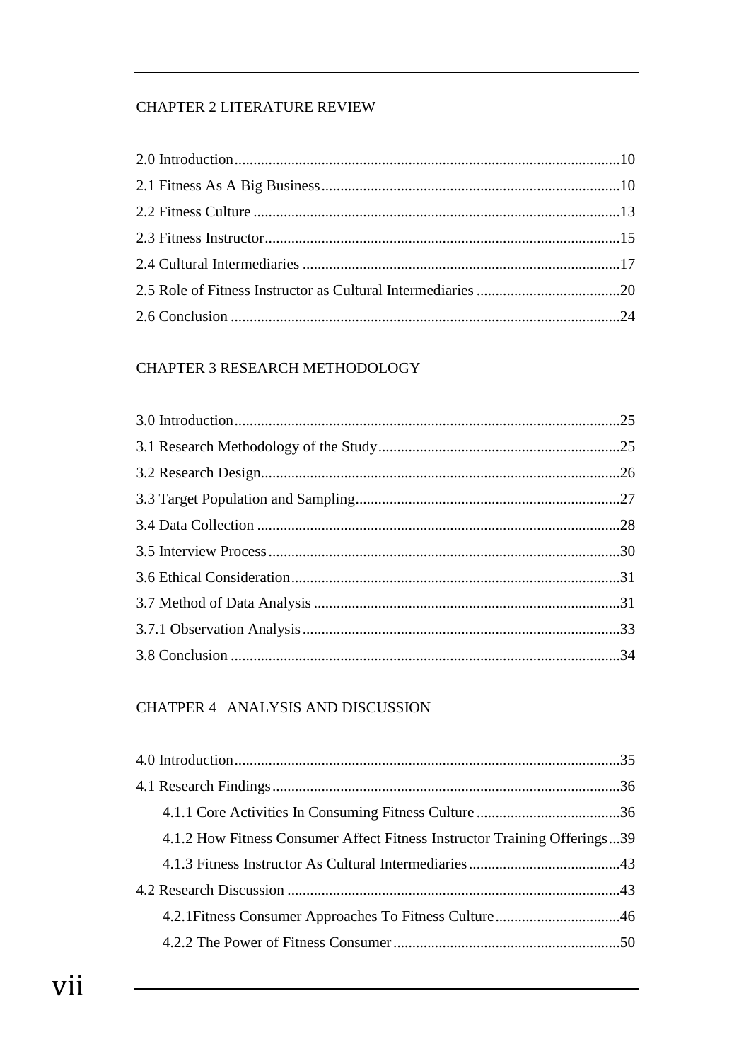CHAPTER 2 LITERATURE REVIEW

2.0 Introduction .......................................................................................................10
2.1 Fitness As A Big Business................................................................................10
2.2 Fitness Culture ..................................................................................................13
2.3 Fitness Instructor...............................................................................................15
2.4 Cultural Intermediaries .....................................................................................17
2.5 Role of Fitness Instructor as Cultural Intermediaries .......................................20
2.6 Conclusion ........................................................................................................24

CHAPTER 3 RESEARCH METHODOLOGY

3.0 Introduction.......................................................................................................25
3.1 Research Methodology of the Study.................................................................25
3.2 Research Design................................................................................................26
3.3 Target Population and Sampling.......................................................................27
3.4 Data Collection .................................................................................................28
3.5 Interview Process..............................................................................................30
3.6 Ethical Consideration........................................................................................31
3.7 Method of Data Analysis ..................................................................................31
3.7.1 Observation Analysis.....................................................................................33
3.8 Conclusion ........................................................................................................34

CHATPER 4 ANALYSIS AND DISCUSSION

4.0 Introduction.......................................................................................................35
4.1 Research Findings.............................................................................................36
  4.1.1 Core Activities In Consuming Fitness Culture .......................................36
  4.1.2 How Fitness Consumer Affect Fitness Instructor Training Offerings...39
  4.1.3 Fitness Instructor As Cultural Intermediaries.........................................43
4.2 Research Discussion .........................................................................................43
  4.2.1Fitness Consumer Approaches To Fitness Culture.................................46
  4.2.2 The Power of Fitness Consumer............................................................50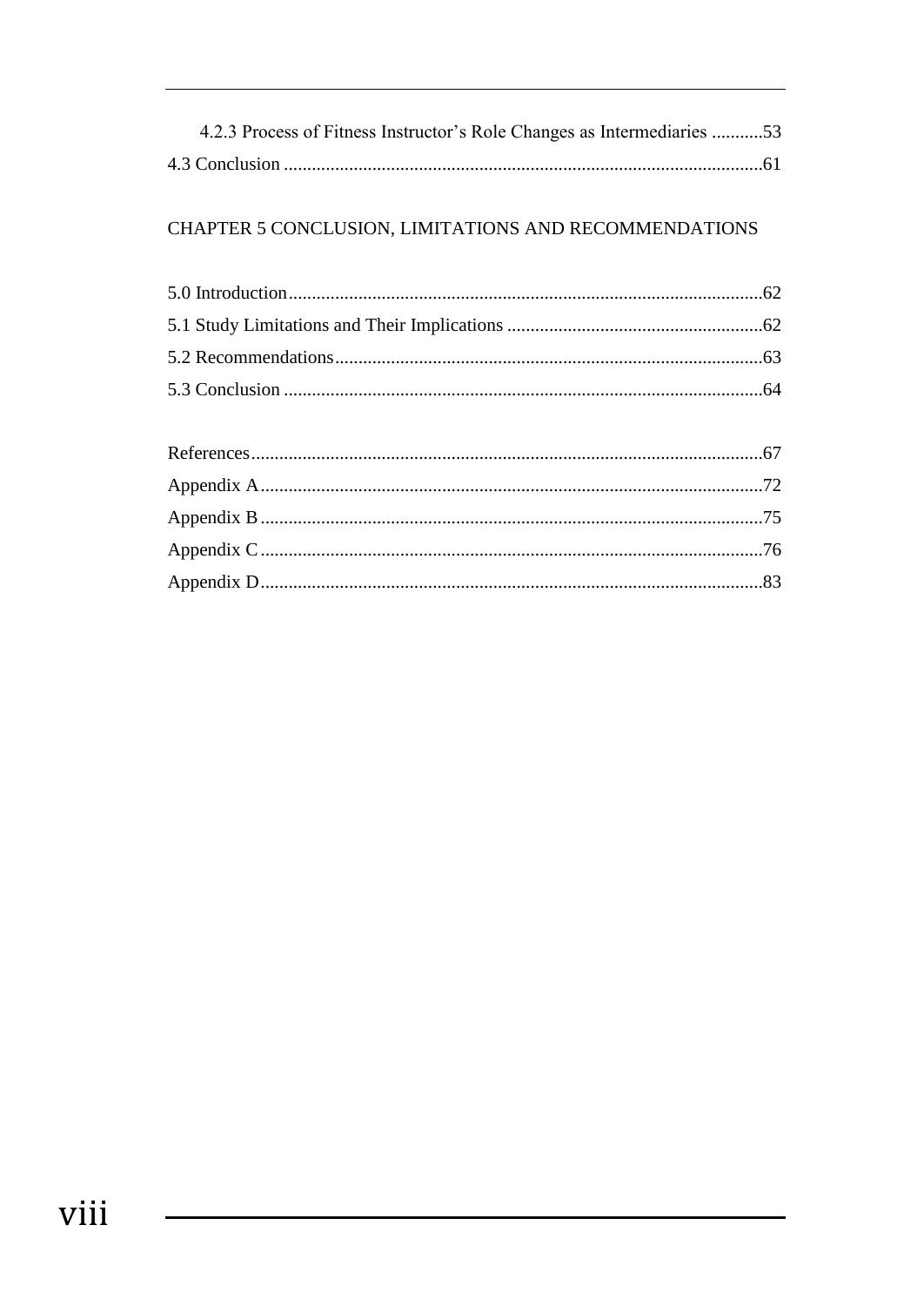4.2.3 Process of Fitness Instructor's Role Changes as Intermediaries ...........53

4.3 Conclusion .......................................................................................................61

CHAPTER 5 CONCLUSION, LIMITATIONS AND RECOMMENDATIONS

5.0 Introduction.......................................................................................................62

5.1 Study Limitations and Their Implications .......................................................62

5.2 Recommendations............................................................................................63

5.3 Conclusion .......................................................................................................64

References..............................................................................................................67

Appendix A............................................................................................................72

Appendix B............................................................................................................75

Appendix C............................................................................................................76

Appendix D............................................................................................................83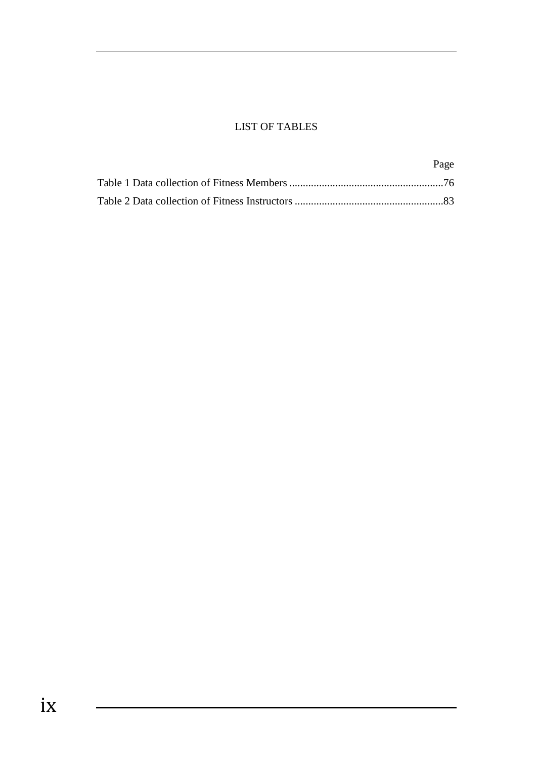# LIST OF TABLES

Page

Table 1 Data collection of Fitness Members .........................................................76

Table 2 Data collection of Fitness Instructors .......................................................83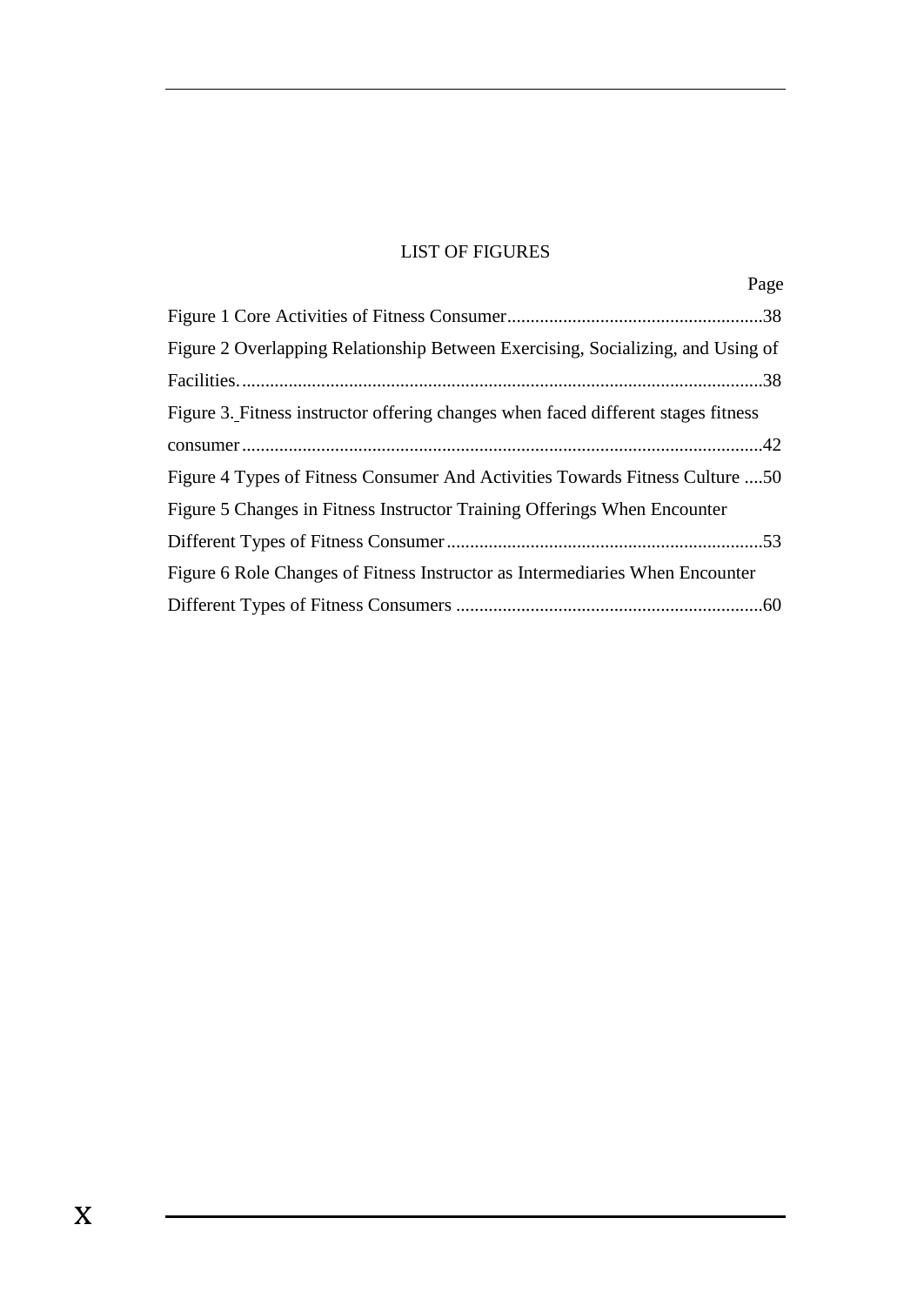# LIST OF FIGURES

| | Page |
|---|---|
| Figure 1 Core Activities of Fitness Consumer | 38 |
| Figure 2 Overlapping Relationship Between Exercising, Socializing, and Using of Facilities. | 38 |
| Figure 3. Fitness instructor offering changes when faced different stages fitness consumer | 42 |
| Figure 4 Types of Fitness Consumer And Activities Towards Fitness Culture | 50 |
| Figure 5 Changes in Fitness Instructor Training Offerings When Encounter Different Types of Fitness Consumer | 53 |
| Figure 6 Role Changes of Fitness Instructor as Intermediaries When Encounter Different Types of Fitness Consumers | 60 |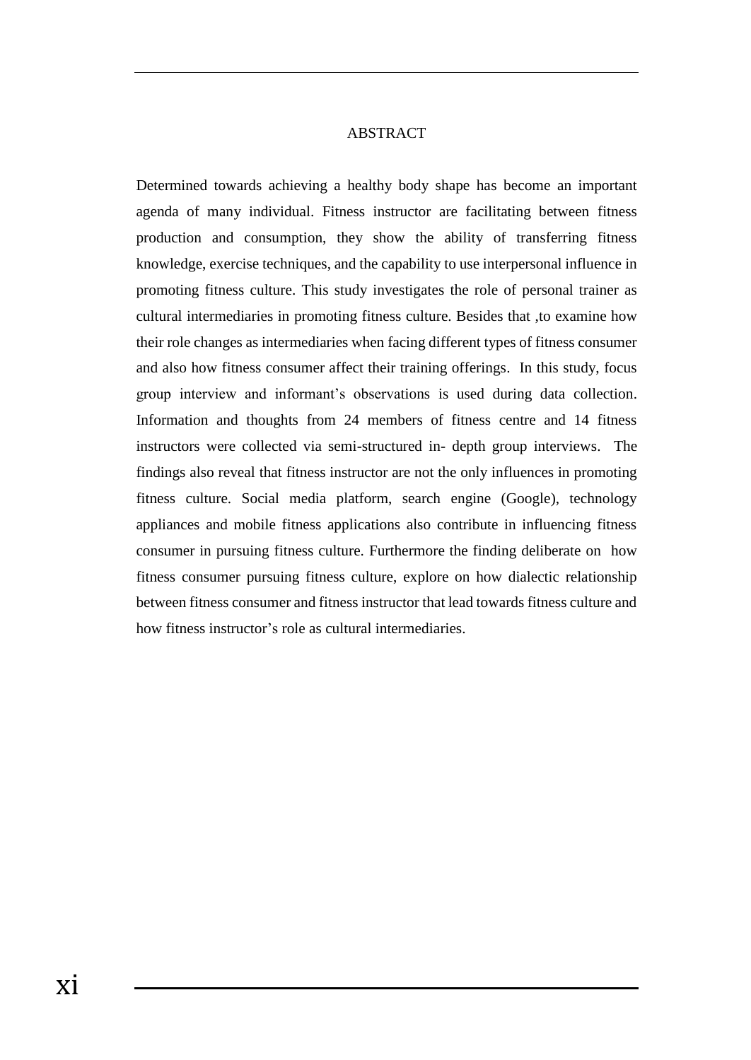# ABSTRACT

Determined towards achieving a healthy body shape has become an important agenda of many individual. Fitness instructor are facilitating between fitness production and consumption, they show the ability of transferring fitness knowledge, exercise techniques, and the capability to use interpersonal influence in promoting fitness culture. This study investigates the role of personal trainer as cultural intermediaries in promoting fitness culture. Besides that ,to examine how their role changes as intermediaries when facing different types of fitness consumer and also how fitness consumer affect their training offerings. In this study, focus group interview and informant's observations is used during data collection. Information and thoughts from 24 members of fitness centre and 14 fitness instructors were collected via semi-structured in- depth group interviews. The findings also reveal that fitness instructor are not the only influences in promoting fitness culture. Social media platform, search engine (Google), technology appliances and mobile fitness applications also contribute in influencing fitness consumer in pursuing fitness culture. Furthermore the finding deliberate on how fitness consumer pursuing fitness culture, explore on how dialectic relationship between fitness consumer and fitness instructor that lead towards fitness culture and how fitness instructor's role as cultural intermediaries.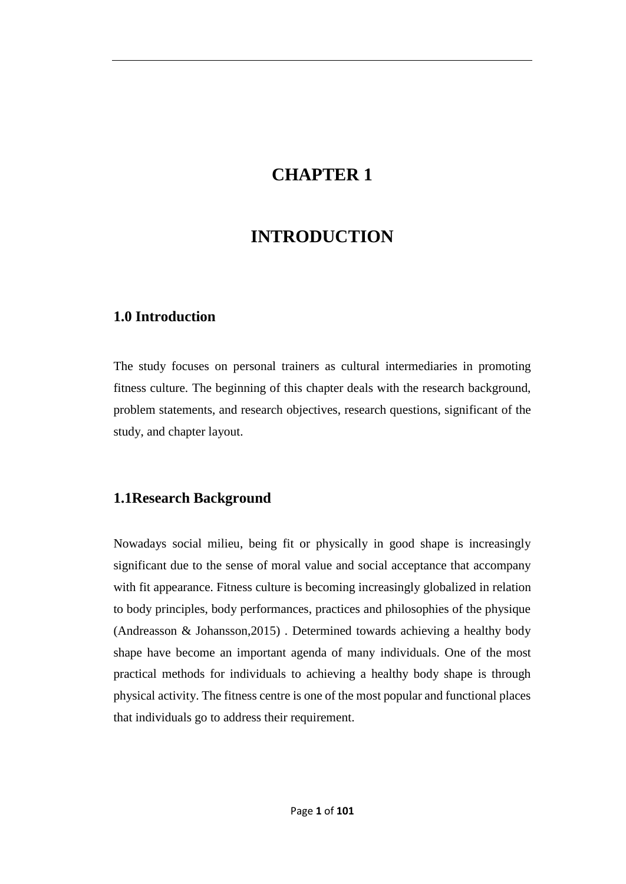# CHAPTER 1

# INTRODUCTION

## 1.0 Introduction

The study focuses on personal trainers as cultural intermediaries in promoting fitness culture. The beginning of this chapter deals with the research background, problem statements, and research objectives, research questions, significant of the study, and chapter layout.

## 1.1Research Background

Nowadays social milieu, being fit or physically in good shape is increasingly significant due to the sense of moral value and social acceptance that accompany with fit appearance. Fitness culture is becoming increasingly globalized in relation to body principles, body performances, practices and philosophies of the physique (Andreasson & Johansson,2015) . Determined towards achieving a healthy body shape have become an important agenda of many individuals. One of the most practical methods for individuals to achieving a healthy body shape is through physical activity. The fitness centre is one of the most popular and functional places that individuals go to address their requirement.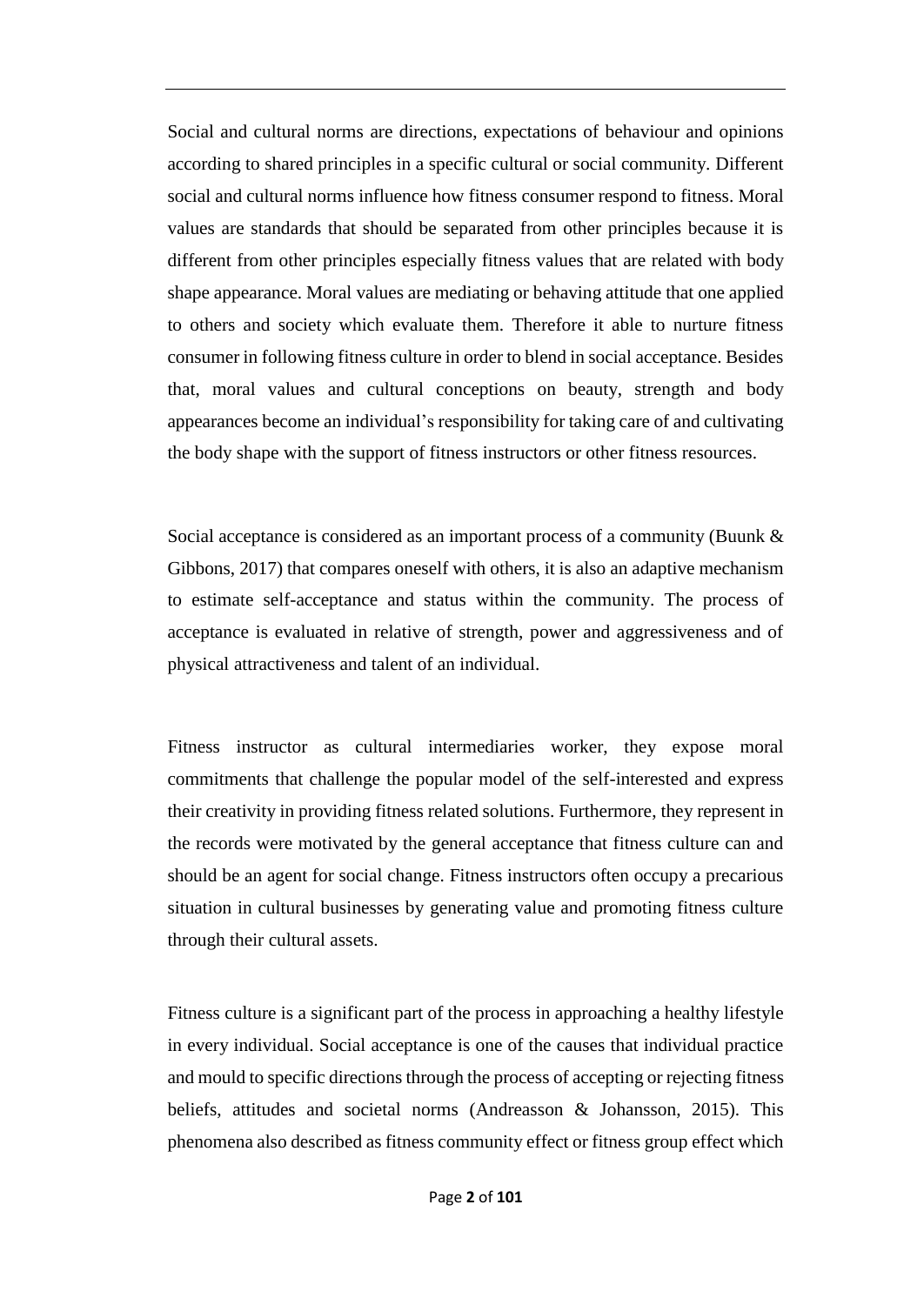Social and cultural norms are directions, expectations of behaviour and opinions according to shared principles in a specific cultural or social community. Different social and cultural norms influence how fitness consumer respond to fitness. Moral values are standards that should be separated from other principles because it is different from other principles especially fitness values that are related with body shape appearance. Moral values are mediating or behaving attitude that one applied to others and society which evaluate them. Therefore it able to nurture fitness consumer in following fitness culture in order to blend in social acceptance. Besides that, moral values and cultural conceptions on beauty, strength and body appearances become an individual's responsibility for taking care of and cultivating the body shape with the support of fitness instructors or other fitness resources.

Social acceptance is considered as an important process of a community (Buunk & Gibbons, 2017) that compares oneself with others, it is also an adaptive mechanism to estimate self-acceptance and status within the community. The process of acceptance is evaluated in relative of strength, power and aggressiveness and of physical attractiveness and talent of an individual.

Fitness instructor as cultural intermediaries worker, they expose moral commitments that challenge the popular model of the self-interested and express their creativity in providing fitness related solutions. Furthermore, they represent in the records were motivated by the general acceptance that fitness culture can and should be an agent for social change. Fitness instructors often occupy a precarious situation in cultural businesses by generating value and promoting fitness culture through their cultural assets.

Fitness culture is a significant part of the process in approaching a healthy lifestyle in every individual. Social acceptance is one of the causes that individual practice and mould to specific directions through the process of accepting or rejecting fitness beliefs, attitudes and societal norms (Andreasson & Johansson, 2015). This phenomena also described as fitness community effect or fitness group effect which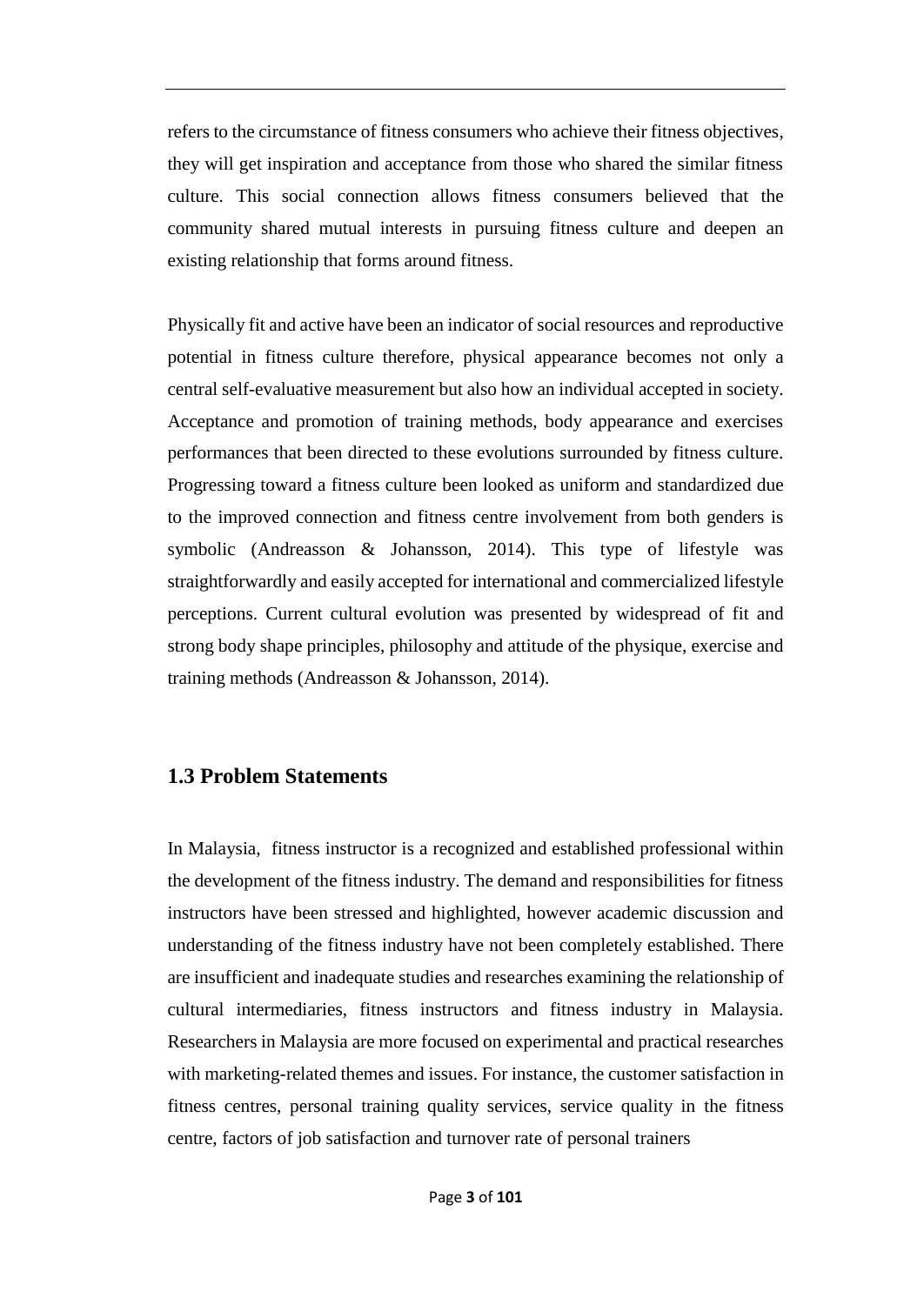refers to the circumstance of fitness consumers who achieve their fitness objectives, they will get inspiration and acceptance from those who shared the similar fitness culture. This social connection allows fitness consumers believed that the community shared mutual interests in pursuing fitness culture and deepen an existing relationship that forms around fitness.

Physically fit and active have been an indicator of social resources and reproductive potential in fitness culture therefore, physical appearance becomes not only a central self-evaluative measurement but also how an individual accepted in society. Acceptance and promotion of training methods, body appearance and exercises performances that been directed to these evolutions surrounded by fitness culture. Progressing toward a fitness culture been looked as uniform and standardized due to the improved connection and fitness centre involvement from both genders is symbolic (Andreasson & Johansson, 2014). This type of lifestyle was straightforwardly and easily accepted for international and commercialized lifestyle perceptions. Current cultural evolution was presented by widespread of fit and strong body shape principles, philosophy and attitude of the physique, exercise and training methods (Andreasson & Johansson, 2014).

## 1.3 Problem Statements

In Malaysia, fitness instructor is a recognized and established professional within the development of the fitness industry. The demand and responsibilities for fitness instructors have been stressed and highlighted, however academic discussion and understanding of the fitness industry have not been completely established. There are insufficient and inadequate studies and researches examining the relationship of cultural intermediaries, fitness instructors and fitness industry in Malaysia. Researchers in Malaysia are more focused on experimental and practical researches with marketing-related themes and issues. For instance, the customer satisfaction in fitness centres, personal training quality services, service quality in the fitness centre, factors of job satisfaction and turnover rate of personal trainers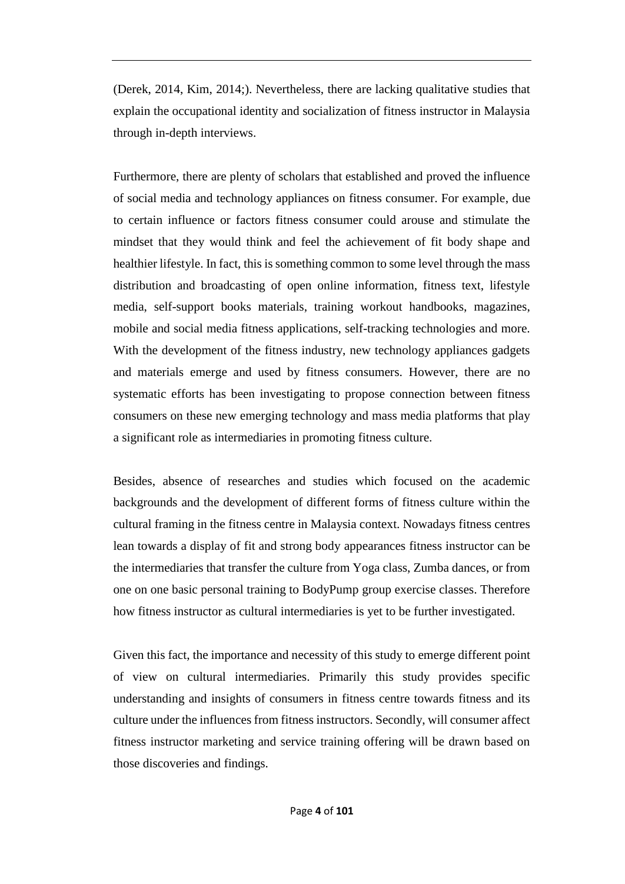(Derek, 2014, Kim, 2014;). Nevertheless, there are lacking qualitative studies that explain the occupational identity and socialization of fitness instructor in Malaysia through in-depth interviews.

Furthermore, there are plenty of scholars that established and proved the influence of social media and technology appliances on fitness consumer. For example, due to certain influence or factors fitness consumer could arouse and stimulate the mindset that they would think and feel the achievement of fit body shape and healthier lifestyle. In fact, this is something common to some level through the mass distribution and broadcasting of open online information, fitness text, lifestyle media, self-support books materials, training workout handbooks, magazines, mobile and social media fitness applications, self-tracking technologies and more. With the development of the fitness industry, new technology appliances gadgets and materials emerge and used by fitness consumers. However, there are no systematic efforts has been investigating to propose connection between fitness consumers on these new emerging technology and mass media platforms that play a significant role as intermediaries in promoting fitness culture.

Besides, absence of researches and studies which focused on the academic backgrounds and the development of different forms of fitness culture within the cultural framing in the fitness centre in Malaysia context. Nowadays fitness centres lean towards a display of fit and strong body appearances fitness instructor can be the intermediaries that transfer the culture from Yoga class, Zumba dances, or from one on one basic personal training to BodyPump group exercise classes. Therefore how fitness instructor as cultural intermediaries is yet to be further investigated.

Given this fact, the importance and necessity of this study to emerge different point of view on cultural intermediaries. Primarily this study provides specific understanding and insights of consumers in fitness centre towards fitness and its culture under the influences from fitness instructors. Secondly, will consumer affect fitness instructor marketing and service training offering will be drawn based on those discoveries and findings.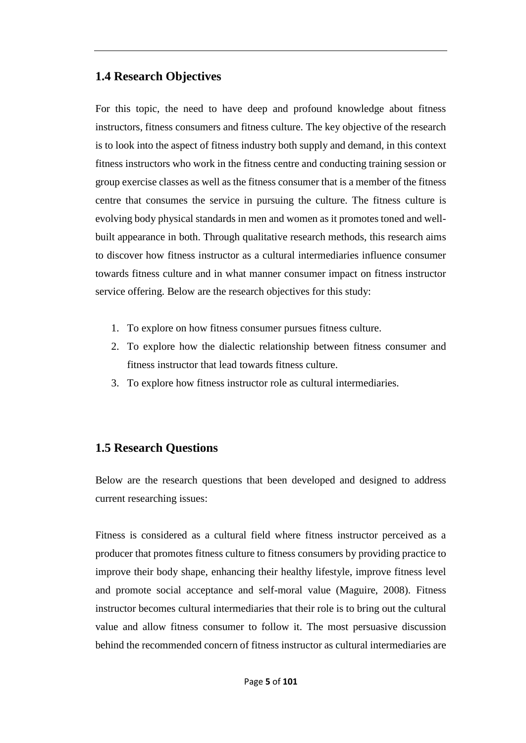## 1.4 Research Objectives

For this topic, the need to have deep and profound knowledge about fitness instructors, fitness consumers and fitness culture. The key objective of the research is to look into the aspect of fitness industry both supply and demand, in this context fitness instructors who work in the fitness centre and conducting training session or group exercise classes as well as the fitness consumer that is a member of the fitness centre that consumes the service in pursuing the culture. The fitness culture is evolving body physical standards in men and women as it promotes toned and well-built appearance in both. Through qualitative research methods, this research aims to discover how fitness instructor as a cultural intermediaries influence consumer towards fitness culture and in what manner consumer impact on fitness instructor service offering. Below are the research objectives for this study:

1. To explore on how fitness consumer pursues fitness culture.
2. To explore how the dialectic relationship between fitness consumer and fitness instructor that lead towards fitness culture.
3. To explore how fitness instructor role as cultural intermediaries.

## 1.5 Research Questions

Below are the research questions that been developed and designed to address current researching issues:

Fitness is considered as a cultural field where fitness instructor perceived as a producer that promotes fitness culture to fitness consumers by providing practice to improve their body shape, enhancing their healthy lifestyle, improve fitness level and promote social acceptance and self-moral value (Maguire, 2008). Fitness instructor becomes cultural intermediaries that their role is to bring out the cultural value and allow fitness consumer to follow it. The most persuasive discussion behind the recommended concern of fitness instructor as cultural intermediaries are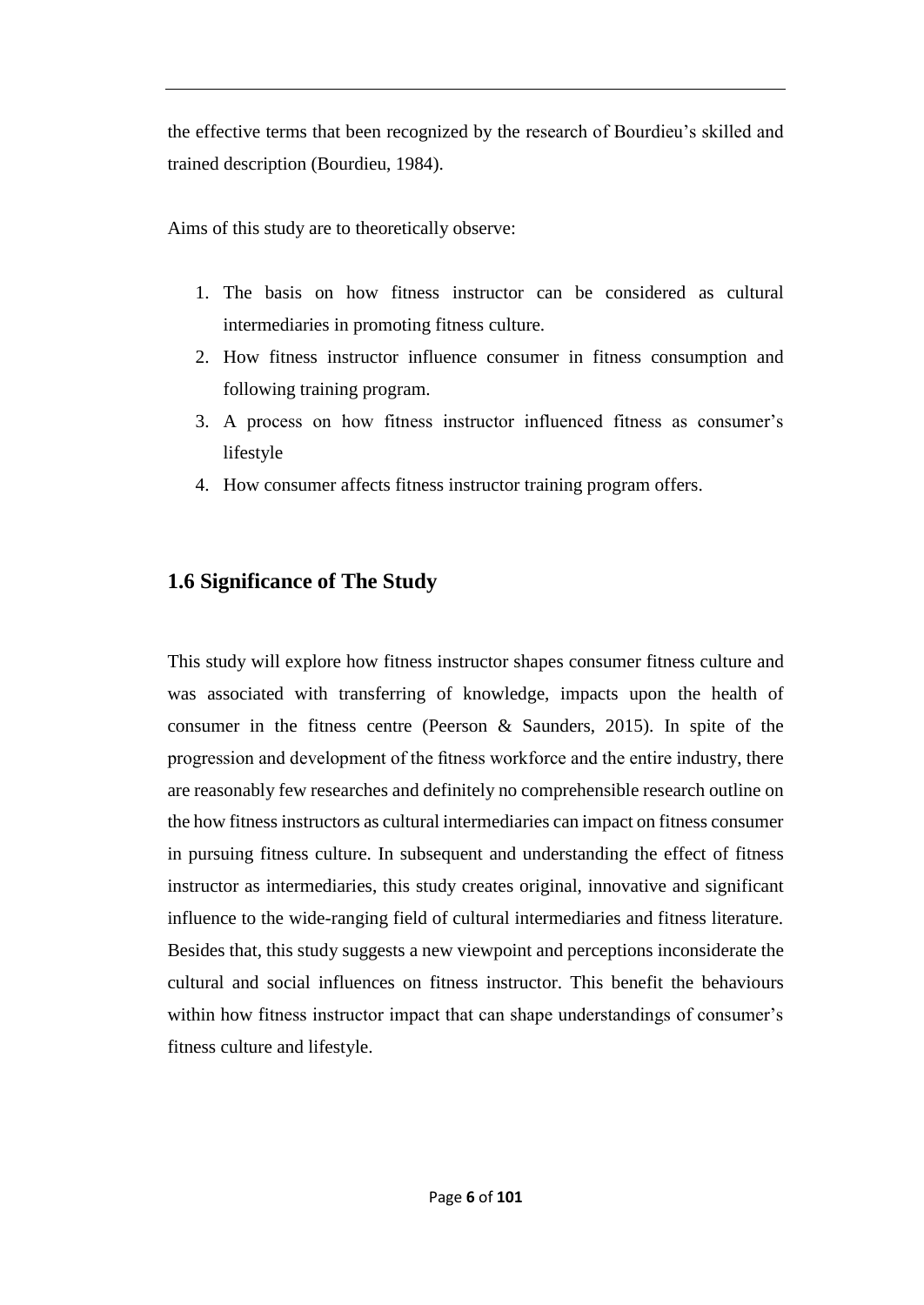the effective terms that been recognized by the research of Bourdieu's skilled and trained description (Bourdieu, 1984).

Aims of this study are to theoretically observe:

1. The basis on how fitness instructor can be considered as cultural intermediaries in promoting fitness culture.
2. How fitness instructor influence consumer in fitness consumption and following training program.
3. A process on how fitness instructor influenced fitness as consumer's lifestyle
4. How consumer affects fitness instructor training program offers.

## 1.6 Significance of The Study

This study will explore how fitness instructor shapes consumer fitness culture and was associated with transferring of knowledge, impacts upon the health of consumer in the fitness centre (Peerson & Saunders, 2015). In spite of the progression and development of the fitness workforce and the entire industry, there are reasonably few researches and definitely no comprehensible research outline on the how fitness instructors as cultural intermediaries can impact on fitness consumer in pursuing fitness culture. In subsequent and understanding the effect of fitness instructor as intermediaries, this study creates original, innovative and significant influence to the wide-ranging field of cultural intermediaries and fitness literature. Besides that, this study suggests a new viewpoint and perceptions inconsiderate the cultural and social influences on fitness instructor. This benefit the behaviours within how fitness instructor impact that can shape understandings of consumer's fitness culture and lifestyle.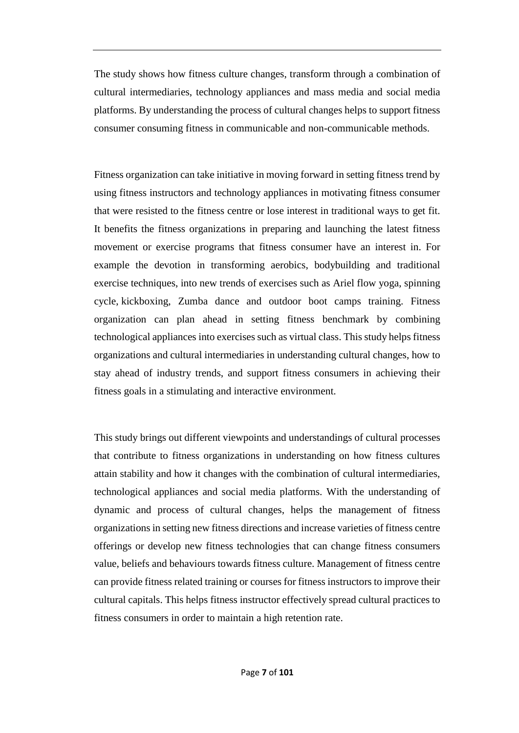The study shows how fitness culture changes, transform through a combination of cultural intermediaries, technology appliances and mass media and social media platforms. By understanding the process of cultural changes helps to support fitness consumer consuming fitness in communicable and non-communicable methods.

Fitness organization can take initiative in moving forward in setting fitness trend by using fitness instructors and technology appliances in motivating fitness consumer that were resisted to the fitness centre or lose interest in traditional ways to get fit. It benefits the fitness organizations in preparing and launching the latest fitness movement or exercise programs that fitness consumer have an interest in. For example the devotion in transforming aerobics, bodybuilding and traditional exercise techniques, into new trends of exercises such as Ariel flow yoga, spinning cycle, kickboxing, Zumba dance and outdoor boot camps training. Fitness organization can plan ahead in setting fitness benchmark by combining technological appliances into exercises such as virtual class. This study helps fitness organizations and cultural intermediaries in understanding cultural changes, how to stay ahead of industry trends, and support fitness consumers in achieving their fitness goals in a stimulating and interactive environment.

This study brings out different viewpoints and understandings of cultural processes that contribute to fitness organizations in understanding on how fitness cultures attain stability and how it changes with the combination of cultural intermediaries, technological appliances and social media platforms. With the understanding of dynamic and process of cultural changes, helps the management of fitness organizations in setting new fitness directions and increase varieties of fitness centre offerings or develop new fitness technologies that can change fitness consumers value, beliefs and behaviours towards fitness culture. Management of fitness centre can provide fitness related training or courses for fitness instructors to improve their cultural capitals. This helps fitness instructor effectively spread cultural practices to fitness consumers in order to maintain a high retention rate.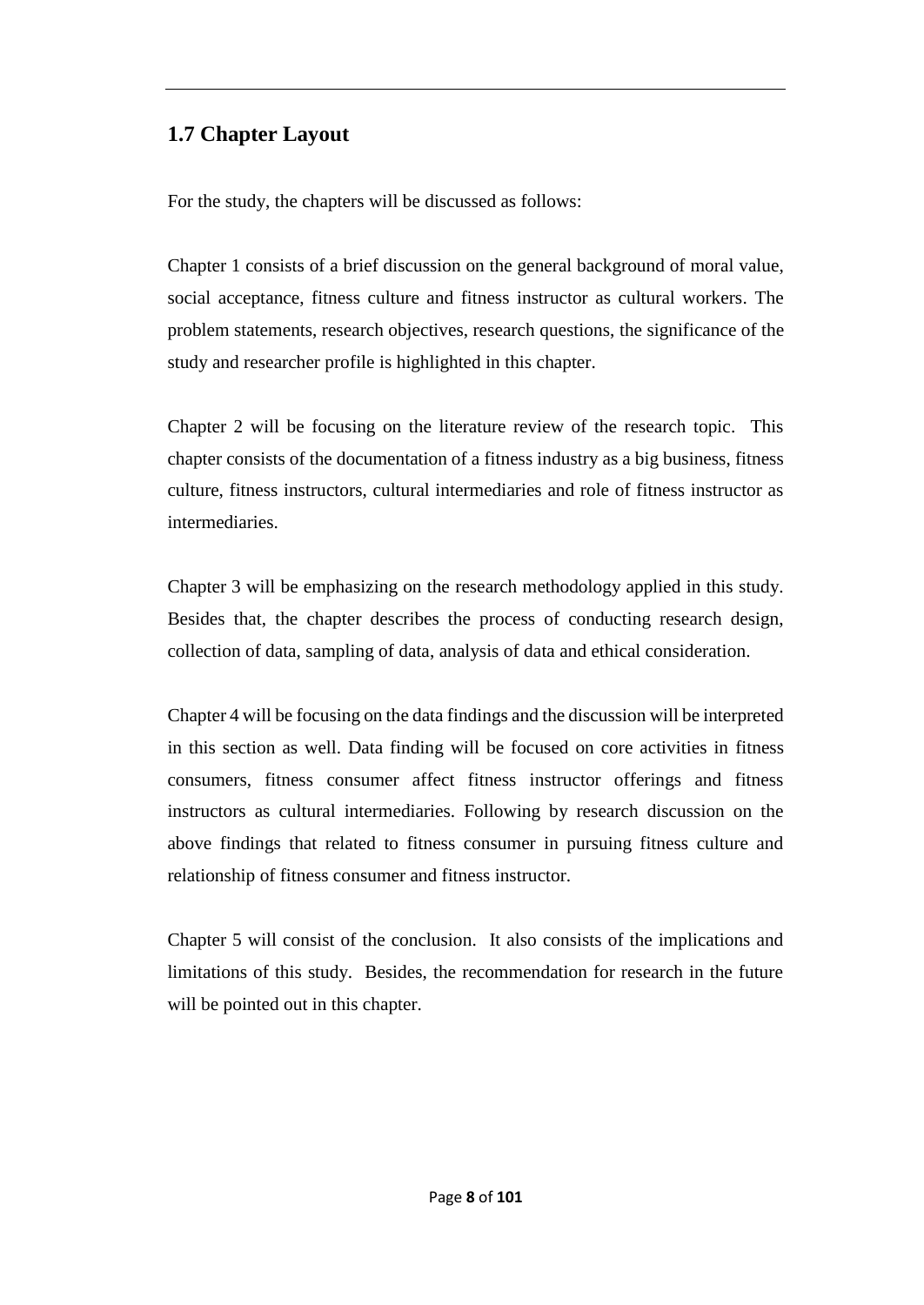## 1.7 Chapter Layout

For the study, the chapters will be discussed as follows:

Chapter 1 consists of a brief discussion on the general background of moral value, social acceptance, fitness culture and fitness instructor as cultural workers. The problem statements, research objectives, research questions, the significance of the study and researcher profile is highlighted in this chapter.

Chapter 2 will be focusing on the literature review of the research topic. This chapter consists of the documentation of a fitness industry as a big business, fitness culture, fitness instructors, cultural intermediaries and role of fitness instructor as intermediaries.

Chapter 3 will be emphasizing on the research methodology applied in this study. Besides that, the chapter describes the process of conducting research design, collection of data, sampling of data, analysis of data and ethical consideration.

Chapter 4 will be focusing on the data findings and the discussion will be interpreted in this section as well. Data finding will be focused on core activities in fitness consumers, fitness consumer affect fitness instructor offerings and fitness instructors as cultural intermediaries. Following by research discussion on the above findings that related to fitness consumer in pursuing fitness culture and relationship of fitness consumer and fitness instructor.

Chapter 5 will consist of the conclusion. It also consists of the implications and limitations of this study. Besides, the recommendation for research in the future will be pointed out in this chapter.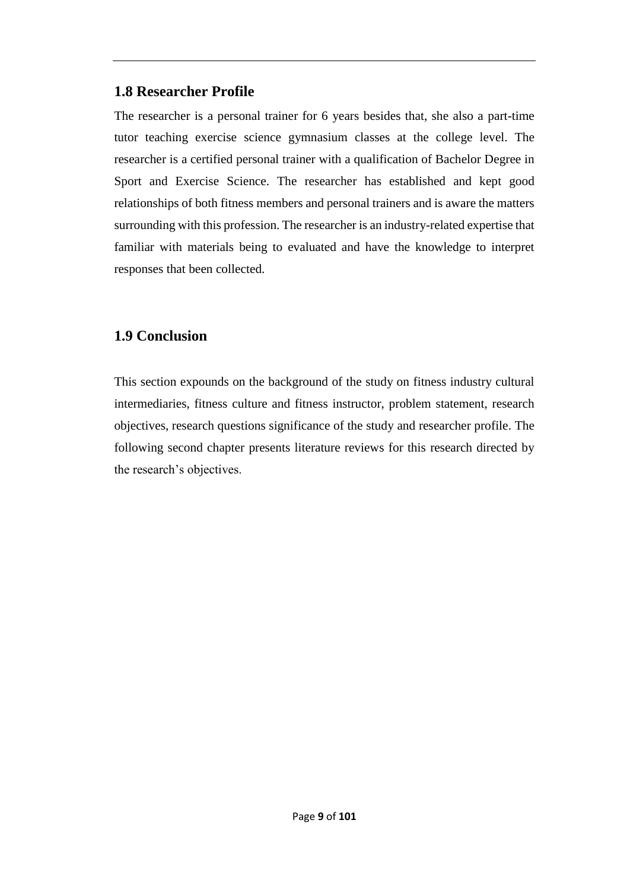## 1.8 Researcher Profile

The researcher is a personal trainer for 6 years besides that, she also a part-time tutor teaching exercise science gymnasium classes at the college level. The researcher is a certified personal trainer with a qualification of Bachelor Degree in Sport and Exercise Science. The researcher has established and kept good relationships of both fitness members and personal trainers and is aware the matters surrounding with this profession. The researcher is an industry-related expertise that familiar with materials being to evaluated and have the knowledge to interpret responses that been collected.

## 1.9 Conclusion

This section expounds on the background of the study on fitness industry cultural intermediaries, fitness culture and fitness instructor, problem statement, research objectives, research questions significance of the study and researcher profile. The following second chapter presents literature reviews for this research directed by the research's objectives.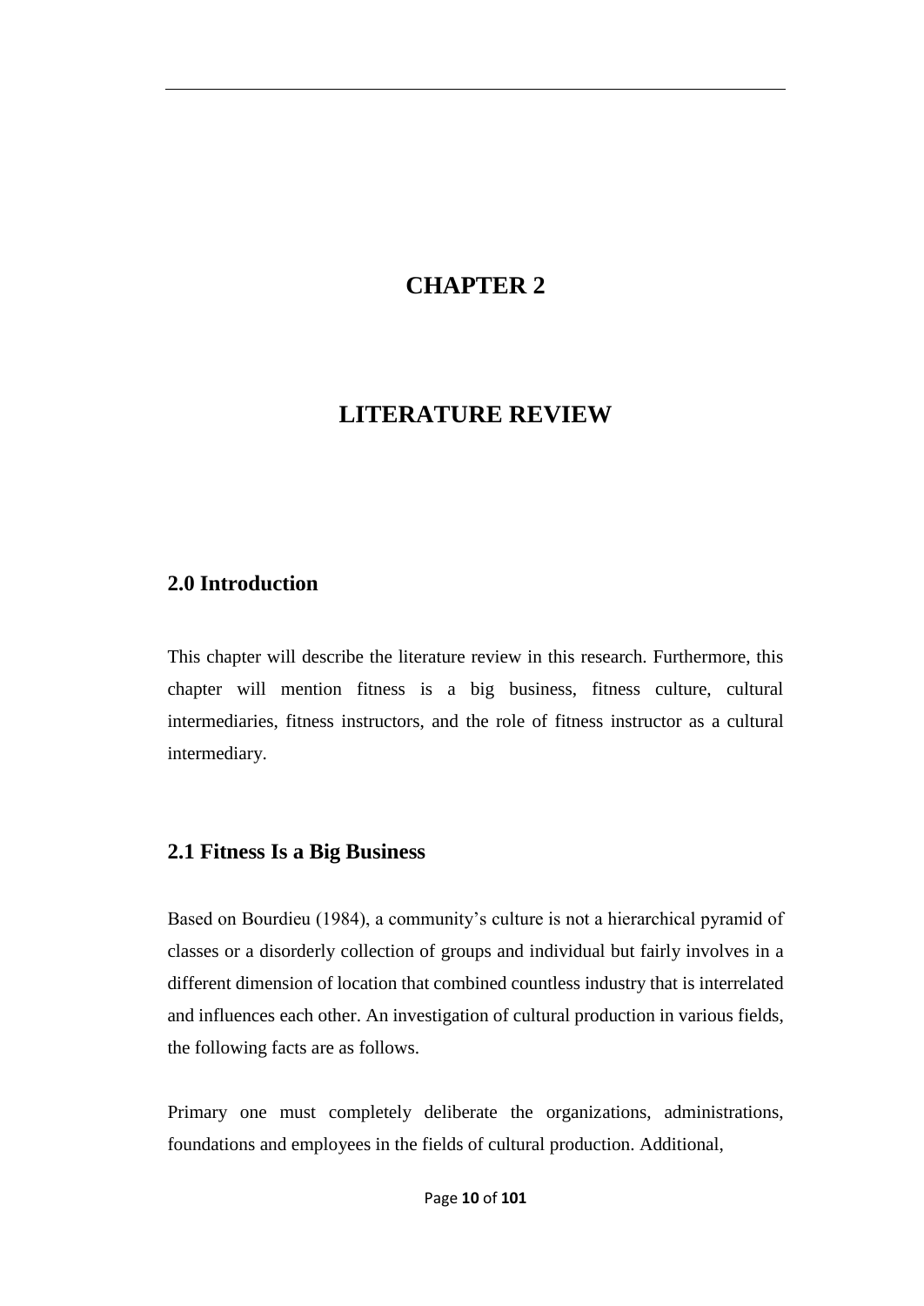# CHAPTER 2

# LITERATURE REVIEW

## 2.0 Introduction

This chapter will describe the literature review in this research. Furthermore, this chapter will mention fitness is a big business, fitness culture, cultural intermediaries, fitness instructors, and the role of fitness instructor as a cultural intermediary.

## 2.1 Fitness Is a Big Business

Based on Bourdieu (1984), a community's culture is not a hierarchical pyramid of classes or a disorderly collection of groups and individual but fairly involves in a different dimension of location that combined countless industry that is interrelated and influences each other. An investigation of cultural production in various fields, the following facts are as follows.

Primary one must completely deliberate the organizations, administrations, foundations and employees in the fields of cultural production. Additional,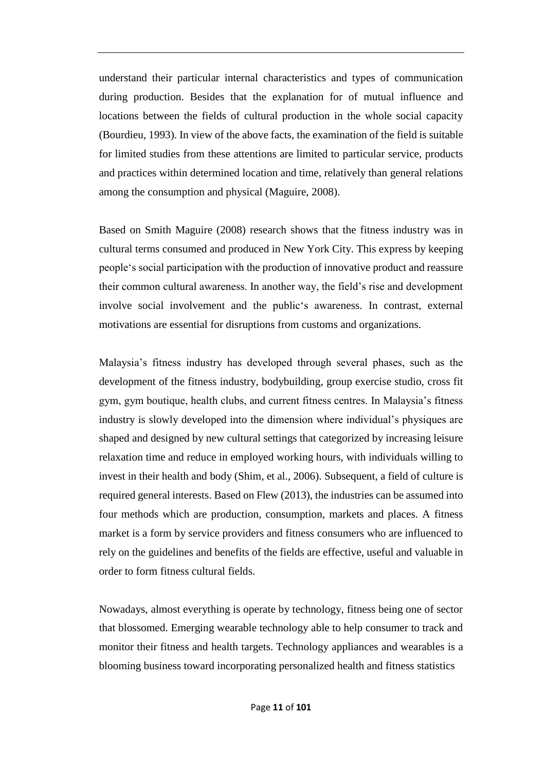understand their particular internal characteristics and types of communication during production. Besides that the explanation for of mutual influence and locations between the fields of cultural production in the whole social capacity (Bourdieu, 1993). In view of the above facts, the examination of the field is suitable for limited studies from these attentions are limited to particular service, products and practices within determined location and time, relatively than general relations among the consumption and physical (Maguire, 2008).

Based on Smith Maguire (2008) research shows that the fitness industry was in cultural terms consumed and produced in New York City. This express by keeping people's social participation with the production of innovative product and reassure their common cultural awareness. In another way, the field's rise and development involve social involvement and the public's awareness. In contrast, external motivations are essential for disruptions from customs and organizations.

Malaysia's fitness industry has developed through several phases, such as the development of the fitness industry, bodybuilding, group exercise studio, cross fit gym, gym boutique, health clubs, and current fitness centres. In Malaysia's fitness industry is slowly developed into the dimension where individual's physiques are shaped and designed by new cultural settings that categorized by increasing leisure relaxation time and reduce in employed working hours, with individuals willing to invest in their health and body (Shim, et al., 2006). Subsequent, a field of culture is required general interests. Based on Flew (2013), the industries can be assumed into four methods which are production, consumption, markets and places. A fitness market is a form by service providers and fitness consumers who are influenced to rely on the guidelines and benefits of the fields are effective, useful and valuable in order to form fitness cultural fields.

Nowadays, almost everything is operate by technology, fitness being one of sector that blossomed. Emerging wearable technology able to help consumer to track and monitor their fitness and health targets. Technology appliances and wearables is a blooming business toward incorporating personalized health and fitness statistics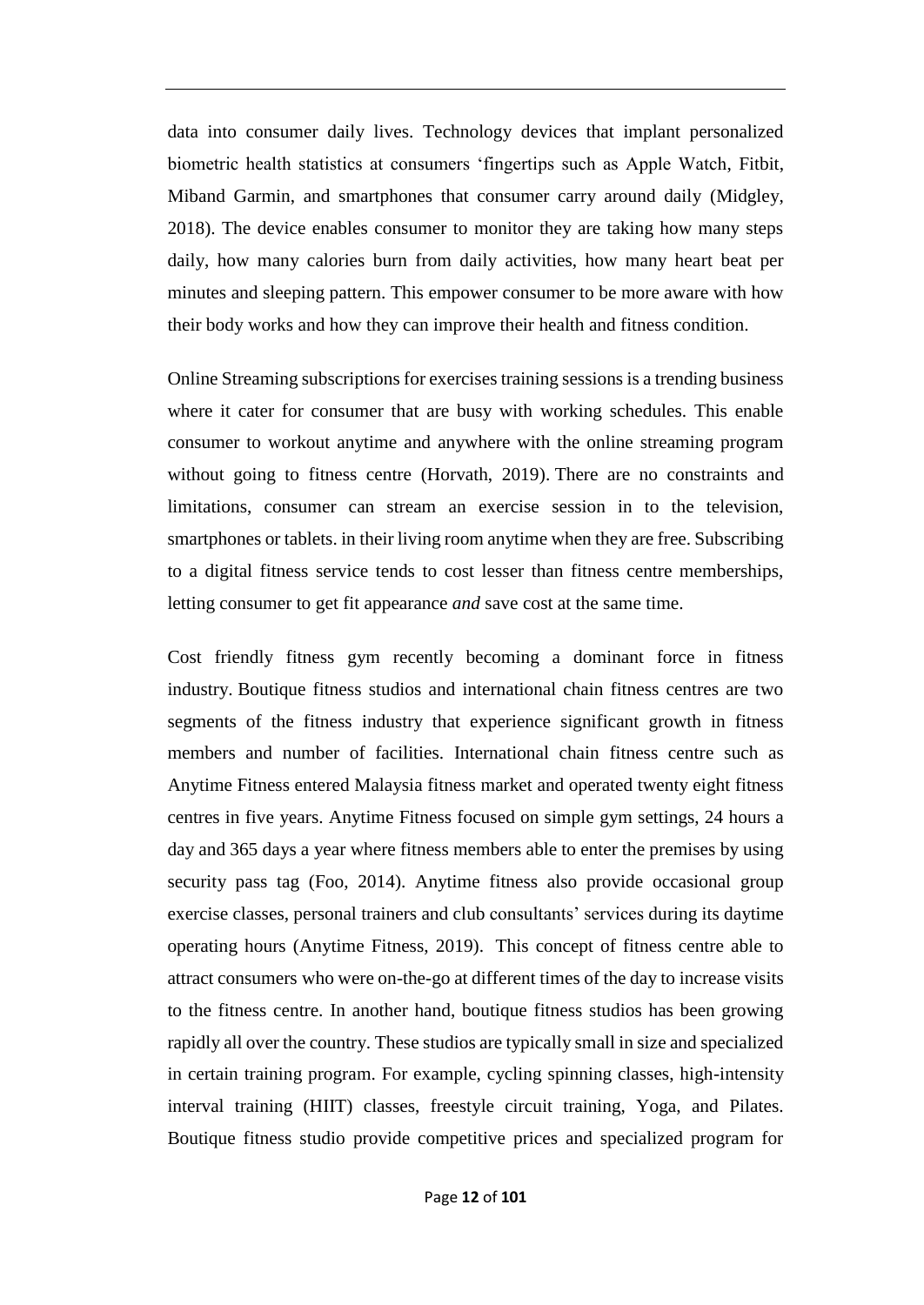data into consumer daily lives. Technology devices that implant personalized biometric health statistics at consumers 'fingertips such as Apple Watch, Fitbit, Miband Garmin, and smartphones that consumer carry around daily (Midgley, 2018). The device enables consumer to monitor they are taking how many steps daily, how many calories burn from daily activities, how many heart beat per minutes and sleeping pattern. This empower consumer to be more aware with how their body works and how they can improve their health and fitness condition.

Online Streaming subscriptions for exercises training sessions is a trending business where it cater for consumer that are busy with working schedules. This enable consumer to workout anytime and anywhere with the online streaming program without going to fitness centre (Horvath, 2019). There are no constraints and limitations, consumer can stream an exercise session in to the television, smartphones or tablets. in their living room anytime when they are free. Subscribing to a digital fitness service tends to cost lesser than fitness centre memberships, letting consumer to get fit appearance *and* save cost at the same time.

Cost friendly fitness gym recently becoming a dominant force in fitness industry. Boutique fitness studios and international chain fitness centres are two segments of the fitness industry that experience significant growth in fitness members and number of facilities. International chain fitness centre such as Anytime Fitness entered Malaysia fitness market and operated twenty eight fitness centres in five years. Anytime Fitness focused on simple gym settings, 24 hours a day and 365 days a year where fitness members able to enter the premises by using security pass tag (Foo, 2014). Anytime fitness also provide occasional group exercise classes, personal trainers and club consultants' services during its daytime operating hours (Anytime Fitness, 2019). This concept of fitness centre able to attract consumers who were on-the-go at different times of the day to increase visits to the fitness centre. In another hand, boutique fitness studios has been growing rapidly all over the country. These studios are typically small in size and specialized in certain training program. For example, cycling spinning classes, high-intensity interval training (HIIT) classes, freestyle circuit training, Yoga, and Pilates. Boutique fitness studio provide competitive prices and specialized program for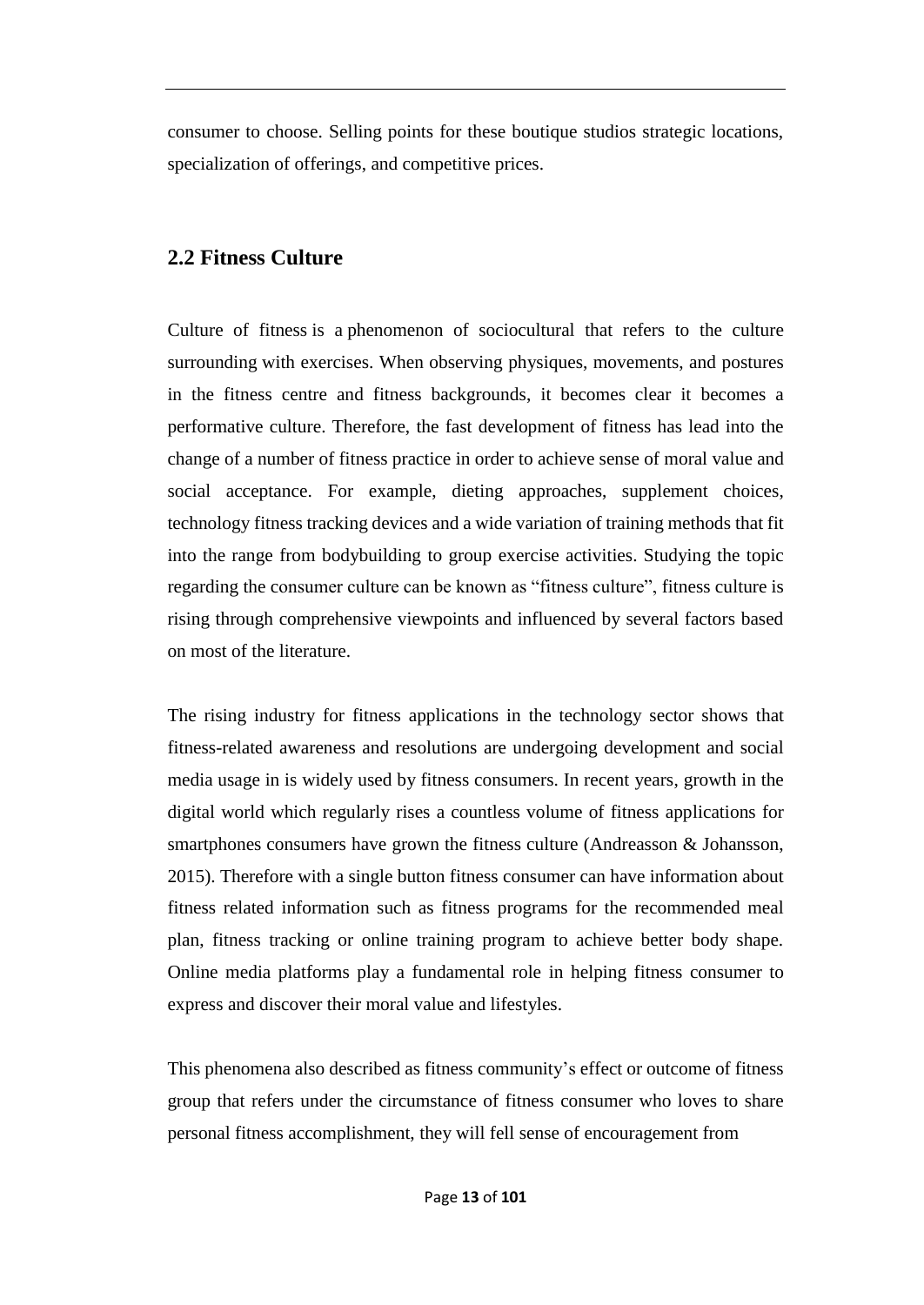consumer to choose. Selling points for these boutique studios strategic locations, specialization of offerings, and competitive prices.

## 2.2 Fitness Culture

Culture of fitness is a phenomenon of sociocultural that refers to the culture surrounding with exercises. When observing physiques, movements, and postures in the fitness centre and fitness backgrounds, it becomes clear it becomes a performative culture. Therefore, the fast development of fitness has lead into the change of a number of fitness practice in order to achieve sense of moral value and social acceptance. For example, dieting approaches, supplement choices, technology fitness tracking devices and a wide variation of training methods that fit into the range from bodybuilding to group exercise activities. Studying the topic regarding the consumer culture can be known as "fitness culture", fitness culture is rising through comprehensive viewpoints and influenced by several factors based on most of the literature.

The rising industry for fitness applications in the technology sector shows that fitness-related awareness and resolutions are undergoing development and social media usage in is widely used by fitness consumers. In recent years, growth in the digital world which regularly rises a countless volume of fitness applications for smartphones consumers have grown the fitness culture (Andreasson & Johansson, 2015). Therefore with a single button fitness consumer can have information about fitness related information such as fitness programs for the recommended meal plan, fitness tracking or online training program to achieve better body shape. Online media platforms play a fundamental role in helping fitness consumer to express and discover their moral value and lifestyles.

This phenomena also described as fitness community's effect or outcome of fitness group that refers under the circumstance of fitness consumer who loves to share personal fitness accomplishment, they will fell sense of encouragement from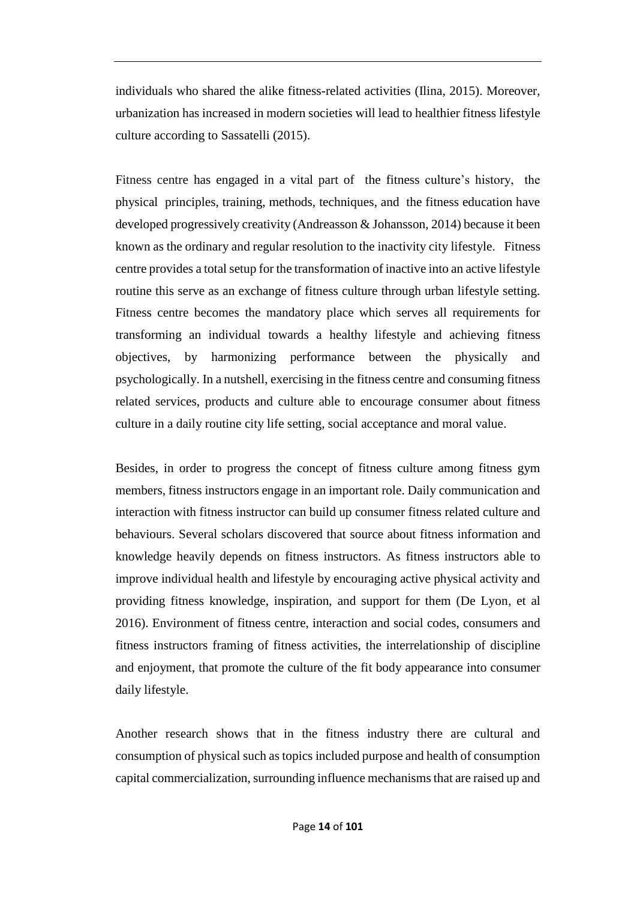individuals who shared the alike fitness-related activities (Ilina, 2015). Moreover, urbanization has increased in modern societies will lead to healthier fitness lifestyle culture according to Sassatelli (2015).

Fitness centre has engaged in a vital part of the fitness culture's history, the physical principles, training, methods, techniques, and the fitness education have developed progressively creativity (Andreasson & Johansson, 2014) because it been known as the ordinary and regular resolution to the inactivity city lifestyle. Fitness centre provides a total setup for the transformation of inactive into an active lifestyle routine this serve as an exchange of fitness culture through urban lifestyle setting. Fitness centre becomes the mandatory place which serves all requirements for transforming an individual towards a healthy lifestyle and achieving fitness objectives, by harmonizing performance between the physically and psychologically. In a nutshell, exercising in the fitness centre and consuming fitness related services, products and culture able to encourage consumer about fitness culture in a daily routine city life setting, social acceptance and moral value.

Besides, in order to progress the concept of fitness culture among fitness gym members, fitness instructors engage in an important role. Daily communication and interaction with fitness instructor can build up consumer fitness related culture and behaviours. Several scholars discovered that source about fitness information and knowledge heavily depends on fitness instructors. As fitness instructors able to improve individual health and lifestyle by encouraging active physical activity and providing fitness knowledge, inspiration, and support for them (De Lyon, et al 2016). Environment of fitness centre, interaction and social codes, consumers and fitness instructors framing of fitness activities, the interrelationship of discipline and enjoyment, that promote the culture of the fit body appearance into consumer daily lifestyle.

Another research shows that in the fitness industry there are cultural and consumption of physical such as topics included purpose and health of consumption capital commercialization, surrounding influence mechanisms that are raised up and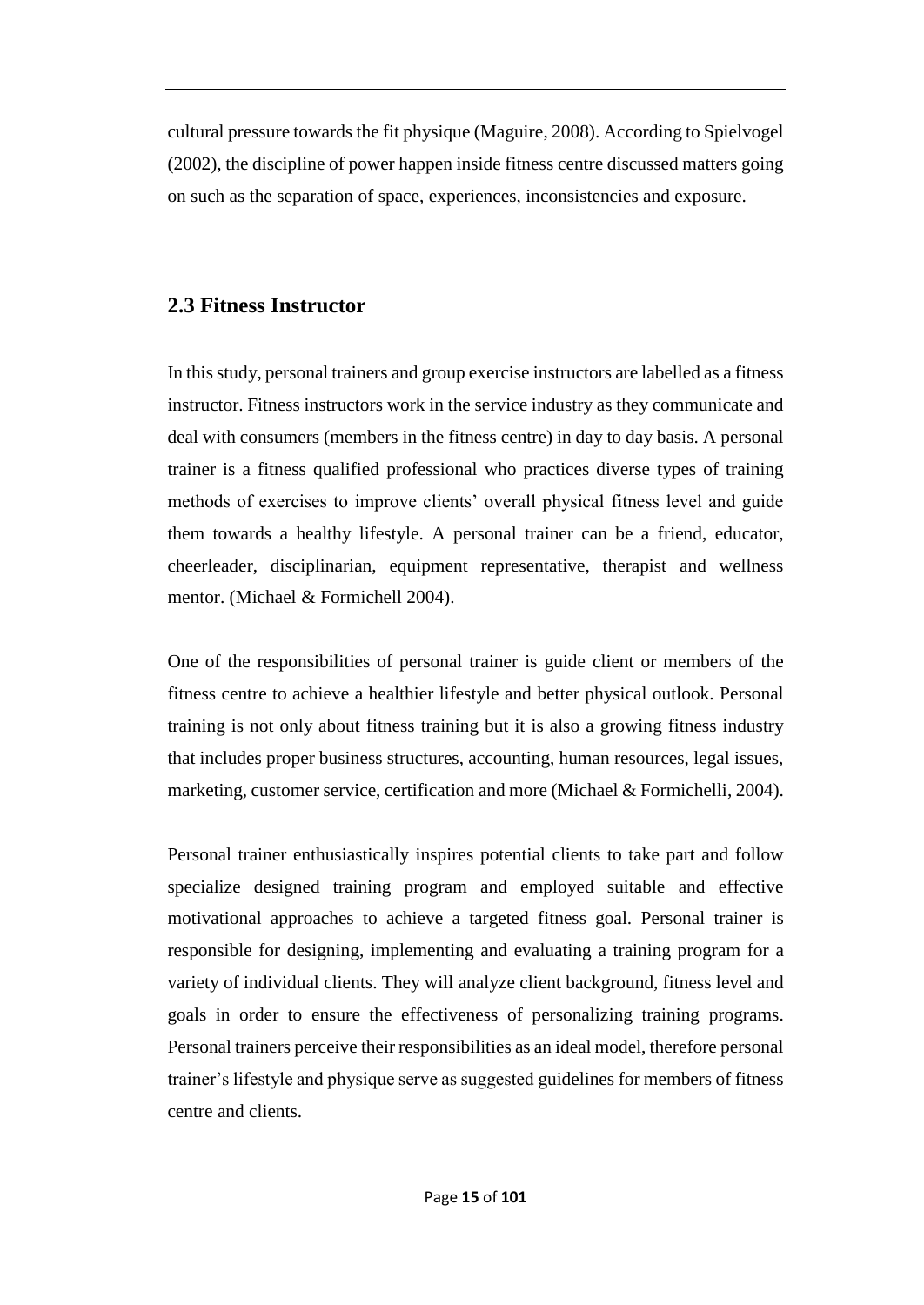cultural pressure towards the fit physique (Maguire, 2008). According to Spielvogel (2002), the discipline of power happen inside fitness centre discussed matters going on such as the separation of space, experiences, inconsistencies and exposure.

## 2.3 Fitness Instructor

In this study, personal trainers and group exercise instructors are labelled as a fitness instructor. Fitness instructors work in the service industry as they communicate and deal with consumers (members in the fitness centre) in day to day basis. A personal trainer is a fitness qualified professional who practices diverse types of training methods of exercises to improve clients' overall physical fitness level and guide them towards a healthy lifestyle. A personal trainer can be a friend, educator, cheerleader, disciplinarian, equipment representative, therapist and wellness mentor. (Michael & Formichell 2004).

One of the responsibilities of personal trainer is guide client or members of the fitness centre to achieve a healthier lifestyle and better physical outlook. Personal training is not only about fitness training but it is also a growing fitness industry that includes proper business structures, accounting, human resources, legal issues, marketing, customer service, certification and more (Michael & Formichelli, 2004).

Personal trainer enthusiastically inspires potential clients to take part and follow specialize designed training program and employed suitable and effective motivational approaches to achieve a targeted fitness goal. Personal trainer is responsible for designing, implementing and evaluating a training program for a variety of individual clients. They will analyze client background, fitness level and goals in order to ensure the effectiveness of personalizing training programs. Personal trainers perceive their responsibilities as an ideal model, therefore personal trainer's lifestyle and physique serve as suggested guidelines for members of fitness centre and clients.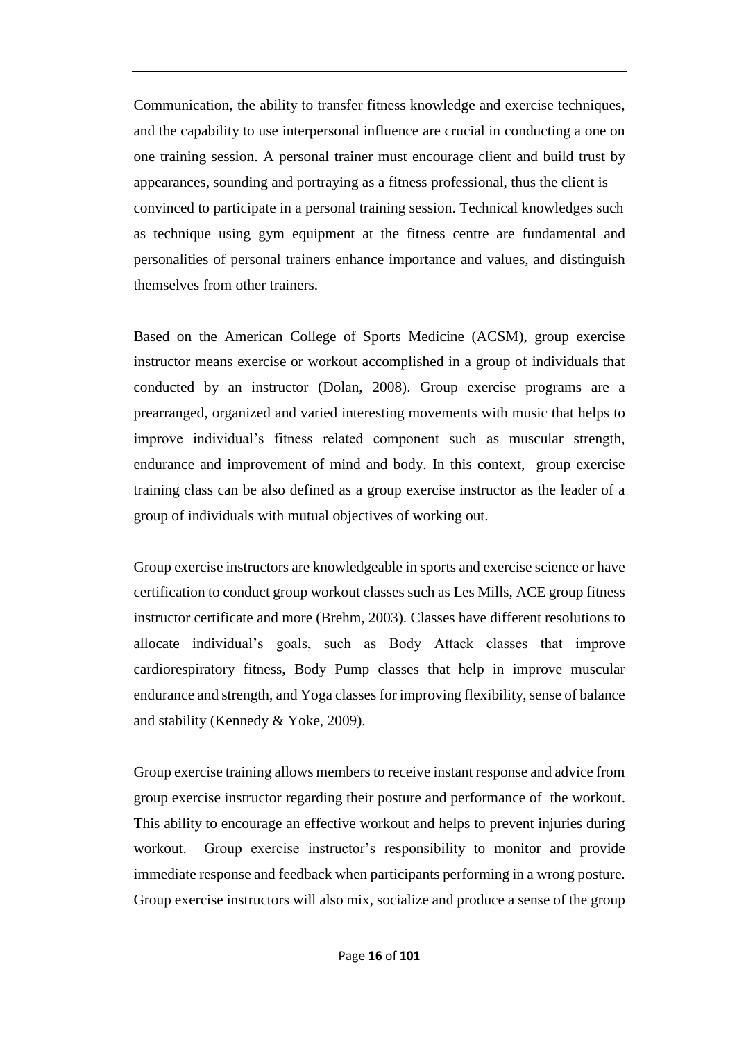Communication, the ability to transfer fitness knowledge and exercise techniques, and the capability to use interpersonal influence are crucial in conducting a one on one training session. A personal trainer must encourage client and build trust by appearances, sounding and portraying as a fitness professional, thus the client is convinced to participate in a personal training session. Technical knowledges such as technique using gym equipment at the fitness centre are fundamental and personalities of personal trainers enhance importance and values, and distinguish themselves from other trainers.

Based on the American College of Sports Medicine (ACSM), group exercise instructor means exercise or workout accomplished in a group of individuals that conducted by an instructor (Dolan, 2008). Group exercise programs are a prearranged, organized and varied interesting movements with music that helps to improve individual's fitness related component such as muscular strength, endurance and improvement of mind and body. In this context, group exercise training class can be also defined as a group exercise instructor as the leader of a group of individuals with mutual objectives of working out.

Group exercise instructors are knowledgeable in sports and exercise science or have certification to conduct group workout classes such as Les Mills, ACE group fitness instructor certificate and more (Brehm, 2003). Classes have different resolutions to allocate individual's goals, such as Body Attack classes that improve cardiorespiratory fitness, Body Pump classes that help in improve muscular endurance and strength, and Yoga classes for improving flexibility, sense of balance and stability (Kennedy & Yoke, 2009).

Group exercise training allows members to receive instant response and advice from group exercise instructor regarding their posture and performance of the workout. This ability to encourage an effective workout and helps to prevent injuries during workout. Group exercise instructor's responsibility to monitor and provide immediate response and feedback when participants performing in a wrong posture. Group exercise instructors will also mix, socialize and produce a sense of the group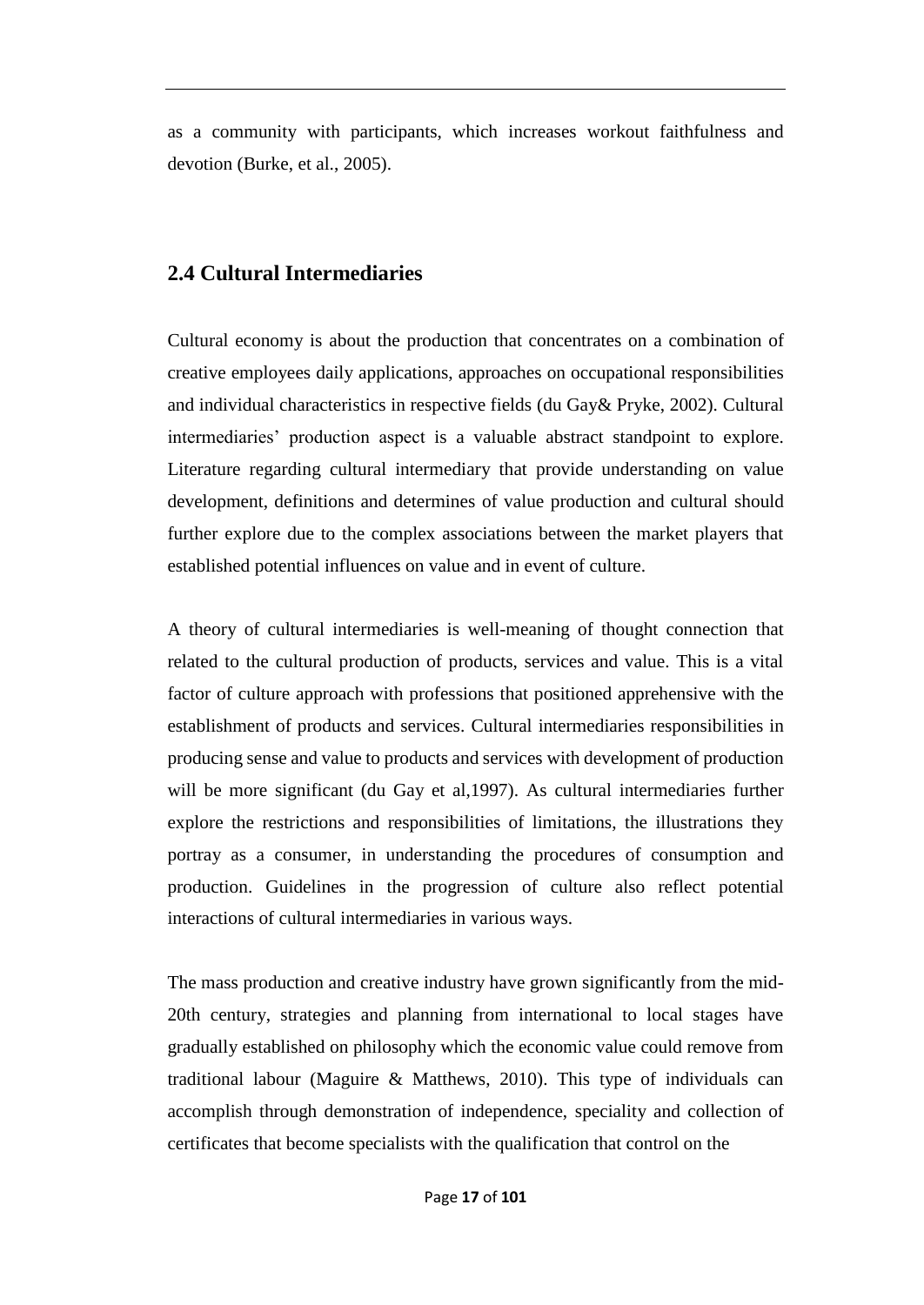as a community with participants, which increases workout faithfulness and devotion (Burke, et al., 2005).

## 2.4 Cultural Intermediaries

Cultural economy is about the production that concentrates on a combination of creative employees daily applications, approaches on occupational responsibilities and individual characteristics in respective fields (du Gay& Pryke, 2002). Cultural intermediaries' production aspect is a valuable abstract standpoint to explore. Literature regarding cultural intermediary that provide understanding on value development, definitions and determines of value production and cultural should further explore due to the complex associations between the market players that established potential influences on value and in event of culture.

A theory of cultural intermediaries is well-meaning of thought connection that related to the cultural production of products, services and value. This is a vital factor of culture approach with professions that positioned apprehensive with the establishment of products and services. Cultural intermediaries responsibilities in producing sense and value to products and services with development of production will be more significant (du Gay et al,1997). As cultural intermediaries further explore the restrictions and responsibilities of limitations, the illustrations they portray as a consumer, in understanding the procedures of consumption and production. Guidelines in the progression of culture also reflect potential interactions of cultural intermediaries in various ways.

The mass production and creative industry have grown significantly from the mid-20th century, strategies and planning from international to local stages have gradually established on philosophy which the economic value could remove from traditional labour (Maguire & Matthews, 2010). This type of individuals can accomplish through demonstration of independence, speciality and collection of certificates that become specialists with the qualification that control on the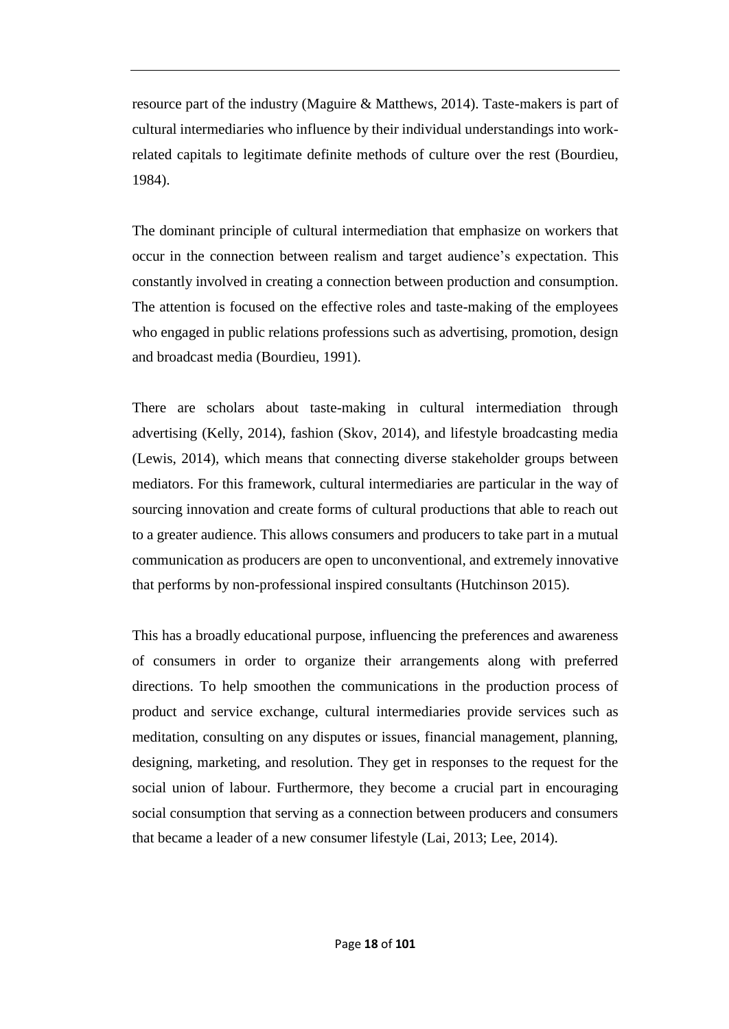resource part of the industry (Maguire & Matthews, 2014). Taste-makers is part of cultural intermediaries who influence by their individual understandings into work-related capitals to legitimate definite methods of culture over the rest (Bourdieu, 1984).

The dominant principle of cultural intermediation that emphasize on workers that occur in the connection between realism and target audience's expectation. This constantly involved in creating a connection between production and consumption. The attention is focused on the effective roles and taste-making of the employees who engaged in public relations professions such as advertising, promotion, design and broadcast media (Bourdieu, 1991).

There are scholars about taste-making in cultural intermediation through advertising (Kelly, 2014), fashion (Skov, 2014), and lifestyle broadcasting media (Lewis, 2014), which means that connecting diverse stakeholder groups between mediators. For this framework, cultural intermediaries are particular in the way of sourcing innovation and create forms of cultural productions that able to reach out to a greater audience. This allows consumers and producers to take part in a mutual communication as producers are open to unconventional, and extremely innovative that performs by non-professional inspired consultants (Hutchinson 2015).

This has a broadly educational purpose, influencing the preferences and awareness of consumers in order to organize their arrangements along with preferred directions. To help smoothen the communications in the production process of product and service exchange, cultural intermediaries provide services such as meditation, consulting on any disputes or issues, financial management, planning, designing, marketing, and resolution. They get in responses to the request for the social union of labour. Furthermore, they become a crucial part in encouraging social consumption that serving as a connection between producers and consumers that became a leader of a new consumer lifestyle (Lai, 2013; Lee, 2014).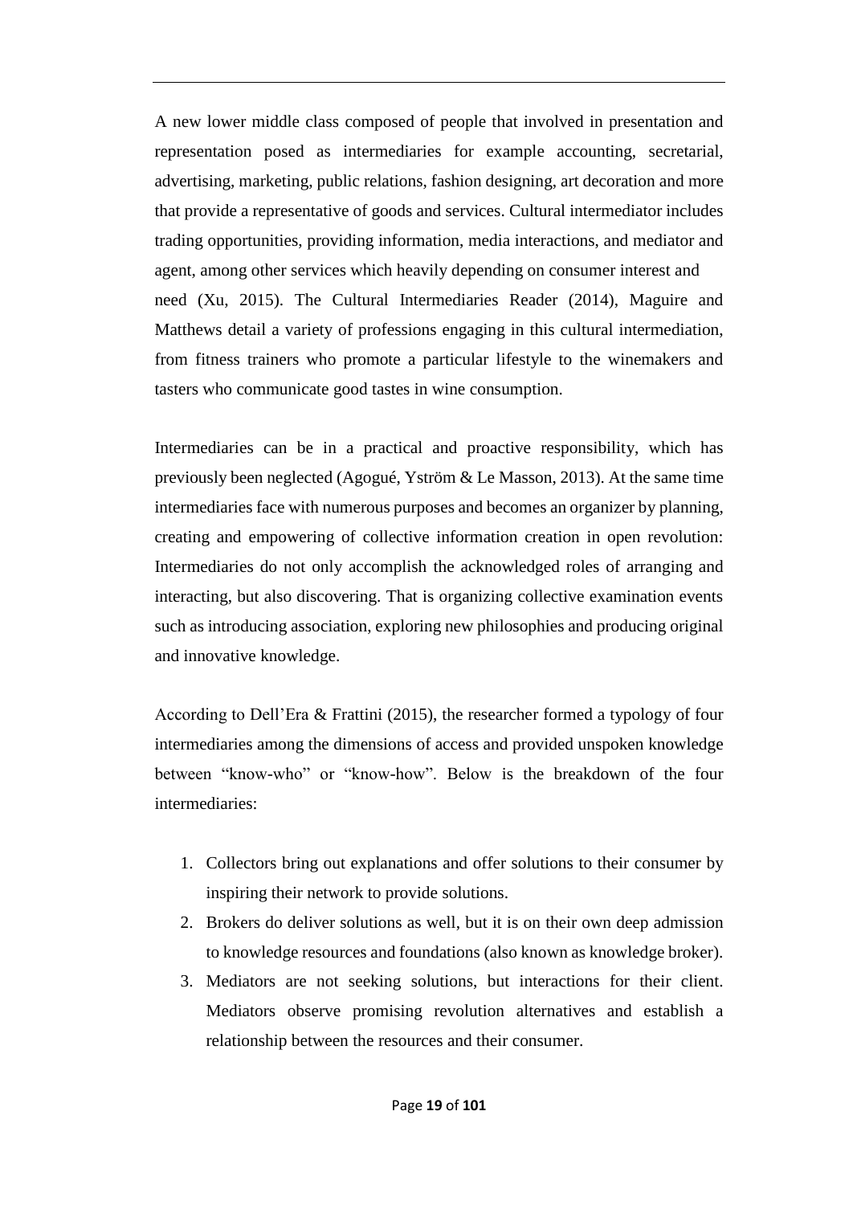A new lower middle class composed of people that involved in presentation and representation posed as intermediaries for example accounting, secretarial, advertising, marketing, public relations, fashion designing, art decoration and more that provide a representative of goods and services. Cultural intermediator includes trading opportunities, providing information, media interactions, and mediator and agent, among other services which heavily depending on consumer interest and need (Xu, 2015). The Cultural Intermediaries Reader (2014), Maguire and Matthews detail a variety of professions engaging in this cultural intermediation, from fitness trainers who promote a particular lifestyle to the winemakers and tasters who communicate good tastes in wine consumption.

Intermediaries can be in a practical and proactive responsibility, which has previously been neglected (Agogué, Yström & Le Masson, 2013). At the same time intermediaries face with numerous purposes and becomes an organizer by planning, creating and empowering of collective information creation in open revolution: Intermediaries do not only accomplish the acknowledged roles of arranging and interacting, but also discovering. That is organizing collective examination events such as introducing association, exploring new philosophies and producing original and innovative knowledge.

According to Dell'Era & Frattini (2015), the researcher formed a typology of four intermediaries among the dimensions of access and provided unspoken knowledge between "know-who" or "know-how". Below is the breakdown of the four intermediaries:

1. Collectors bring out explanations and offer solutions to their consumer by inspiring their network to provide solutions.
2. Brokers do deliver solutions as well, but it is on their own deep admission to knowledge resources and foundations (also known as knowledge broker).
3. Mediators are not seeking solutions, but interactions for their client. Mediators observe promising revolution alternatives and establish a relationship between the resources and their consumer.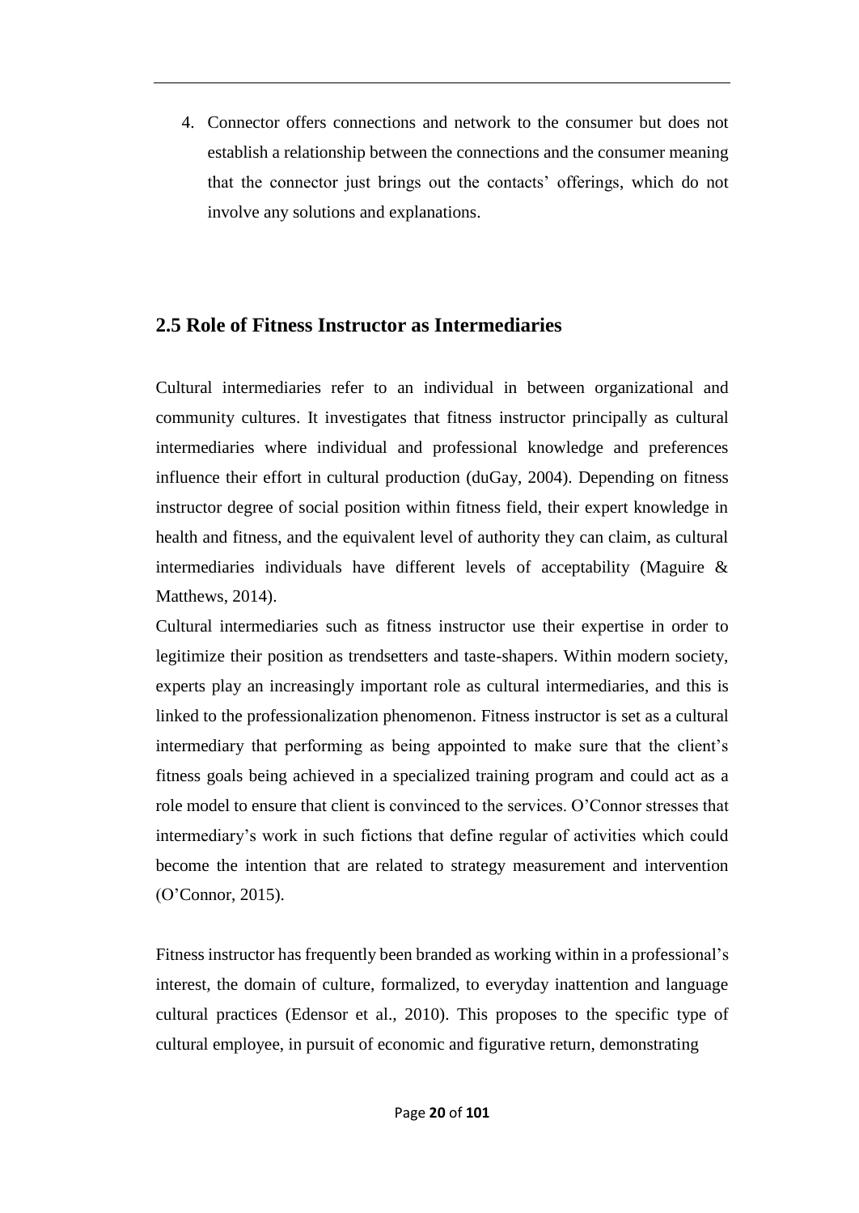4. Connector offers connections and network to the consumer but does not establish a relationship between the connections and the consumer meaning that the connector just brings out the contacts' offerings, which do not involve any solutions and explanations.

## 2.5 Role of Fitness Instructor as Intermediaries

Cultural intermediaries refer to an individual in between organizational and community cultures. It investigates that fitness instructor principally as cultural intermediaries where individual and professional knowledge and preferences influence their effort in cultural production (duGay, 2004). Depending on fitness instructor degree of social position within fitness field, their expert knowledge in health and fitness, and the equivalent level of authority they can claim, as cultural intermediaries individuals have different levels of acceptability (Maguire & Matthews, 2014).

Cultural intermediaries such as fitness instructor use their expertise in order to legitimize their position as trendsetters and taste-shapers. Within modern society, experts play an increasingly important role as cultural intermediaries, and this is linked to the professionalization phenomenon. Fitness instructor is set as a cultural intermediary that performing as being appointed to make sure that the client's fitness goals being achieved in a specialized training program and could act as a role model to ensure that client is convinced to the services. O'Connor stresses that intermediary's work in such fictions that define regular of activities which could become the intention that are related to strategy measurement and intervention (O'Connor, 2015).

Fitness instructor has frequently been branded as working within in a professional's interest, the domain of culture, formalized, to everyday inattention and language cultural practices (Edensor et al., 2010). This proposes to the specific type of cultural employee, in pursuit of economic and figurative return, demonstrating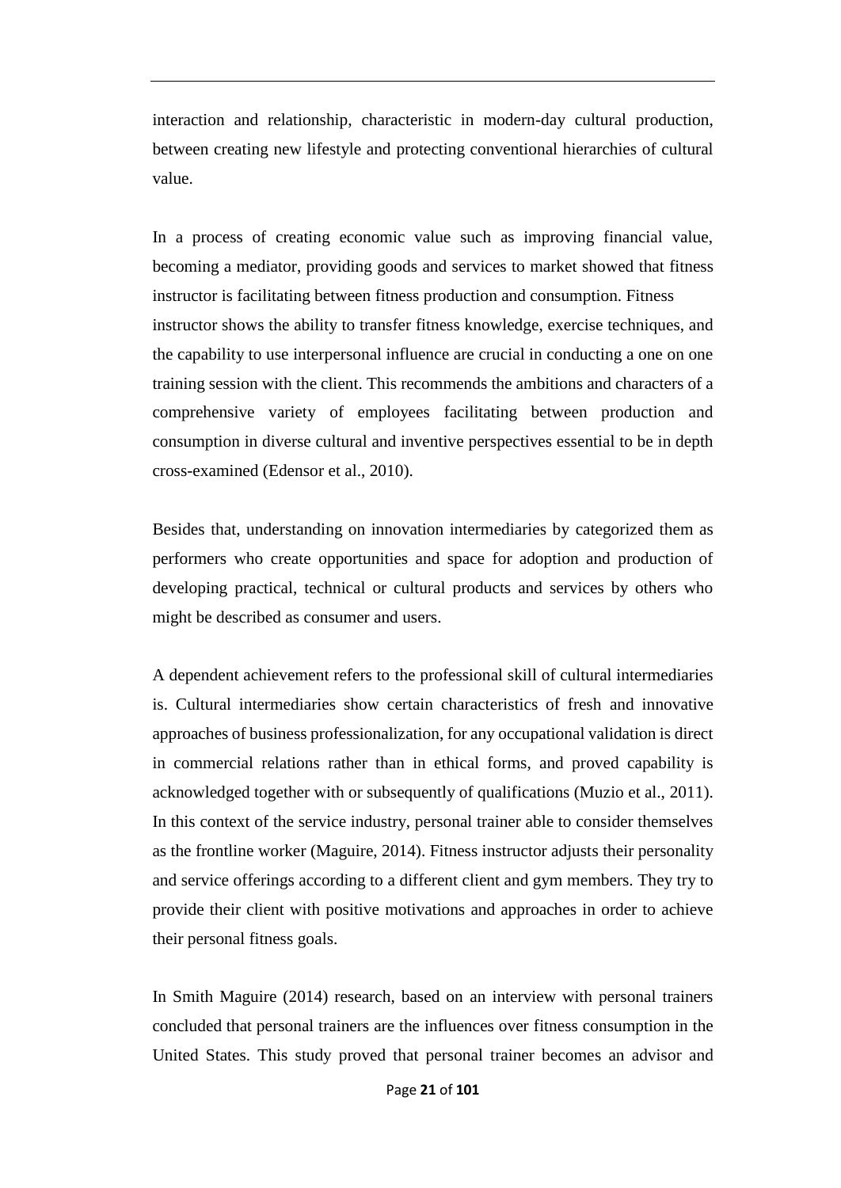interaction and relationship, characteristic in modern-day cultural production, between creating new lifestyle and protecting conventional hierarchies of cultural value.

In a process of creating economic value such as improving financial value, becoming a mediator, providing goods and services to market showed that fitness instructor is facilitating between fitness production and consumption. Fitness instructor shows the ability to transfer fitness knowledge, exercise techniques, and the capability to use interpersonal influence are crucial in conducting a one on one training session with the client. This recommends the ambitions and characters of a comprehensive variety of employees facilitating between production and consumption in diverse cultural and inventive perspectives essential to be in depth cross-examined (Edensor et al., 2010).

Besides that, understanding on innovation intermediaries by categorized them as performers who create opportunities and space for adoption and production of developing practical, technical or cultural products and services by others who might be described as consumer and users.

A dependent achievement refers to the professional skill of cultural intermediaries is. Cultural intermediaries show certain characteristics of fresh and innovative approaches of business professionalization, for any occupational validation is direct in commercial relations rather than in ethical forms, and proved capability is acknowledged together with or subsequently of qualifications (Muzio et al., 2011). In this context of the service industry, personal trainer able to consider themselves as the frontline worker (Maguire, 2014). Fitness instructor adjusts their personality and service offerings according to a different client and gym members. They try to provide their client with positive motivations and approaches in order to achieve their personal fitness goals.

In Smith Maguire (2014) research, based on an interview with personal trainers concluded that personal trainers are the influences over fitness consumption in the United States. This study proved that personal trainer becomes an advisor and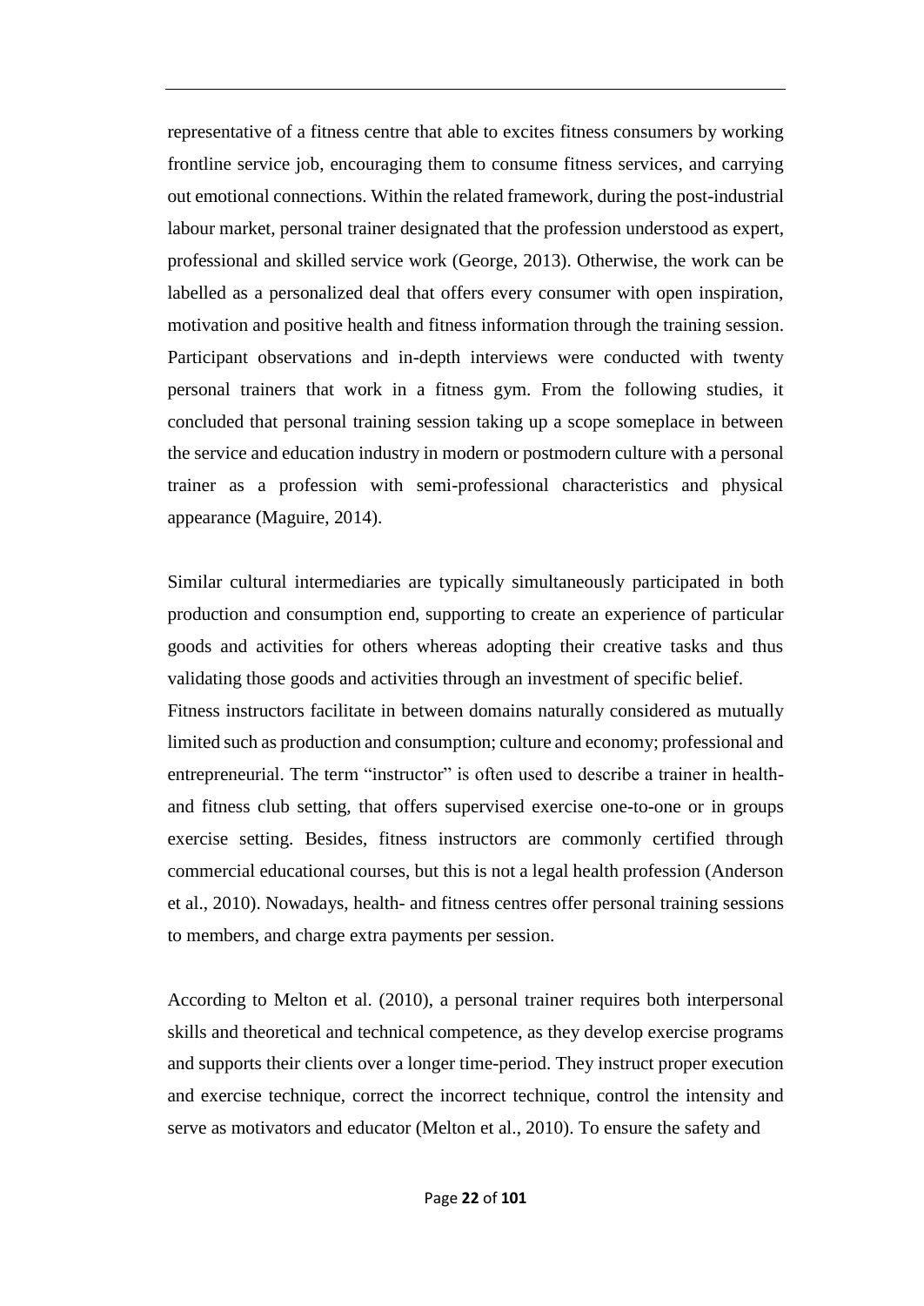representative of a fitness centre that able to excites fitness consumers by working frontline service job, encouraging them to consume fitness services, and carrying out emotional connections. Within the related framework, during the post-industrial labour market, personal trainer designated that the profession understood as expert, professional and skilled service work (George, 2013). Otherwise, the work can be labelled as a personalized deal that offers every consumer with open inspiration, motivation and positive health and fitness information through the training session. Participant observations and in-depth interviews were conducted with twenty personal trainers that work in a fitness gym. From the following studies, it concluded that personal training session taking up a scope someplace in between the service and education industry in modern or postmodern culture with a personal trainer as a profession with semi-professional characteristics and physical appearance (Maguire, 2014).

Similar cultural intermediaries are typically simultaneously participated in both production and consumption end, supporting to create an experience of particular goods and activities for others whereas adopting their creative tasks and thus validating those goods and activities through an investment of specific belief. Fitness instructors facilitate in between domains naturally considered as mutually limited such as production and consumption; culture and economy; professional and entrepreneurial. The term "instructor" is often used to describe a trainer in health- and fitness club setting, that offers supervised exercise one-to-one or in groups exercise setting. Besides, fitness instructors are commonly certified through commercial educational courses, but this is not a legal health profession (Anderson et al., 2010). Nowadays, health- and fitness centres offer personal training sessions to members, and charge extra payments per session.

According to Melton et al. (2010), a personal trainer requires both interpersonal skills and theoretical and technical competence, as they develop exercise programs and supports their clients over a longer time-period. They instruct proper execution and exercise technique, correct the incorrect technique, control the intensity and serve as motivators and educator (Melton et al., 2010). To ensure the safety and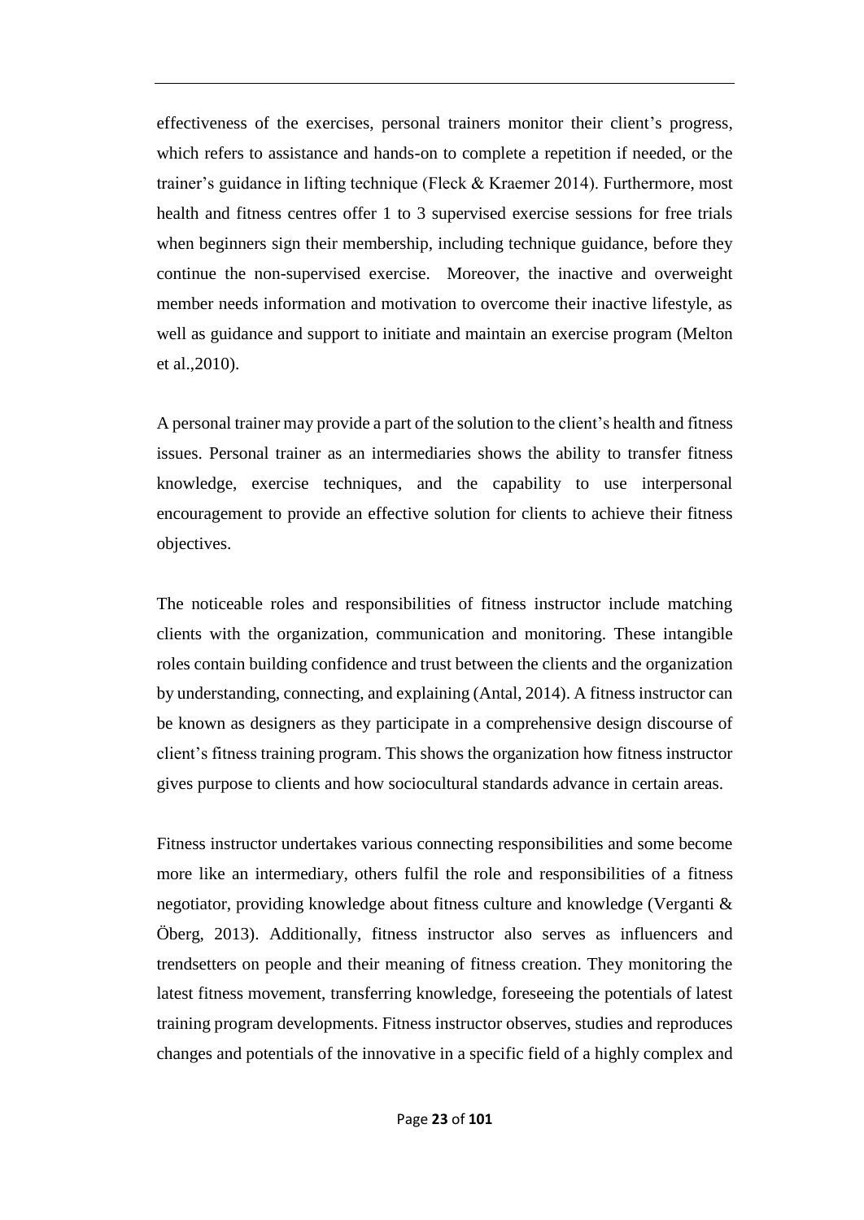effectiveness of the exercises, personal trainers monitor their client's progress, which refers to assistance and hands-on to complete a repetition if needed, or the trainer's guidance in lifting technique (Fleck & Kraemer 2014). Furthermore, most health and fitness centres offer 1 to 3 supervised exercise sessions for free trials when beginners sign their membership, including technique guidance, before they continue the non-supervised exercise.  Moreover, the inactive and overweight member needs information and motivation to overcome their inactive lifestyle, as well as guidance and support to initiate and maintain an exercise program (Melton et al.,2010).

A personal trainer may provide a part of the solution to the client's health and fitness issues. Personal trainer as an intermediaries shows the ability to transfer fitness knowledge, exercise techniques, and the capability to use interpersonal encouragement to provide an effective solution for clients to achieve their fitness objectives.

The noticeable roles and responsibilities of fitness instructor include matching clients with the organization, communication and monitoring. These intangible roles contain building confidence and trust between the clients and the organization by understanding, connecting, and explaining (Antal, 2014). A fitness instructor can be known as designers as they participate in a comprehensive design discourse of client's fitness training program. This shows the organization how fitness instructor gives purpose to clients and how sociocultural standards advance in certain areas.

Fitness instructor undertakes various connecting responsibilities and some become more like an intermediary, others fulfil the role and responsibilities of a fitness negotiator, providing knowledge about fitness culture and knowledge (Verganti & Öberg, 2013). Additionally, fitness instructor also serves as influencers and trendsetters on people and their meaning of fitness creation. They monitoring the latest fitness movement, transferring knowledge, foreseeing the potentials of latest training program developments. Fitness instructor observes, studies and reproduces changes and potentials of the innovative in a specific field of a highly complex and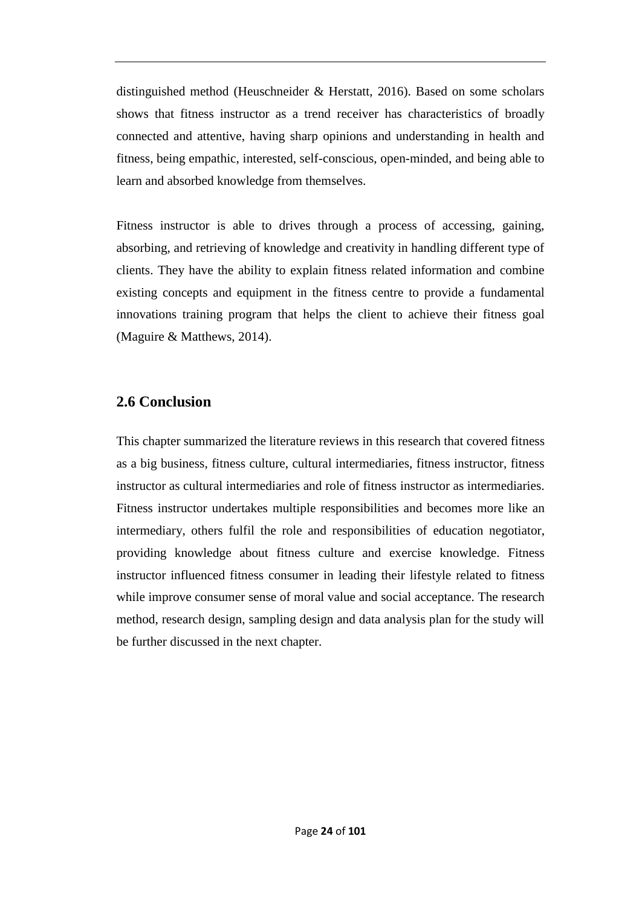distinguished method (Heuschneider & Herstatt, 2016). Based on some scholars shows that fitness instructor as a trend receiver has characteristics of broadly connected and attentive, having sharp opinions and understanding in health and fitness, being empathic, interested, self-conscious, open-minded, and being able to learn and absorbed knowledge from themselves.

Fitness instructor is able to drives through a process of accessing, gaining, absorbing, and retrieving of knowledge and creativity in handling different type of clients. They have the ability to explain fitness related information and combine existing concepts and equipment in the fitness centre to provide a fundamental innovations training program that helps the client to achieve their fitness goal (Maguire & Matthews, 2014).

## 2.6 Conclusion

This chapter summarized the literature reviews in this research that covered fitness as a big business, fitness culture, cultural intermediaries, fitness instructor, fitness instructor as cultural intermediaries and role of fitness instructor as intermediaries. Fitness instructor undertakes multiple responsibilities and becomes more like an intermediary, others fulfil the role and responsibilities of education negotiator, providing knowledge about fitness culture and exercise knowledge. Fitness instructor influenced fitness consumer in leading their lifestyle related to fitness while improve consumer sense of moral value and social acceptance. The research method, research design, sampling design and data analysis plan for the study will be further discussed in the next chapter.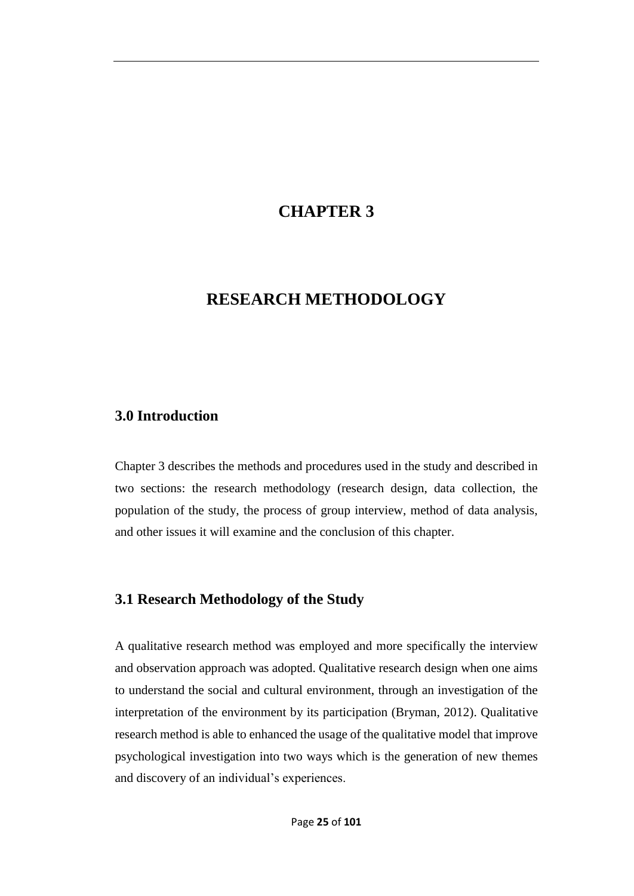# CHAPTER 3

# RESEARCH METHODOLOGY

## 3.0 Introduction

Chapter 3 describes the methods and procedures used in the study and described in two sections: the research methodology (research design, data collection, the population of the study, the process of group interview, method of data analysis, and other issues it will examine and the conclusion of this chapter.

## 3.1 Research Methodology of the Study

A qualitative research method was employed and more specifically the interview and observation approach was adopted. Qualitative research design when one aims to understand the social and cultural environment, through an investigation of the interpretation of the environment by its participation (Bryman, 2012). Qualitative research method is able to enhanced the usage of the qualitative model that improve psychological investigation into two ways which is the generation of new themes and discovery of an individual's experiences.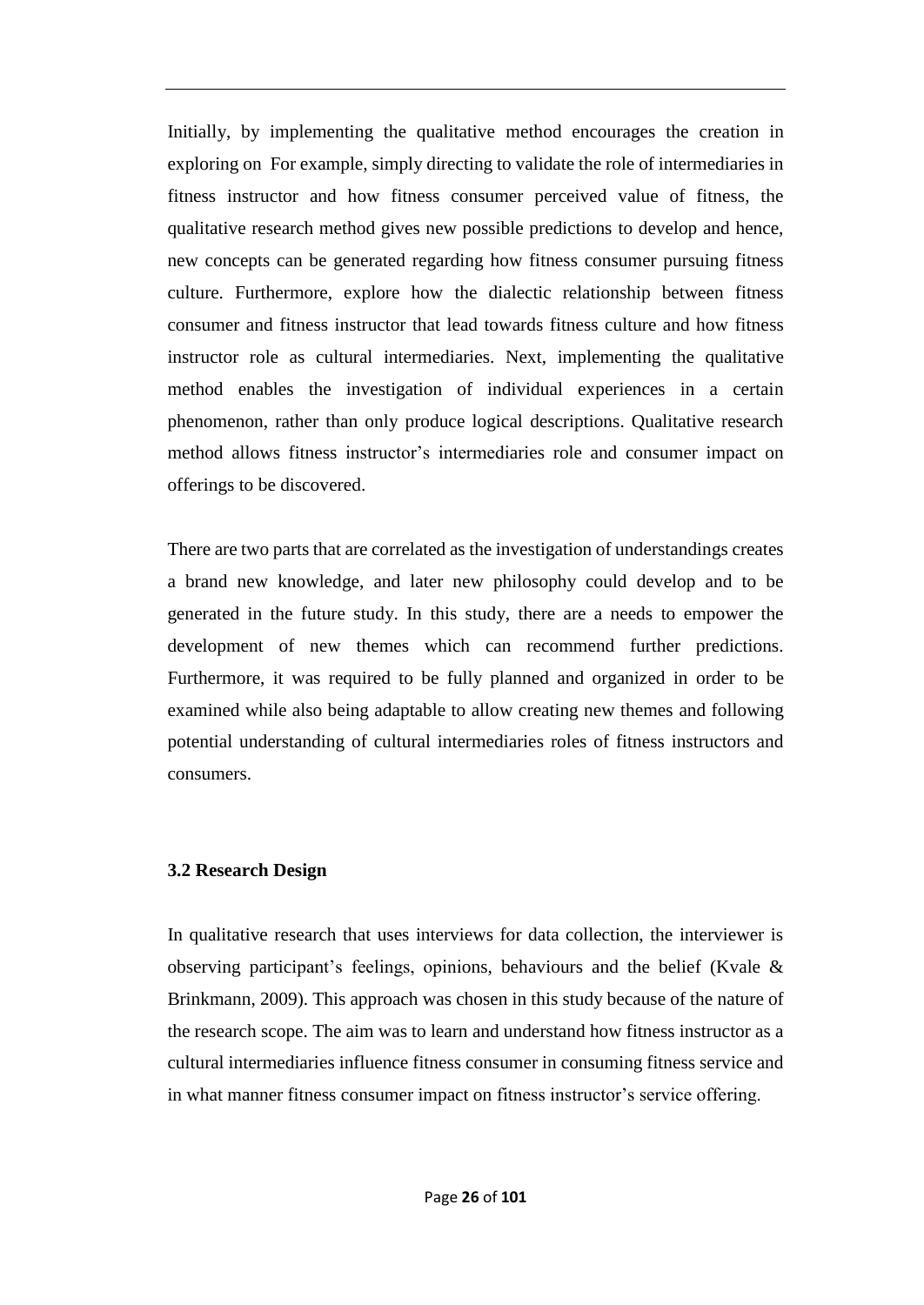Initially, by implementing the qualitative method encourages the creation in exploring on For example, simply directing to validate the role of intermediaries in fitness instructor and how fitness consumer perceived value of fitness, the qualitative research method gives new possible predictions to develop and hence, new concepts can be generated regarding how fitness consumer pursuing fitness culture. Furthermore, explore how the dialectic relationship between fitness consumer and fitness instructor that lead towards fitness culture and how fitness instructor role as cultural intermediaries. Next, implementing the qualitative method enables the investigation of individual experiences in a certain phenomenon, rather than only produce logical descriptions. Qualitative research method allows fitness instructor's intermediaries role and consumer impact on offerings to be discovered.

There are two parts that are correlated as the investigation of understandings creates a brand new knowledge, and later new philosophy could develop and to be generated in the future study. In this study, there are a needs to empower the development of new themes which can recommend further predictions. Furthermore, it was required to be fully planned and organized in order to be examined while also being adaptable to allow creating new themes and following potential understanding of cultural intermediaries roles of fitness instructors and consumers.

### 3.2 Research Design

In qualitative research that uses interviews for data collection, the interviewer is observing participant's feelings, opinions, behaviours and the belief (Kvale & Brinkmann, 2009). This approach was chosen in this study because of the nature of the research scope. The aim was to learn and understand how fitness instructor as a cultural intermediaries influence fitness consumer in consuming fitness service and in what manner fitness consumer impact on fitness instructor's service offering.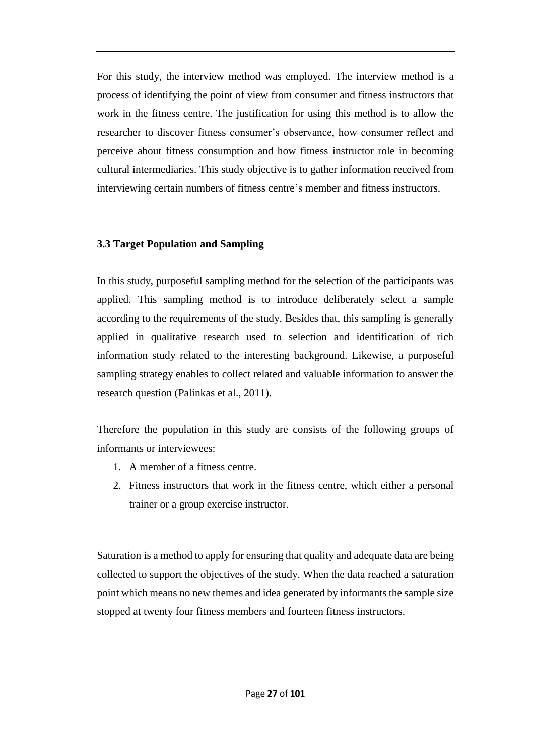For this study, the interview method was employed. The interview method is a process of identifying the point of view from consumer and fitness instructors that work in the fitness centre. The justification for using this method is to allow the researcher to discover fitness consumer's observance, how consumer reflect and perceive about fitness consumption and how fitness instructor role in becoming cultural intermediaries. This study objective is to gather information received from interviewing certain numbers of fitness centre's member and fitness instructors.

### 3.3 Target Population and Sampling

In this study, purposeful sampling method for the selection of the participants was applied. This sampling method is to introduce deliberately select a sample according to the requirements of the study. Besides that, this sampling is generally applied in qualitative research used to selection and identification of rich information study related to the interesting background. Likewise, a purposeful sampling strategy enables to collect related and valuable information to answer the research question (Palinkas et al., 2011).

Therefore the population in this study are consists of the following groups of informants or interviewees:

1. A member of a fitness centre.
2. Fitness instructors that work in the fitness centre, which either a personal trainer or a group exercise instructor.

Saturation is a method to apply for ensuring that quality and adequate data are being collected to support the objectives of the study. When the data reached a saturation point which means no new themes and idea generated by informants the sample size stopped at twenty four fitness members and fourteen fitness instructors.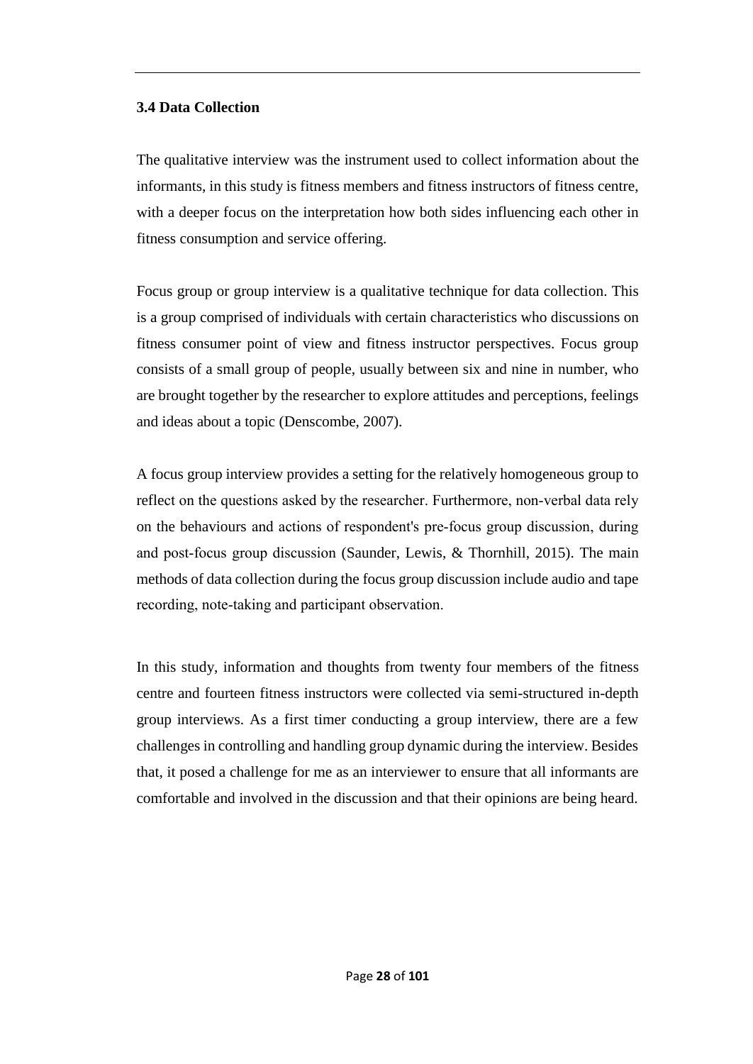### 3.4 Data Collection

The qualitative interview was the instrument used to collect information about the informants, in this study is fitness members and fitness instructors of fitness centre, with a deeper focus on the interpretation how both sides influencing each other in fitness consumption and service offering.

Focus group or group interview is a qualitative technique for data collection. This is a group comprised of individuals with certain characteristics who discussions on fitness consumer point of view and fitness instructor perspectives. Focus group consists of a small group of people, usually between six and nine in number, who are brought together by the researcher to explore attitudes and perceptions, feelings and ideas about a topic (Denscombe, 2007).

A focus group interview provides a setting for the relatively homogeneous group to reflect on the questions asked by the researcher. Furthermore, non-verbal data rely on the behaviours and actions of respondent's pre-focus group discussion, during and post-focus group discussion (Saunder, Lewis, & Thornhill, 2015). The main methods of data collection during the focus group discussion include audio and tape recording, note-taking and participant observation.

In this study, information and thoughts from twenty four members of the fitness centre and fourteen fitness instructors were collected via semi-structured in-depth group interviews. As a first timer conducting a group interview, there are a few challenges in controlling and handling group dynamic during the interview. Besides that, it posed a challenge for me as an interviewer to ensure that all informants are comfortable and involved in the discussion and that their opinions are being heard.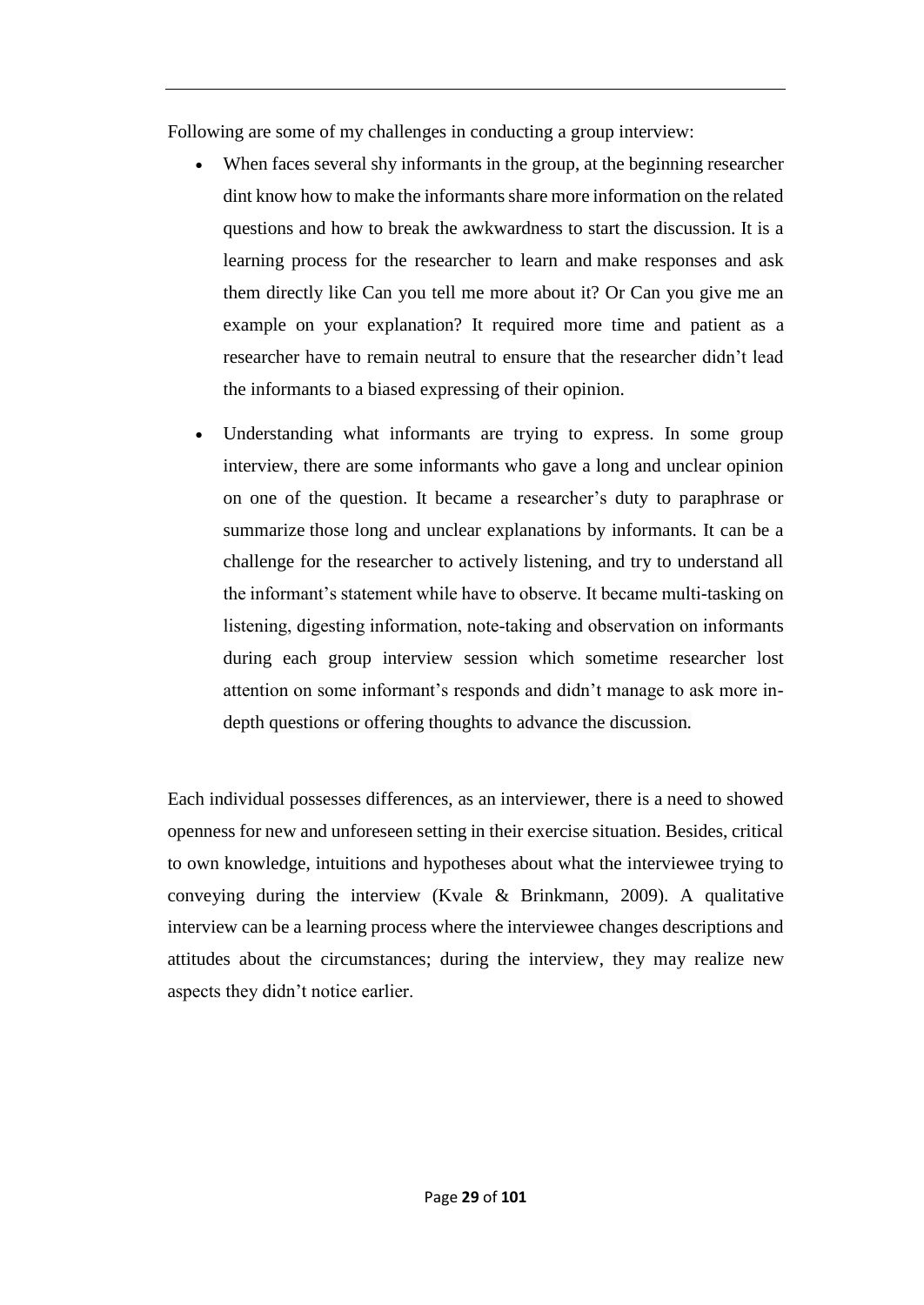Following are some of my challenges in conducting a group interview:

- When faces several shy informants in the group, at the beginning researcher dint know how to make the informants share more information on the related questions and how to break the awkwardness to start the discussion. It is a learning process for the researcher to learn and make responses and ask them directly like Can you tell me more about it? Or Can you give me an example on your explanation? It required more time and patient as a researcher have to remain neutral to ensure that the researcher didn't lead the informants to a biased expressing of their opinion.

- Understanding what informants are trying to express. In some group interview, there are some informants who gave a long and unclear opinion on one of the question. It became a researcher's duty to paraphrase or summarize those long and unclear explanations by informants. It can be a challenge for the researcher to actively listening, and try to understand all the informant's statement while have to observe. It became multi-tasking on listening, digesting information, note-taking and observation on informants during each group interview session which sometime researcher lost attention on some informant's responds and didn't manage to ask more in-depth questions or offering thoughts to advance the discussion.

Each individual possesses differences, as an interviewer, there is a need to showed openness for new and unforeseen setting in their exercise situation. Besides, critical to own knowledge, intuitions and hypotheses about what the interviewee trying to conveying during the interview (Kvale & Brinkmann, 2009). A qualitative interview can be a learning process where the interviewee changes descriptions and attitudes about the circumstances; during the interview, they may realize new aspects they didn't notice earlier.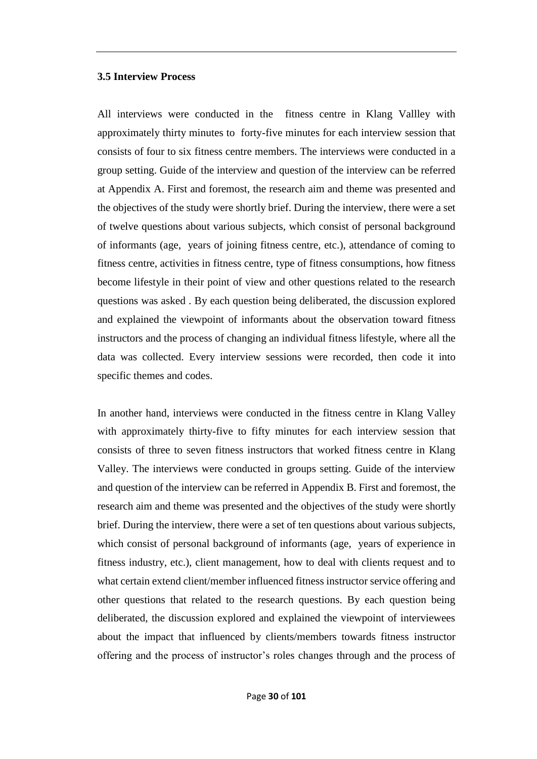### 3.5 Interview Process

All interviews were conducted in the fitness centre in Klang Vallley with approximately thirty minutes to forty-five minutes for each interview session that consists of four to six fitness centre members. The interviews were conducted in a group setting. Guide of the interview and question of the interview can be referred at Appendix A. First and foremost, the research aim and theme was presented and the objectives of the study were shortly brief. During the interview, there were a set of twelve questions about various subjects, which consist of personal background of informants (age, years of joining fitness centre, etc.), attendance of coming to fitness centre, activities in fitness centre, type of fitness consumptions, how fitness become lifestyle in their point of view and other questions related to the research questions was asked . By each question being deliberated, the discussion explored and explained the viewpoint of informants about the observation toward fitness instructors and the process of changing an individual fitness lifestyle, where all the data was collected. Every interview sessions were recorded, then code it into specific themes and codes.

In another hand, interviews were conducted in the fitness centre in Klang Valley with approximately thirty-five to fifty minutes for each interview session that consists of three to seven fitness instructors that worked fitness centre in Klang Valley. The interviews were conducted in groups setting. Guide of the interview and question of the interview can be referred in Appendix B. First and foremost, the research aim and theme was presented and the objectives of the study were shortly brief. During the interview, there were a set of ten questions about various subjects, which consist of personal background of informants (age, years of experience in fitness industry, etc.), client management, how to deal with clients request and to what certain extend client/member influenced fitness instructor service offering and other questions that related to the research questions. By each question being deliberated, the discussion explored and explained the viewpoint of interviewees about the impact that influenced by clients/members towards fitness instructor offering and the process of instructor's roles changes through and the process of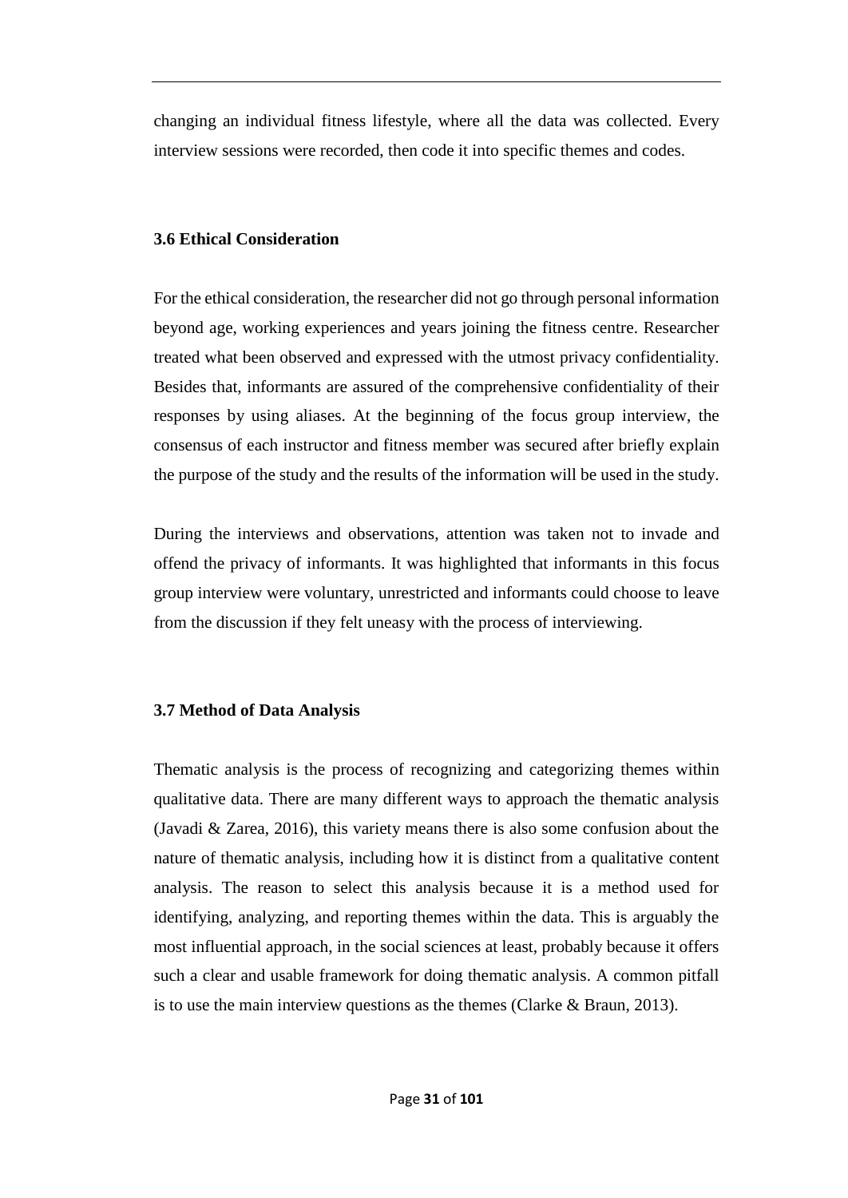changing an individual fitness lifestyle, where all the data was collected. Every interview sessions were recorded, then code it into specific themes and codes.

### 3.6 Ethical Consideration

For the ethical consideration, the researcher did not go through personal information beyond age, working experiences and years joining the fitness centre. Researcher treated what been observed and expressed with the utmost privacy confidentiality. Besides that, informants are assured of the comprehensive confidentiality of their responses by using aliases. At the beginning of the focus group interview, the consensus of each instructor and fitness member was secured after briefly explain the purpose of the study and the results of the information will be used in the study.

During the interviews and observations, attention was taken not to invade and offend the privacy of informants. It was highlighted that informants in this focus group interview were voluntary, unrestricted and informants could choose to leave from the discussion if they felt uneasy with the process of interviewing.

### 3.7 Method of Data Analysis

Thematic analysis is the process of recognizing and categorizing themes within qualitative data. There are many different ways to approach the thematic analysis (Javadi & Zarea, 2016), this variety means there is also some confusion about the nature of thematic analysis, including how it is distinct from a qualitative content analysis. The reason to select this analysis because it is a method used for identifying, analyzing, and reporting themes within the data. This is arguably the most influential approach, in the social sciences at least, probably because it offers such a clear and usable framework for doing thematic analysis. A common pitfall is to use the main interview questions as the themes (Clarke & Braun, 2013).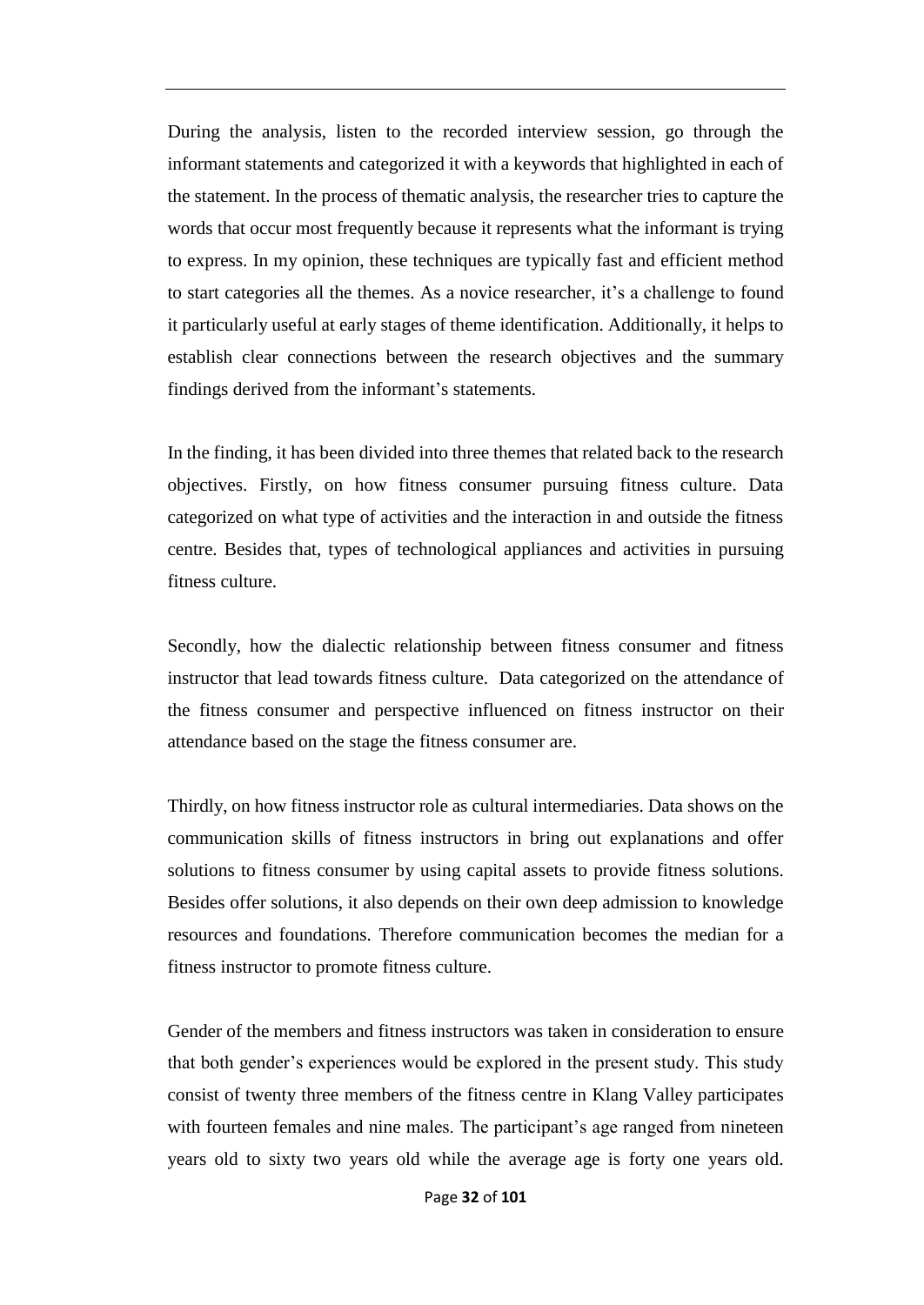During the analysis, listen to the recorded interview session, go through the informant statements and categorized it with a keywords that highlighted in each of the statement. In the process of thematic analysis, the researcher tries to capture the words that occur most frequently because it represents what the informant is trying to express. In my opinion, these techniques are typically fast and efficient method to start categories all the themes. As a novice researcher, it's a challenge to found it particularly useful at early stages of theme identification. Additionally, it helps to establish clear connections between the research objectives and the summary findings derived from the informant's statements.

In the finding, it has been divided into three themes that related back to the research objectives. Firstly, on how fitness consumer pursuing fitness culture. Data categorized on what type of activities and the interaction in and outside the fitness centre. Besides that, types of technological appliances and activities in pursuing fitness culture.

Secondly, how the dialectic relationship between fitness consumer and fitness instructor that lead towards fitness culture. Data categorized on the attendance of the fitness consumer and perspective influenced on fitness instructor on their attendance based on the stage the fitness consumer are.

Thirdly, on how fitness instructor role as cultural intermediaries. Data shows on the communication skills of fitness instructors in bring out explanations and offer solutions to fitness consumer by using capital assets to provide fitness solutions. Besides offer solutions, it also depends on their own deep admission to knowledge resources and foundations. Therefore communication becomes the median for a fitness instructor to promote fitness culture.

Gender of the members and fitness instructors was taken in consideration to ensure that both gender's experiences would be explored in the present study. This study consist of twenty three members of the fitness centre in Klang Valley participates with fourteen females and nine males. The participant's age ranged from nineteen years old to sixty two years old while the average age is forty one years old.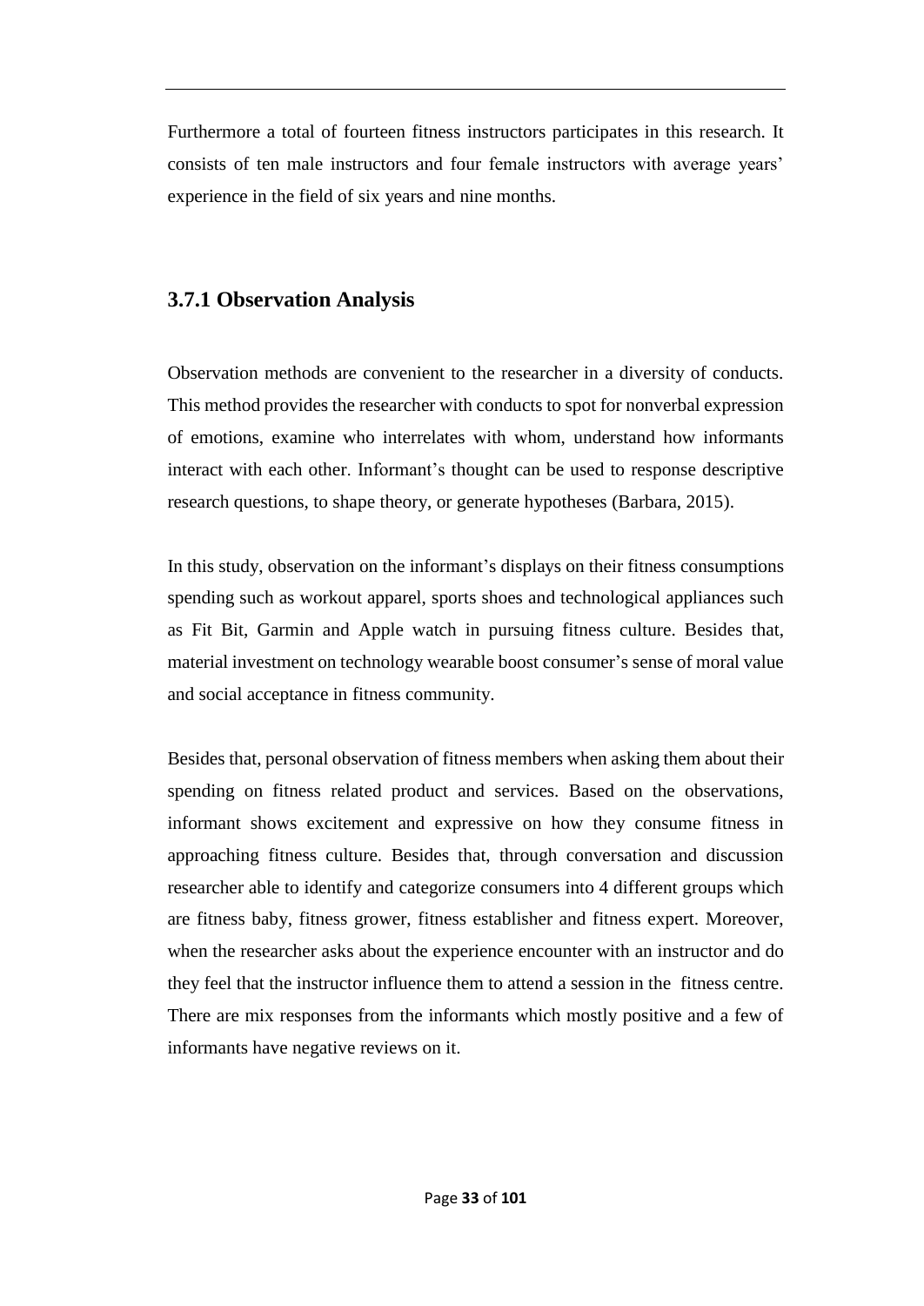Furthermore a total of fourteen fitness instructors participates in this research. It consists of ten male instructors and four female instructors with average years' experience in the field of six years and nine months.

### 3.7.1 Observation Analysis

Observation methods are convenient to the researcher in a diversity of conducts. This method provides the researcher with conducts to spot for nonverbal expression of emotions, examine who interrelates with whom, understand how informants interact with each other. Informant's thought can be used to response descriptive research questions, to shape theory, or generate hypotheses (Barbara, 2015).

In this study, observation on the informant's displays on their fitness consumptions spending such as workout apparel, sports shoes and technological appliances such as Fit Bit, Garmin and Apple watch in pursuing fitness culture. Besides that, material investment on technology wearable boost consumer's sense of moral value and social acceptance in fitness community.

Besides that, personal observation of fitness members when asking them about their spending on fitness related product and services. Based on the observations, informant shows excitement and expressive on how they consume fitness in approaching fitness culture. Besides that, through conversation and discussion researcher able to identify and categorize consumers into 4 different groups which are fitness baby, fitness grower, fitness establisher and fitness expert. Moreover, when the researcher asks about the experience encounter with an instructor and do they feel that the instructor influence them to attend a session in the fitness centre. There are mix responses from the informants which mostly positive and a few of informants have negative reviews on it.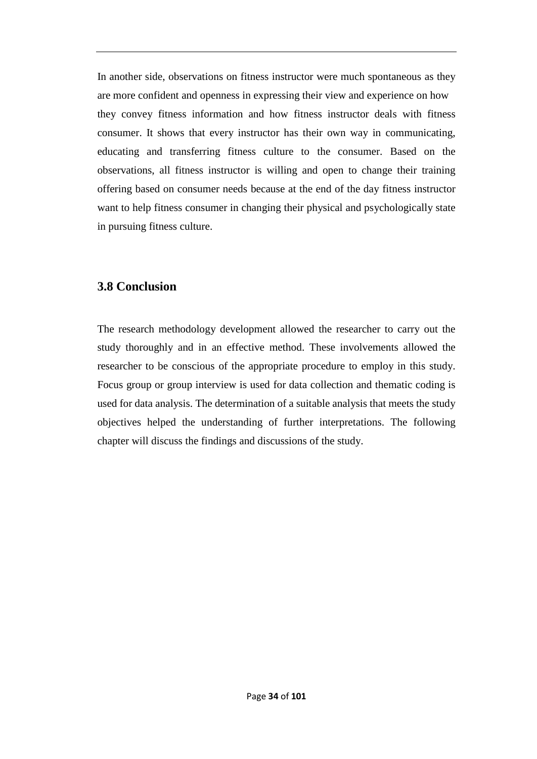In another side, observations on fitness instructor were much spontaneous as they are more confident and openness in expressing their view and experience on how they convey fitness information and how fitness instructor deals with fitness consumer. It shows that every instructor has their own way in communicating, educating and transferring fitness culture to the consumer. Based on the observations, all fitness instructor is willing and open to change their training offering based on consumer needs because at the end of the day fitness instructor want to help fitness consumer in changing their physical and psychologically state in pursuing fitness culture.

## 3.8 Conclusion

The research methodology development allowed the researcher to carry out the study thoroughly and in an effective method. These involvements allowed the researcher to be conscious of the appropriate procedure to employ in this study. Focus group or group interview is used for data collection and thematic coding is used for data analysis. The determination of a suitable analysis that meets the study objectives helped the understanding of further interpretations. The following chapter will discuss the findings and discussions of the study.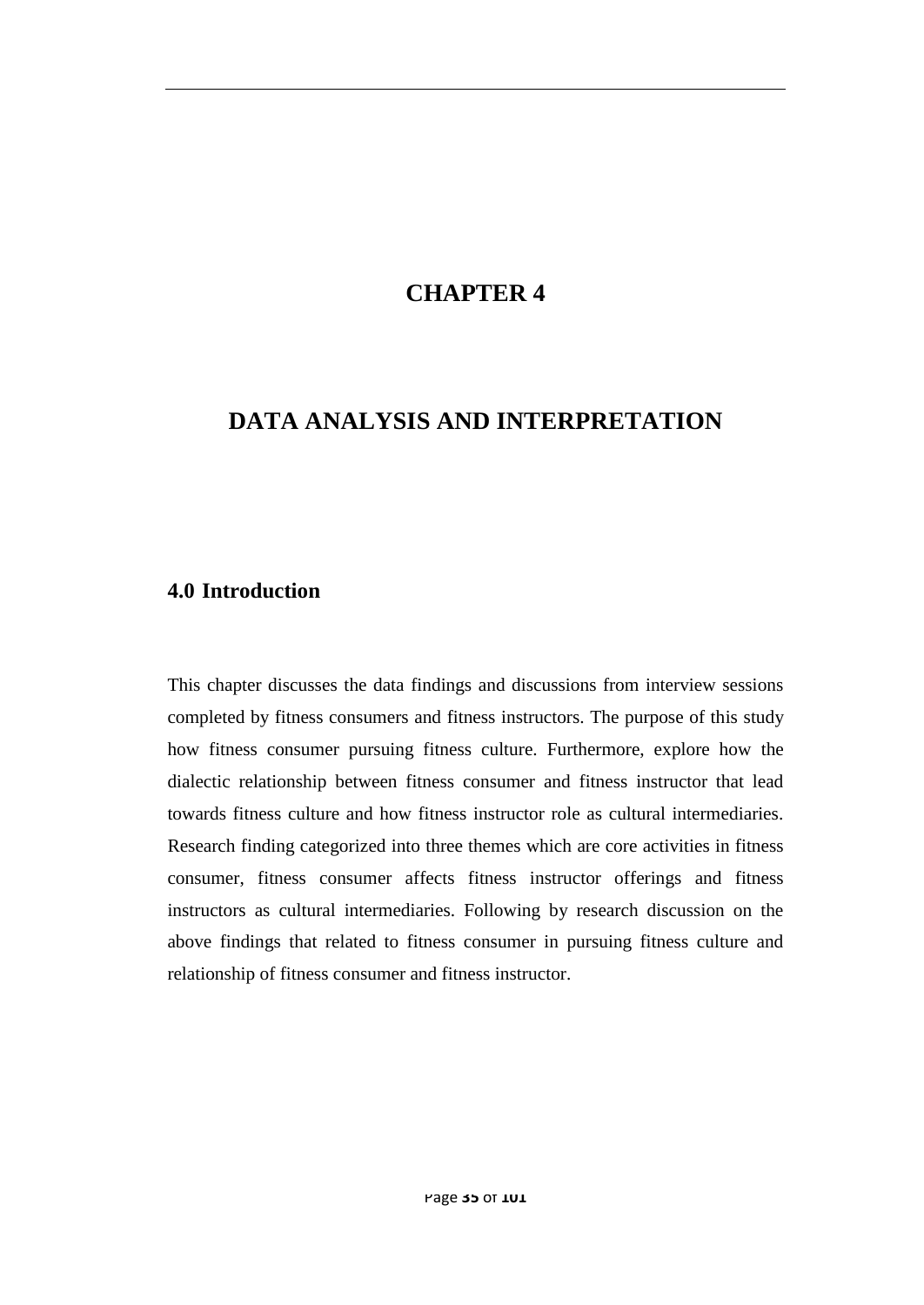# CHAPTER 4

# DATA ANALYSIS AND INTERPRETATION

## 4.0 Introduction

This chapter discusses the data findings and discussions from interview sessions completed by fitness consumers and fitness instructors. The purpose of this study how fitness consumer pursuing fitness culture. Furthermore, explore how the dialectic relationship between fitness consumer and fitness instructor that lead towards fitness culture and how fitness instructor role as cultural intermediaries. Research finding categorized into three themes which are core activities in fitness consumer, fitness consumer affects fitness instructor offerings and fitness instructors as cultural intermediaries. Following by research discussion on the above findings that related to fitness consumer in pursuing fitness culture and relationship of fitness consumer and fitness instructor.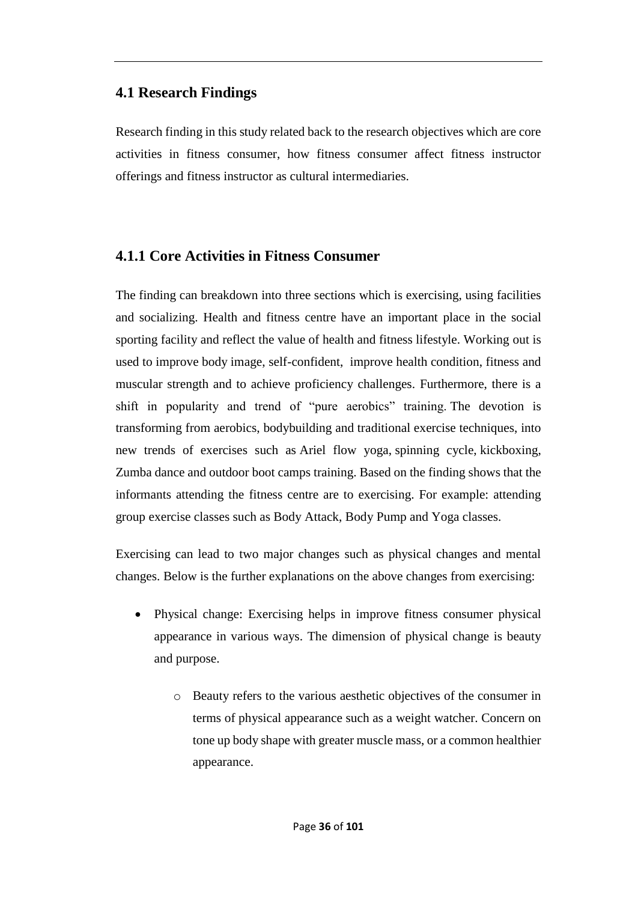## 4.1 Research Findings

Research finding in this study related back to the research objectives which are core activities in fitness consumer, how fitness consumer affect fitness instructor offerings and fitness instructor as cultural intermediaries.

### 4.1.1 Core Activities in Fitness Consumer

The finding can breakdown into three sections which is exercising, using facilities and socializing. Health and fitness centre have an important place in the social sporting facility and reflect the value of health and fitness lifestyle. Working out is used to improve body image, self-confident, improve health condition, fitness and muscular strength and to achieve proficiency challenges. Furthermore, there is a shift in popularity and trend of "pure aerobics" training. The devotion is transforming from aerobics, bodybuilding and traditional exercise techniques, into new trends of exercises such as Ariel flow yoga, spinning cycle, kickboxing, Zumba dance and outdoor boot camps training. Based on the finding shows that the informants attending the fitness centre are to exercising. For example: attending group exercise classes such as Body Attack, Body Pump and Yoga classes.

Exercising can lead to two major changes such as physical changes and mental changes. Below is the further explanations on the above changes from exercising:

- Physical change: Exercising helps in improve fitness consumer physical appearance in various ways. The dimension of physical change is beauty and purpose.
    - Beauty refers to the various aesthetic objectives of the consumer in terms of physical appearance such as a weight watcher. Concern on tone up body shape with greater muscle mass, or a common healthier appearance.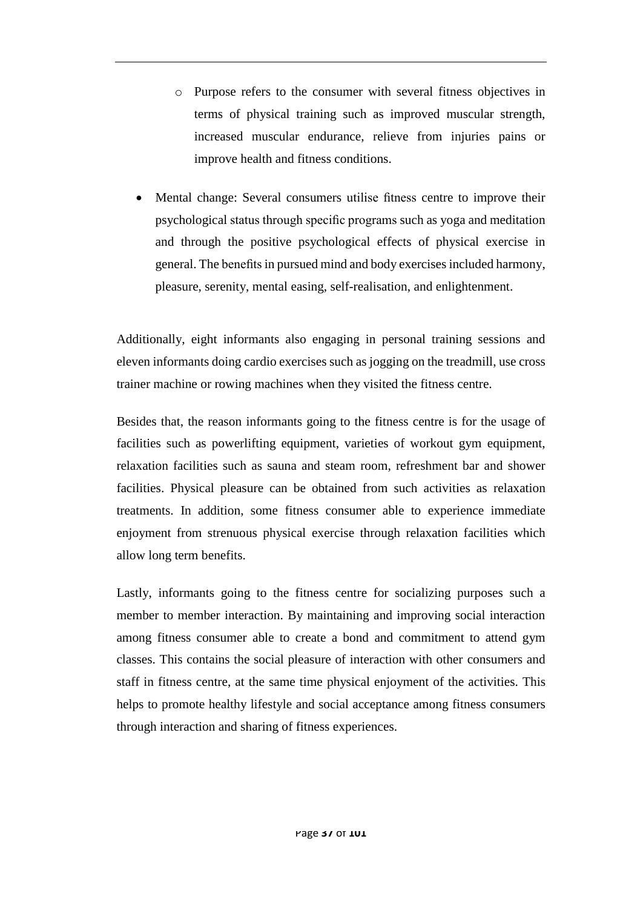- Purpose refers to the consumer with several fitness objectives in terms of physical training such as improved muscular strength, increased muscular endurance, relieve from injuries pains or improve health and fitness conditions.

- Mental change: Several consumers utilise fitness centre to improve their psychological status through specific programs such as yoga and meditation and through the positive psychological effects of physical exercise in general. The benefits in pursued mind and body exercises included harmony, pleasure, serenity, mental easing, self-realisation, and enlightenment.

Additionally, eight informants also engaging in personal training sessions and eleven informants doing cardio exercises such as jogging on the treadmill, use cross trainer machine or rowing machines when they visited the fitness centre.

Besides that, the reason informants going to the fitness centre is for the usage of facilities such as powerlifting equipment, varieties of workout gym equipment, relaxation facilities such as sauna and steam room, refreshment bar and shower facilities. Physical pleasure can be obtained from such activities as relaxation treatments. In addition, some fitness consumer able to experience immediate enjoyment from strenuous physical exercise through relaxation facilities which allow long term benefits.

Lastly, informants going to the fitness centre for socializing purposes such a member to member interaction. By maintaining and improving social interaction among fitness consumer able to create a bond and commitment to attend gym classes. This contains the social pleasure of interaction with other consumers and staff in fitness centre, at the same time physical enjoyment of the activities. This helps to promote healthy lifestyle and social acceptance among fitness consumers through interaction and sharing of fitness experiences.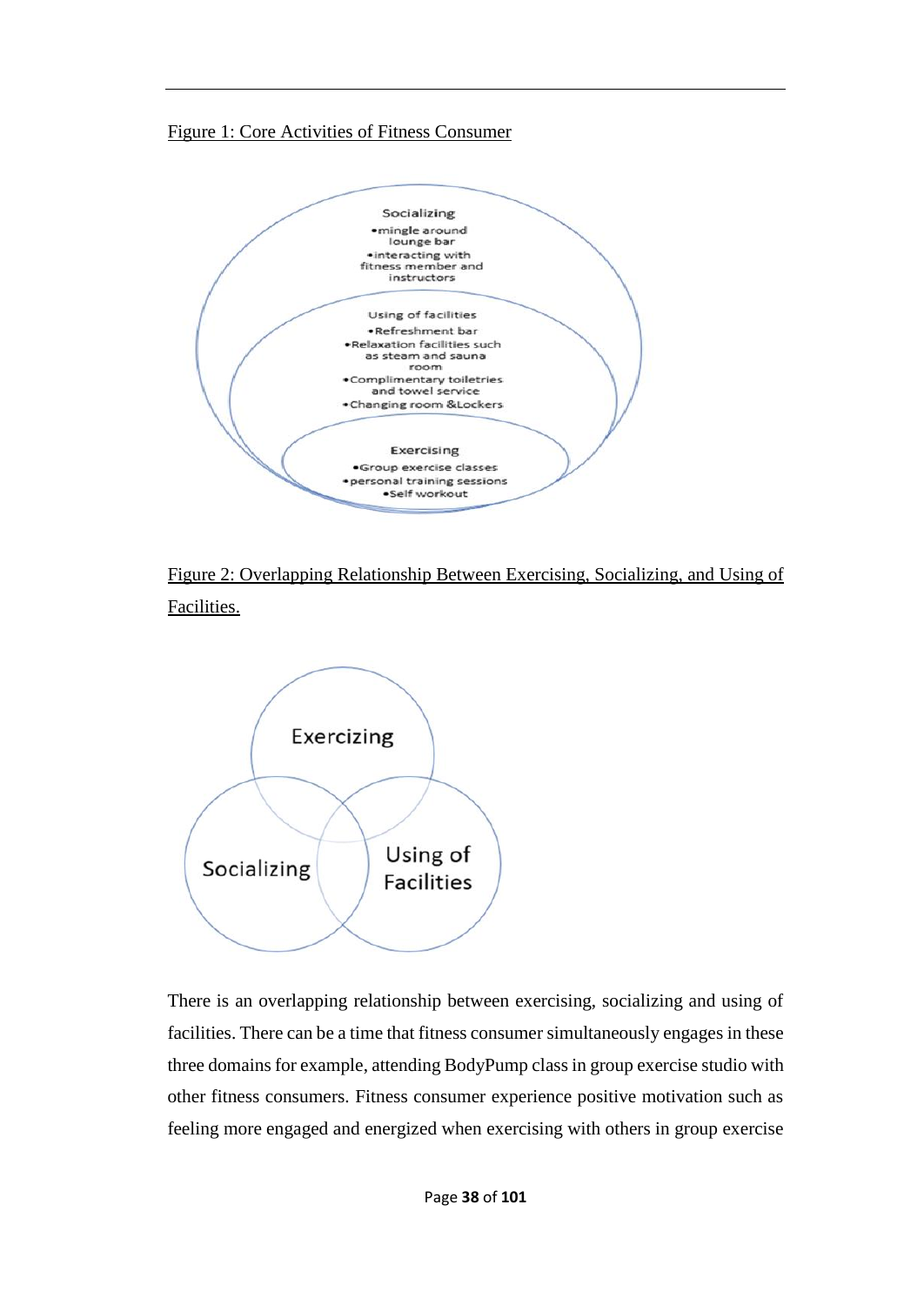Figure 1: Core Activities of Fitness Consumer

Socializing
- mingle around lounge bar
- interacting with fitness member and instructors

Using of facilities
- Refreshment bar
- Relaxation facilities such as steam and sauna room
- Complimentary toiletries and towel service
- Changing room &Lockers

Exercising
- Group exercise classes
- personal training sessions
- Self workout

Figure 2: Overlapping Relationship Between Exercising, Socializing, and Using of Facilities.

Exercizing

Socializing

Using of Facilities

There is an overlapping relationship between exercising, socializing and using of facilities. There can be a time that fitness consumer simultaneously engages in these three domains for example, attending BodyPump class in group exercise studio with other fitness consumers. Fitness consumer experience positive motivation such as feeling more engaged and energized when exercising with others in group exercise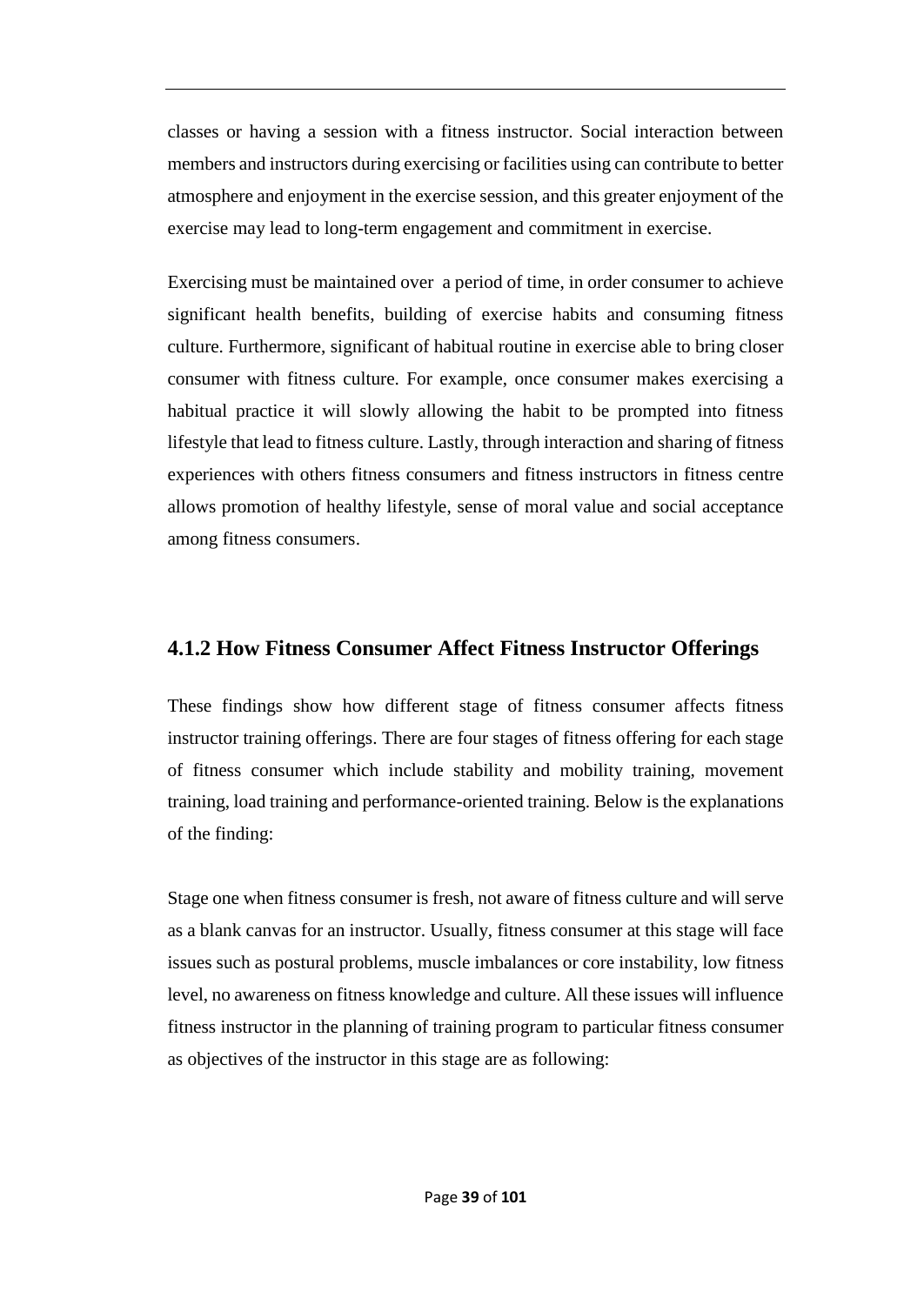classes or having a session with a fitness instructor. Social interaction between members and instructors during exercising or facilities using can contribute to better atmosphere and enjoyment in the exercise session, and this greater enjoyment of the exercise may lead to long-term engagement and commitment in exercise.

Exercising must be maintained over  a period of time, in order consumer to achieve significant health benefits, building of exercise habits and consuming fitness culture. Furthermore, significant of habitual routine in exercise able to bring closer consumer with fitness culture. For example, once consumer makes exercising a habitual practice it will slowly allowing the habit to be prompted into fitness lifestyle that lead to fitness culture. Lastly, through interaction and sharing of fitness experiences with others fitness consumers and fitness instructors in fitness centre allows promotion of healthy lifestyle, sense of moral value and social acceptance among fitness consumers.

### 4.1.2 How Fitness Consumer Affect Fitness Instructor Offerings

These findings show how different stage of fitness consumer affects fitness instructor training offerings. There are four stages of fitness offering for each stage of fitness consumer which include stability and mobility training, movement training, load training and performance-oriented training. Below is the explanations of the finding:

Stage one when fitness consumer is fresh, not aware of fitness culture and will serve as a blank canvas for an instructor. Usually, fitness consumer at this stage will face issues such as postural problems, muscle imbalances or core instability, low fitness level, no awareness on fitness knowledge and culture. All these issues will influence fitness instructor in the planning of training program to particular fitness consumer as objectives of the instructor in this stage are as following: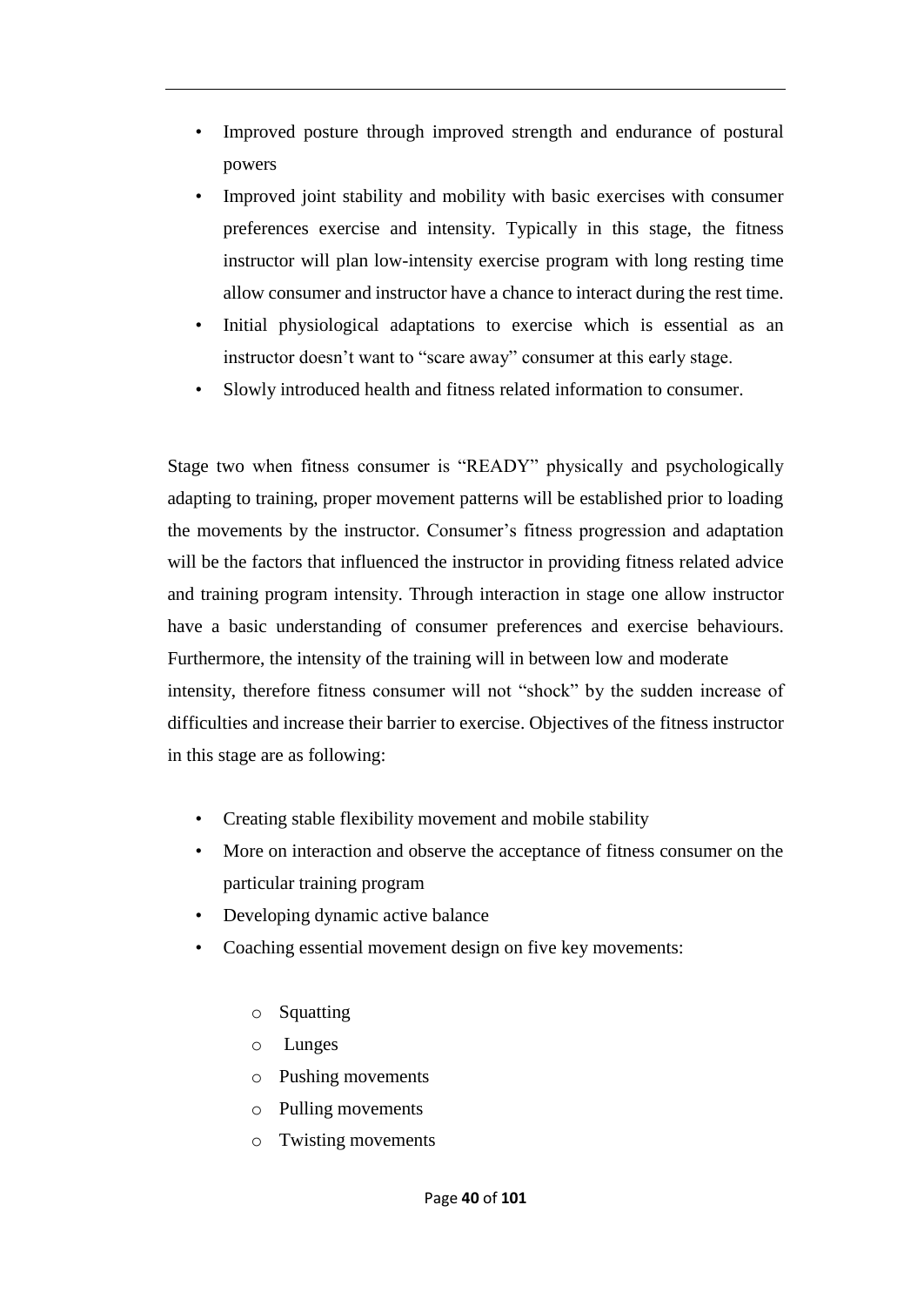- Improved posture through improved strength and endurance of postural powers
- Improved joint stability and mobility with basic exercises with consumer preferences exercise and intensity. Typically in this stage, the fitness instructor will plan low-intensity exercise program with long resting time allow consumer and instructor have a chance to interact during the rest time.
- Initial physiological adaptations to exercise which is essential as an instructor doesn't want to "scare away" consumer at this early stage.
- Slowly introduced health and fitness related information to consumer.

Stage two when fitness consumer is "READY" physically and psychologically adapting to training, proper movement patterns will be established prior to loading the movements by the instructor. Consumer's fitness progression and adaptation will be the factors that influenced the instructor in providing fitness related advice and training program intensity. Through interaction in stage one allow instructor have a basic understanding of consumer preferences and exercise behaviours. Furthermore, the intensity of the training will in between low and moderate intensity, therefore fitness consumer will not "shock" by the sudden increase of difficulties and increase their barrier to exercise. Objectives of the fitness instructor in this stage are as following:

- Creating stable flexibility movement and mobile stability
- More on interaction and observe the acceptance of fitness consumer on the particular training program
- Developing dynamic active balance
- Coaching essential movement design on five key movements:
  - Squatting
  - Lunges
  - Pushing movements
  - Pulling movements
  - Twisting movements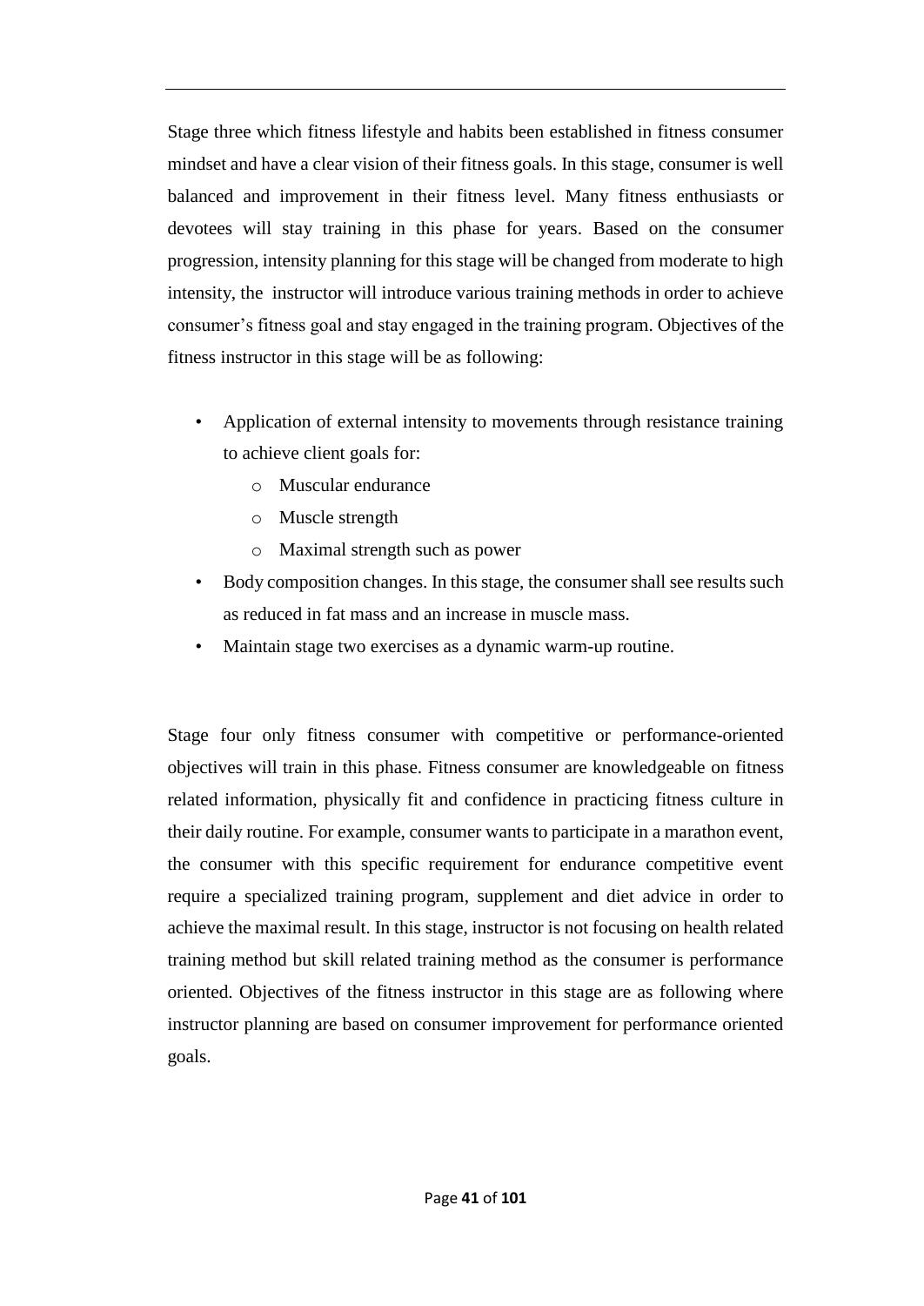Stage three which fitness lifestyle and habits been established in fitness consumer mindset and have a clear vision of their fitness goals. In this stage, consumer is well balanced and improvement in their fitness level. Many fitness enthusiasts or devotees will stay training in this phase for years. Based on the consumer progression, intensity planning for this stage will be changed from moderate to high intensity, the instructor will introduce various training methods in order to achieve consumer's fitness goal and stay engaged in the training program. Objectives of the fitness instructor in this stage will be as following:

- Application of external intensity to movements through resistance training to achieve client goals for:
  - Muscular endurance
  - Muscle strength
  - Maximal strength such as power
- Body composition changes. In this stage, the consumer shall see results such as reduced in fat mass and an increase in muscle mass.
- Maintain stage two exercises as a dynamic warm-up routine.

Stage four only fitness consumer with competitive or performance-oriented objectives will train in this phase. Fitness consumer are knowledgeable on fitness related information, physically fit and confidence in practicing fitness culture in their daily routine. For example, consumer wants to participate in a marathon event, the consumer with this specific requirement for endurance competitive event require a specialized training program, supplement and diet advice in order to achieve the maximal result. In this stage, instructor is not focusing on health related training method but skill related training method as the consumer is performance oriented. Objectives of the fitness instructor in this stage are as following where instructor planning are based on consumer improvement for performance oriented goals.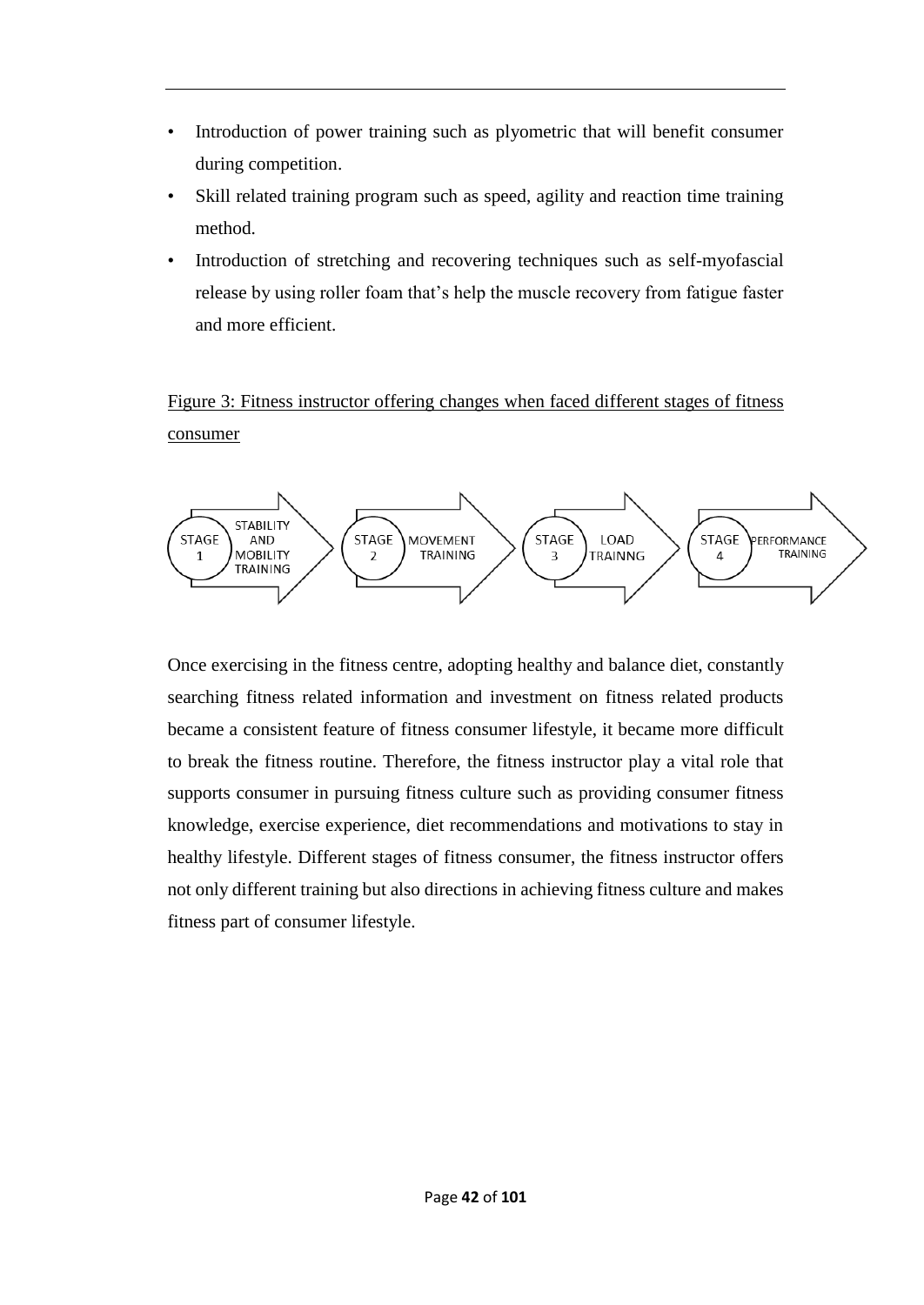- Introduction of power training such as plyometric that will benefit consumer during competition.
- Skill related training program such as speed, agility and reaction time training method.
- Introduction of stretching and recovering techniques such as self-myofascial release by using roller foam that's help the muscle recovery from fatigue faster and more efficient.

Figure 3: Fitness instructor offering changes when faced different stages of fitness consumer

STAGE 1 STABILITY AND MOBILITY TRAINING → STAGE 2 MOVEMENT TRAINING → STAGE 3 LOAD TRAINNG → STAGE 4 PERFORMANCE TRAINING

Once exercising in the fitness centre, adopting healthy and balance diet, constantly searching fitness related information and investment on fitness related products became a consistent feature of fitness consumer lifestyle, it became more difficult to break the fitness routine. Therefore, the fitness instructor play a vital role that supports consumer in pursuing fitness culture such as providing consumer fitness knowledge, exercise experience, diet recommendations and motivations to stay in healthy lifestyle. Different stages of fitness consumer, the fitness instructor offers not only different training but also directions in achieving fitness culture and makes fitness part of consumer lifestyle.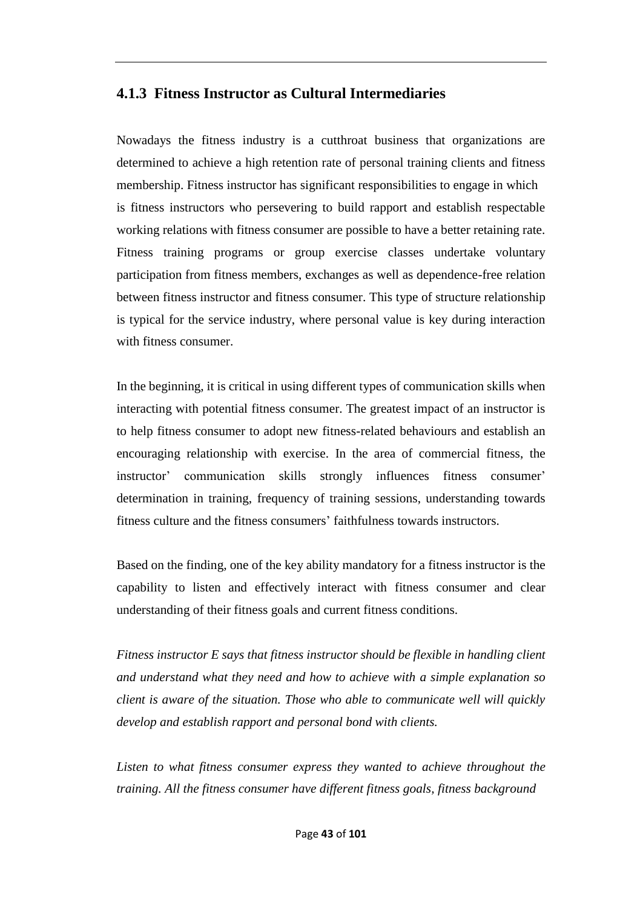### 4.1.3 Fitness Instructor as Cultural Intermediaries

Nowadays the fitness industry is a cutthroat business that organizations are determined to achieve a high retention rate of personal training clients and fitness membership. Fitness instructor has significant responsibilities to engage in which is fitness instructors who persevering to build rapport and establish respectable working relations with fitness consumer are possible to have a better retaining rate. Fitness training programs or group exercise classes undertake voluntary participation from fitness members, exchanges as well as dependence-free relation between fitness instructor and fitness consumer. This type of structure relationship is typical for the service industry, where personal value is key during interaction with fitness consumer.

In the beginning, it is critical in using different types of communication skills when interacting with potential fitness consumer. The greatest impact of an instructor is to help fitness consumer to adopt new fitness-related behaviours and establish an encouraging relationship with exercise. In the area of commercial fitness, the instructor' communication skills strongly influences fitness consumer' determination in training, frequency of training sessions, understanding towards fitness culture and the fitness consumers' faithfulness towards instructors.

Based on the finding, one of the key ability mandatory for a fitness instructor is the capability to listen and effectively interact with fitness consumer and clear understanding of their fitness goals and current fitness conditions.

*Fitness instructor E says that fitness instructor should be flexible in handling client and understand what they need and how to achieve with a simple explanation so client is aware of the situation. Those who able to communicate well will quickly develop and establish rapport and personal bond with clients.*

*Listen to what fitness consumer express they wanted to achieve throughout the training. All the fitness consumer have different fitness goals, fitness background*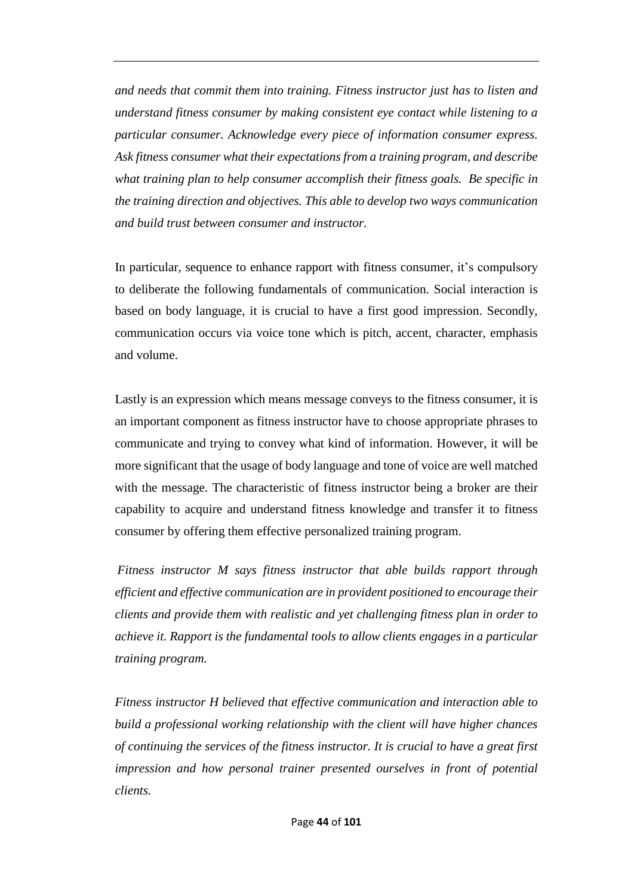*and needs that commit them into training. Fitness instructor just has to listen and understand fitness consumer by making consistent eye contact while listening to a particular consumer. Acknowledge every piece of information consumer express. Ask fitness consumer what their expectations from a training program, and describe what training plan to help consumer accomplish their fitness goals. Be specific in the training direction and objectives. This able to develop two ways communication and build trust between consumer and instructor.*

In particular, sequence to enhance rapport with fitness consumer, it's compulsory to deliberate the following fundamentals of communication. Social interaction is based on body language, it is crucial to have a first good impression. Secondly, communication occurs via voice tone which is pitch, accent, character, emphasis and volume.

Lastly is an expression which means message conveys to the fitness consumer, it is an important component as fitness instructor have to choose appropriate phrases to communicate and trying to convey what kind of information. However, it will be more significant that the usage of body language and tone of voice are well matched with the message. The characteristic of fitness instructor being a broker are their capability to acquire and understand fitness knowledge and transfer it to fitness consumer by offering them effective personalized training program.

*Fitness instructor M says fitness instructor that able builds rapport through efficient and effective communication are in provident positioned to encourage their clients and provide them with realistic and yet challenging fitness plan in order to achieve it. Rapport is the fundamental tools to allow clients engages in a particular training program.*

*Fitness instructor H believed that effective communication and interaction able to build a professional working relationship with the client will have higher chances of continuing the services of the fitness instructor. It is crucial to have a great first impression and how personal trainer presented ourselves in front of potential clients.*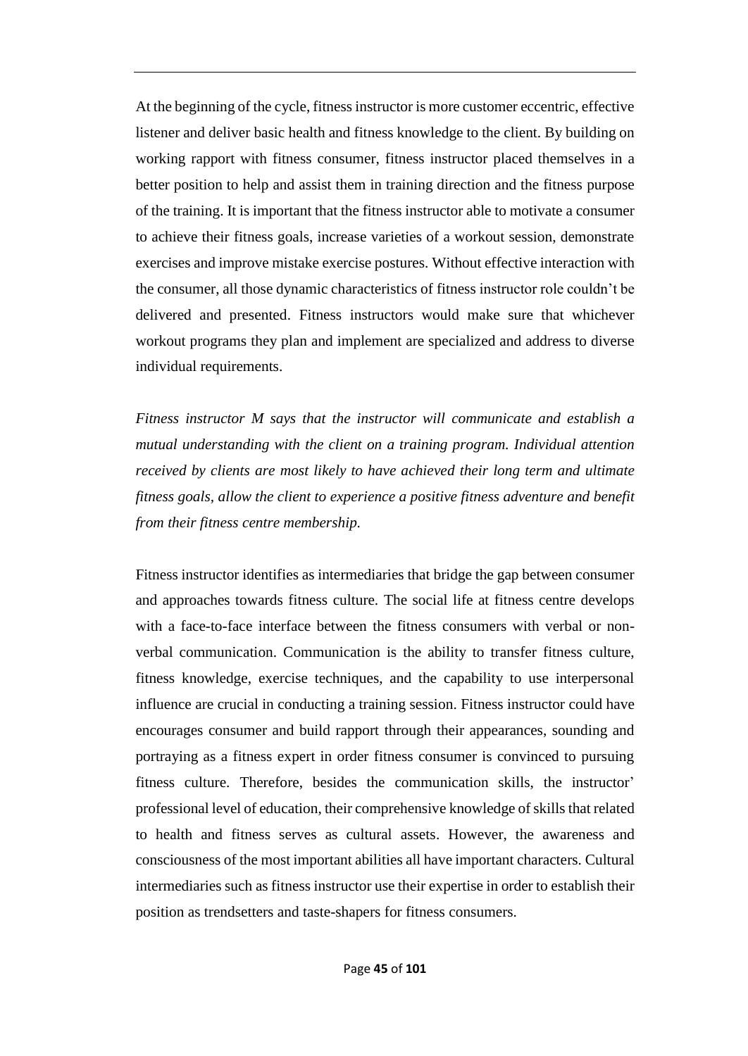At the beginning of the cycle, fitness instructor is more customer eccentric, effective listener and deliver basic health and fitness knowledge to the client. By building on working rapport with fitness consumer, fitness instructor placed themselves in a better position to help and assist them in training direction and the fitness purpose of the training. It is important that the fitness instructor able to motivate a consumer to achieve their fitness goals, increase varieties of a workout session, demonstrate exercises and improve mistake exercise postures. Without effective interaction with the consumer, all those dynamic characteristics of fitness instructor role couldn't be delivered and presented. Fitness instructors would make sure that whichever workout programs they plan and implement are specialized and address to diverse individual requirements.

*Fitness instructor M says that the instructor will communicate and establish a mutual understanding with the client on a training program. Individual attention received by clients are most likely to have achieved their long term and ultimate fitness goals, allow the client to experience a positive fitness adventure and benefit from their fitness centre membership.*

Fitness instructor identifies as intermediaries that bridge the gap between consumer and approaches towards fitness culture. The social life at fitness centre develops with a face-to-face interface between the fitness consumers with verbal or non-verbal communication. Communication is the ability to transfer fitness culture, fitness knowledge, exercise techniques, and the capability to use interpersonal influence are crucial in conducting a training session. Fitness instructor could have encourages consumer and build rapport through their appearances, sounding and portraying as a fitness expert in order fitness consumer is convinced to pursuing fitness culture. Therefore, besides the communication skills, the instructor' professional level of education, their comprehensive knowledge of skills that related to health and fitness serves as cultural assets. However, the awareness and consciousness of the most important abilities all have important characters. Cultural intermediaries such as fitness instructor use their expertise in order to establish their position as trendsetters and taste-shapers for fitness consumers.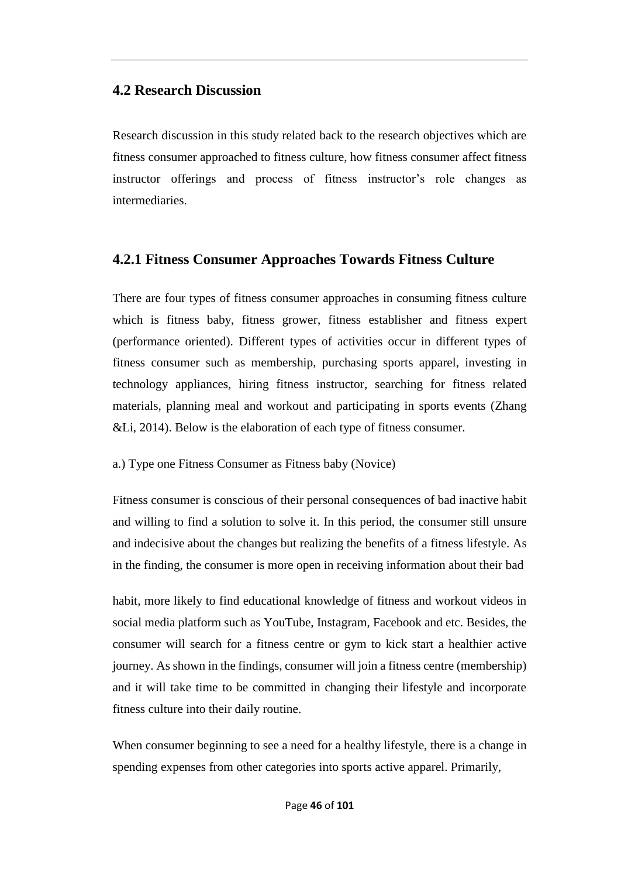## 4.2 Research Discussion

Research discussion in this study related back to the research objectives which are fitness consumer approached to fitness culture, how fitness consumer affect fitness instructor offerings and process of fitness instructor's role changes as intermediaries.

### 4.2.1 Fitness Consumer Approaches Towards Fitness Culture

There are four types of fitness consumer approaches in consuming fitness culture which is fitness baby, fitness grower, fitness establisher and fitness expert (performance oriented). Different types of activities occur in different types of fitness consumer such as membership, purchasing sports apparel, investing in technology appliances, hiring fitness instructor, searching for fitness related materials, planning meal and workout and participating in sports events (Zhang &Li, 2014). Below is the elaboration of each type of fitness consumer.

a.) Type one Fitness Consumer as Fitness baby (Novice)

Fitness consumer is conscious of their personal consequences of bad inactive habit and willing to find a solution to solve it. In this period, the consumer still unsure and indecisive about the changes but realizing the benefits of a fitness lifestyle. As in the finding, the consumer is more open in receiving information about their bad habit, more likely to find educational knowledge of fitness and workout videos in social media platform such as YouTube, Instagram, Facebook and etc. Besides, the consumer will search for a fitness centre or gym to kick start a healthier active journey. As shown in the findings, consumer will join a fitness centre (membership) and it will take time to be committed in changing their lifestyle and incorporate fitness culture into their daily routine.

When consumer beginning to see a need for a healthy lifestyle, there is a change in spending expenses from other categories into sports active apparel. Primarily,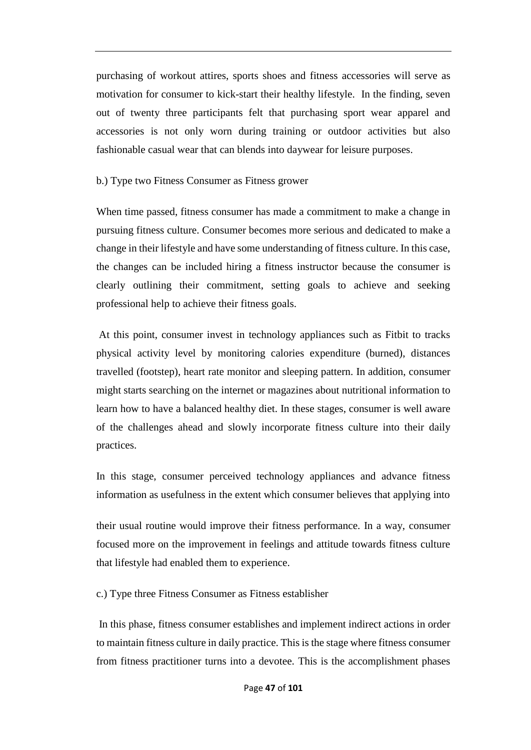purchasing of workout attires, sports shoes and fitness accessories will serve as motivation for consumer to kick-start their healthy lifestyle. In the finding, seven out of twenty three participants felt that purchasing sport wear apparel and accessories is not only worn during training or outdoor activities but also fashionable casual wear that can blends into daywear for leisure purposes.

b.) Type two Fitness Consumer as Fitness grower

When time passed, fitness consumer has made a commitment to make a change in pursuing fitness culture. Consumer becomes more serious and dedicated to make a change in their lifestyle and have some understanding of fitness culture. In this case, the changes can be included hiring a fitness instructor because the consumer is clearly outlining their commitment, setting goals to achieve and seeking professional help to achieve their fitness goals.

At this point, consumer invest in technology appliances such as Fitbit to tracks physical activity level by monitoring calories expenditure (burned), distances travelled (footstep), heart rate monitor and sleeping pattern. In addition, consumer might starts searching on the internet or magazines about nutritional information to learn how to have a balanced healthy diet. In these stages, consumer is well aware of the challenges ahead and slowly incorporate fitness culture into their daily practices.

In this stage, consumer perceived technology appliances and advance fitness information as usefulness in the extent which consumer believes that applying into their usual routine would improve their fitness performance. In a way, consumer focused more on the improvement in feelings and attitude towards fitness culture that lifestyle had enabled them to experience.

c.) Type three Fitness Consumer as Fitness establisher

In this phase, fitness consumer establishes and implement indirect actions in order to maintain fitness culture in daily practice. This is the stage where fitness consumer from fitness practitioner turns into a devotee. This is the accomplishment phases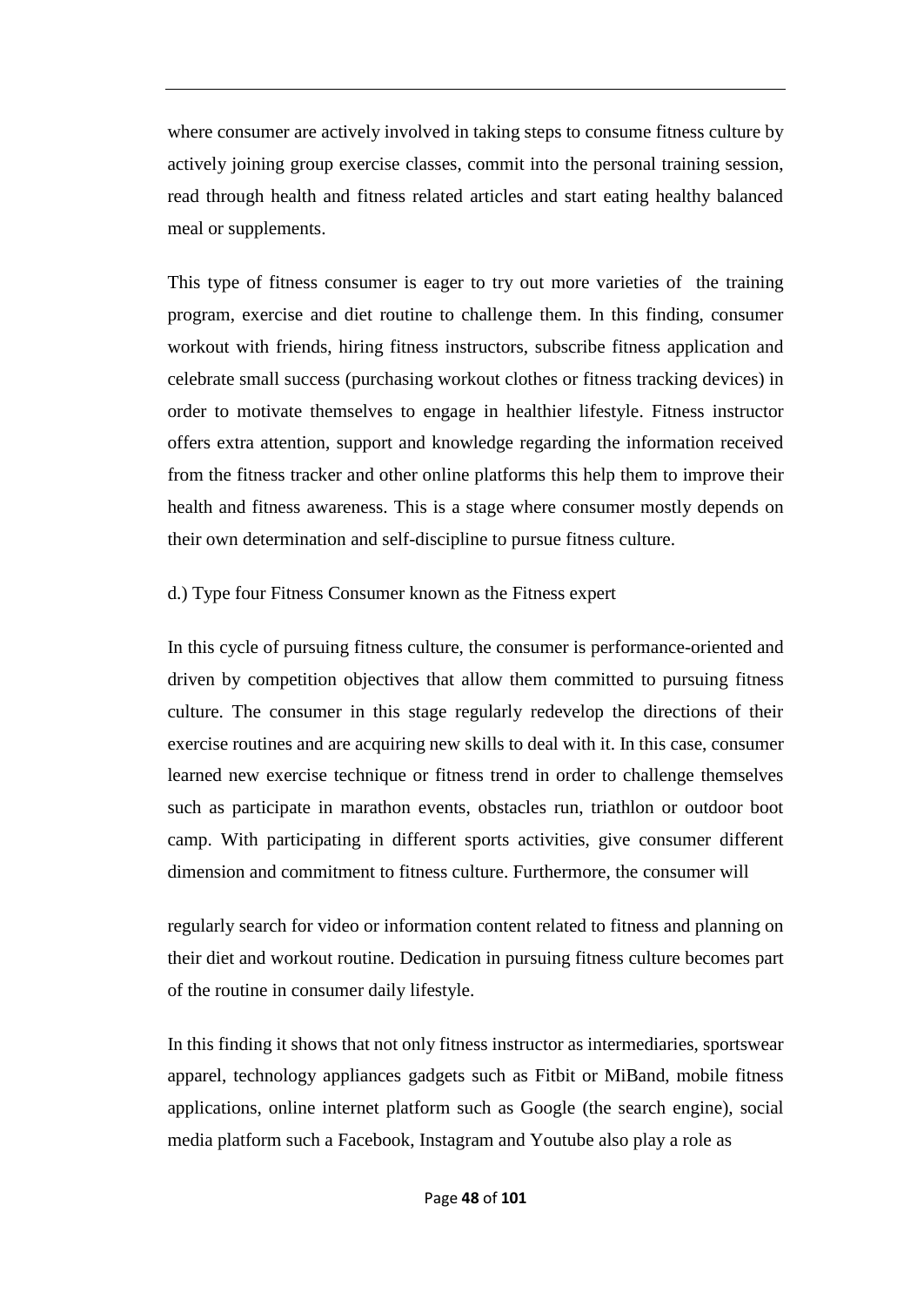where consumer are actively involved in taking steps to consume fitness culture by actively joining group exercise classes, commit into the personal training session, read through health and fitness related articles and start eating healthy balanced meal or supplements.

This type of fitness consumer is eager to try out more varieties of the training program, exercise and diet routine to challenge them. In this finding, consumer workout with friends, hiring fitness instructors, subscribe fitness application and celebrate small success (purchasing workout clothes or fitness tracking devices) in order to motivate themselves to engage in healthier lifestyle. Fitness instructor offers extra attention, support and knowledge regarding the information received from the fitness tracker and other online platforms this help them to improve their health and fitness awareness. This is a stage where consumer mostly depends on their own determination and self-discipline to pursue fitness culture.

d.) Type four Fitness Consumer known as the Fitness expert

In this cycle of pursuing fitness culture, the consumer is performance-oriented and driven by competition objectives that allow them committed to pursuing fitness culture. The consumer in this stage regularly redevelop the directions of their exercise routines and are acquiring new skills to deal with it. In this case, consumer learned new exercise technique or fitness trend in order to challenge themselves such as participate in marathon events, obstacles run, triathlon or outdoor boot camp. With participating in different sports activities, give consumer different dimension and commitment to fitness culture. Furthermore, the consumer will regularly search for video or information content related to fitness and planning on their diet and workout routine. Dedication in pursuing fitness culture becomes part of the routine in consumer daily lifestyle.

In this finding it shows that not only fitness instructor as intermediaries, sportswear apparel, technology appliances gadgets such as Fitbit or MiBand, mobile fitness applications, online internet platform such as Google (the search engine), social media platform such a Facebook, Instagram and Youtube also play a role as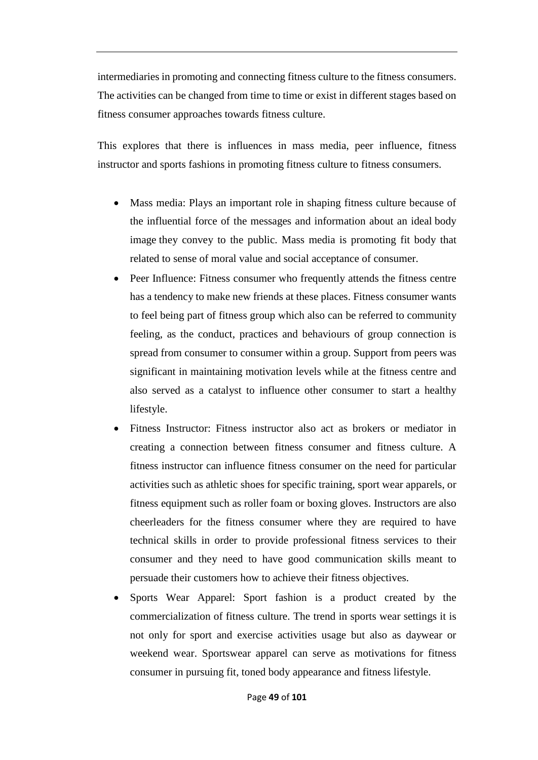intermediaries in promoting and connecting fitness culture to the fitness consumers. The activities can be changed from time to time or exist in different stages based on fitness consumer approaches towards fitness culture.

This explores that there is influences in mass media, peer influence, fitness instructor and sports fashions in promoting fitness culture to fitness consumers.

- Mass media: Plays an important role in shaping fitness culture because of the influential force of the messages and information about an ideal body image they convey to the public. Mass media is promoting fit body that related to sense of moral value and social acceptance of consumer.
- Peer Influence: Fitness consumer who frequently attends the fitness centre has a tendency to make new friends at these places. Fitness consumer wants to feel being part of fitness group which also can be referred to community feeling, as the conduct, practices and behaviours of group connection is spread from consumer to consumer within a group. Support from peers was significant in maintaining motivation levels while at the fitness centre and also served as a catalyst to influence other consumer to start a healthy lifestyle.
- Fitness Instructor: Fitness instructor also act as brokers or mediator in creating a connection between fitness consumer and fitness culture. A fitness instructor can influence fitness consumer on the need for particular activities such as athletic shoes for specific training, sport wear apparels, or fitness equipment such as roller foam or boxing gloves. Instructors are also cheerleaders for the fitness consumer where they are required to have technical skills in order to provide professional fitness services to their consumer and they need to have good communication skills meant to persuade their customers how to achieve their fitness objectives.
- Sports Wear Apparel: Sport fashion is a product created by the commercialization of fitness culture. The trend in sports wear settings it is not only for sport and exercise activities usage but also as daywear or weekend wear. Sportswear apparel can serve as motivations for fitness consumer in pursuing fit, toned body appearance and fitness lifestyle.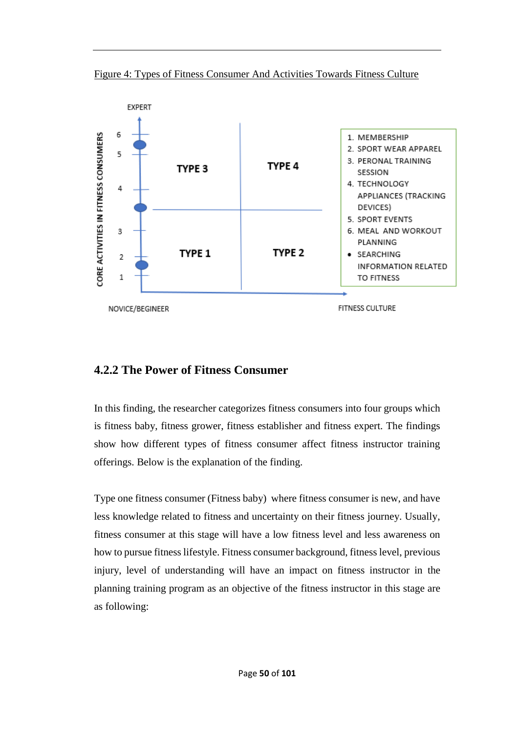Figure 4: Types of Fitness Consumer And Activities Towards Fitness Culture

EXPERT

CORE ACTIVITIES IN FITNESS CONSUMERS

6
5
4
3
2
1

TYPE 3

TYPE 4

TYPE 1

TYPE 2

NOVICE/BEGINEER

FITNESS CULTURE

1. MEMBERSHIP
2. SPORT WEAR APPAREL
3. PERONAL TRAINING SESSION
4. TECHNOLOGY APPLIANCES (TRACKING DEVICES)
5. SPORT EVENTS
6. MEAL AND WORKOUT PLANNING

- SEARCHING INFORMATION RELATED TO FITNESS

### 4.2.2 The Power of Fitness Consumer

In this finding, the researcher categorizes fitness consumers into four groups which is fitness baby, fitness grower, fitness establisher and fitness expert. The findings show how different types of fitness consumer affect fitness instructor training offerings. Below is the explanation of the finding.

Type one fitness consumer (Fitness baby) where fitness consumer is new, and have less knowledge related to fitness and uncertainty on their fitness journey. Usually, fitness consumer at this stage will have a low fitness level and less awareness on how to pursue fitness lifestyle. Fitness consumer background, fitness level, previous injury, level of understanding will have an impact on fitness instructor in the planning training program as an objective of the fitness instructor in this stage are as following: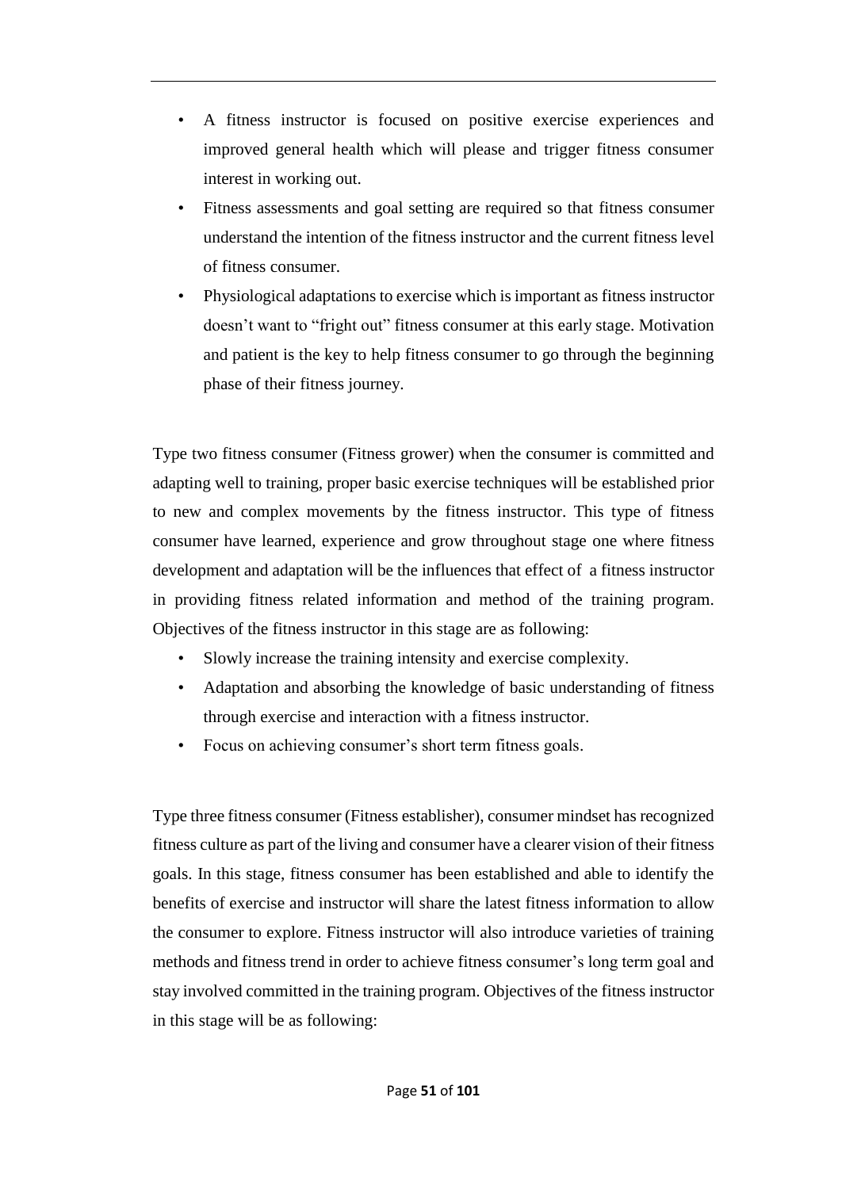- A fitness instructor is focused on positive exercise experiences and improved general health which will please and trigger fitness consumer interest in working out.
- Fitness assessments and goal setting are required so that fitness consumer understand the intention of the fitness instructor and the current fitness level of fitness consumer.
- Physiological adaptations to exercise which is important as fitness instructor doesn't want to "fright out" fitness consumer at this early stage. Motivation and patient is the key to help fitness consumer to go through the beginning phase of their fitness journey.

Type two fitness consumer (Fitness grower) when the consumer is committed and adapting well to training, proper basic exercise techniques will be established prior to new and complex movements by the fitness instructor. This type of fitness consumer have learned, experience and grow throughout stage one where fitness development and adaptation will be the influences that effect of a fitness instructor in providing fitness related information and method of the training program. Objectives of the fitness instructor in this stage are as following:

- Slowly increase the training intensity and exercise complexity.
- Adaptation and absorbing the knowledge of basic understanding of fitness through exercise and interaction with a fitness instructor.
- Focus on achieving consumer's short term fitness goals.

Type three fitness consumer (Fitness establisher), consumer mindset has recognized fitness culture as part of the living and consumer have a clearer vision of their fitness goals. In this stage, fitness consumer has been established and able to identify the benefits of exercise and instructor will share the latest fitness information to allow the consumer to explore. Fitness instructor will also introduce varieties of training methods and fitness trend in order to achieve fitness consumer's long term goal and stay involved committed in the training program. Objectives of the fitness instructor in this stage will be as following: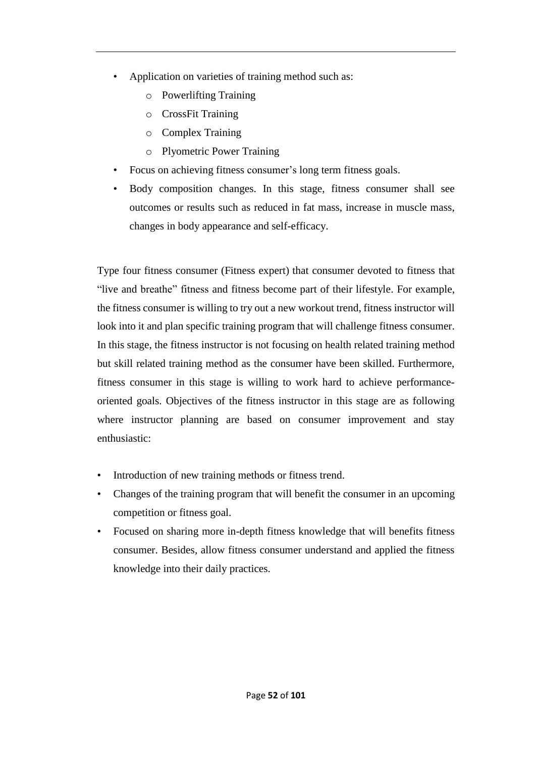- Application on varieties of training method such as:
    - Powerlifting Training
    - CrossFit Training
    - Complex Training
    - Plyometric Power Training
- Focus on achieving fitness consumer's long term fitness goals.
- Body composition changes. In this stage, fitness consumer shall see outcomes or results such as reduced in fat mass, increase in muscle mass, changes in body appearance and self-efficacy.

Type four fitness consumer (Fitness expert) that consumer devoted to fitness that "live and breathe" fitness and fitness become part of their lifestyle. For example, the fitness consumer is willing to try out a new workout trend, fitness instructor will look into it and plan specific training program that will challenge fitness consumer. In this stage, the fitness instructor is not focusing on health related training method but skill related training method as the consumer have been skilled. Furthermore, fitness consumer in this stage is willing to work hard to achieve performance-oriented goals. Objectives of the fitness instructor in this stage are as following where instructor planning are based on consumer improvement and stay enthusiastic:

- Introduction of new training methods or fitness trend.
- Changes of the training program that will benefit the consumer in an upcoming competition or fitness goal.
- Focused on sharing more in-depth fitness knowledge that will benefits fitness consumer. Besides, allow fitness consumer understand and applied the fitness knowledge into their daily practices.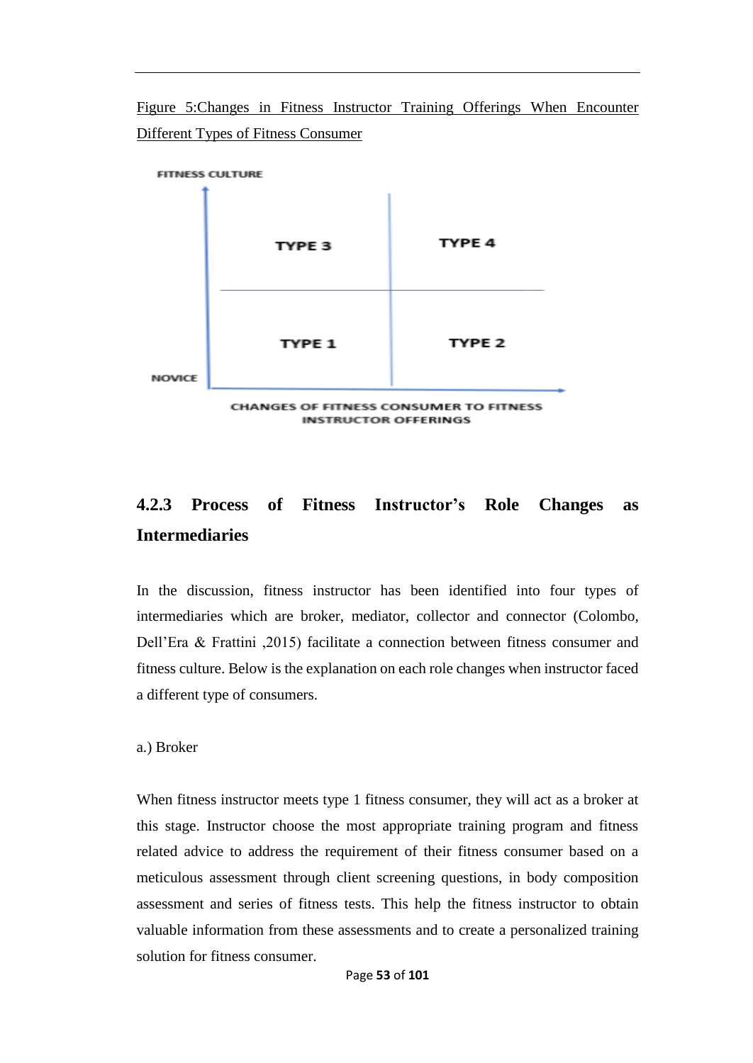Figure 5:Changes in Fitness Instructor Training Offerings When Encounter Different Types of Fitness Consumer

FITNESS CULTURE

| | | |
|---|---|---|
| | TYPE 3 | TYPE 4 |
| NOVICE | TYPE 1 | TYPE 2 |

CHANGES OF FITNESS CONSUMER TO FITNESS INSTRUCTOR OFFERINGS

### 4.2.3 Process of Fitness Instructor's Role Changes as Intermediaries

In the discussion, fitness instructor has been identified into four types of intermediaries which are broker, mediator, collector and connector (Colombo, Dell'Era & Frattini ,2015) facilitate a connection between fitness consumer and fitness culture. Below is the explanation on each role changes when instructor faced a different type of consumers.

a.) Broker

When fitness instructor meets type 1 fitness consumer, they will act as a broker at this stage. Instructor choose the most appropriate training program and fitness related advice to address the requirement of their fitness consumer based on a meticulous assessment through client screening questions, in body composition assessment and series of fitness tests. This help the fitness instructor to obtain valuable information from these assessments and to create a personalized training solution for fitness consumer.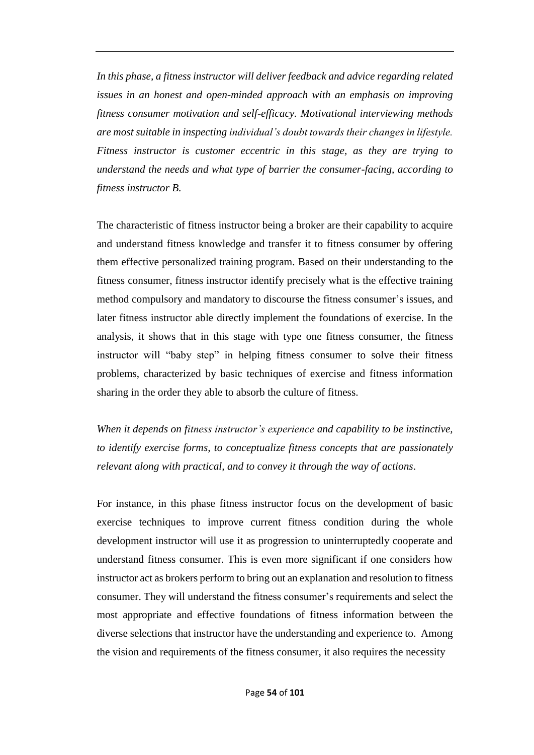*In this phase, a fitness instructor will deliver feedback and advice regarding related issues in an honest and open-minded approach with an emphasis on improving fitness consumer motivation and self-efficacy. Motivational interviewing methods are most suitable in inspecting individual's doubt towards their changes in lifestyle. Fitness instructor is customer eccentric in this stage, as they are trying to understand the needs and what type of barrier the consumer-facing, according to fitness instructor B.*

The characteristic of fitness instructor being a broker are their capability to acquire and understand fitness knowledge and transfer it to fitness consumer by offering them effective personalized training program. Based on their understanding to the fitness consumer, fitness instructor identify precisely what is the effective training method compulsory and mandatory to discourse the fitness consumer's issues, and later fitness instructor able directly implement the foundations of exercise. In the analysis, it shows that in this stage with type one fitness consumer, the fitness instructor will "baby step" in helping fitness consumer to solve their fitness problems, characterized by basic techniques of exercise and fitness information sharing in the order they able to absorb the culture of fitness.

*When it depends on fitness instructor's experience and capability to be instinctive, to identify exercise forms, to conceptualize fitness concepts that are passionately relevant along with practical, and to convey it through the way of actions.*

For instance, in this phase fitness instructor focus on the development of basic exercise techniques to improve current fitness condition during the whole development instructor will use it as progression to uninterruptedly cooperate and understand fitness consumer. This is even more significant if one considers how instructor act as brokers perform to bring out an explanation and resolution to fitness consumer. They will understand the fitness consumer's requirements and select the most appropriate and effective foundations of fitness information between the diverse selections that instructor have the understanding and experience to. Among the vision and requirements of the fitness consumer, it also requires the necessity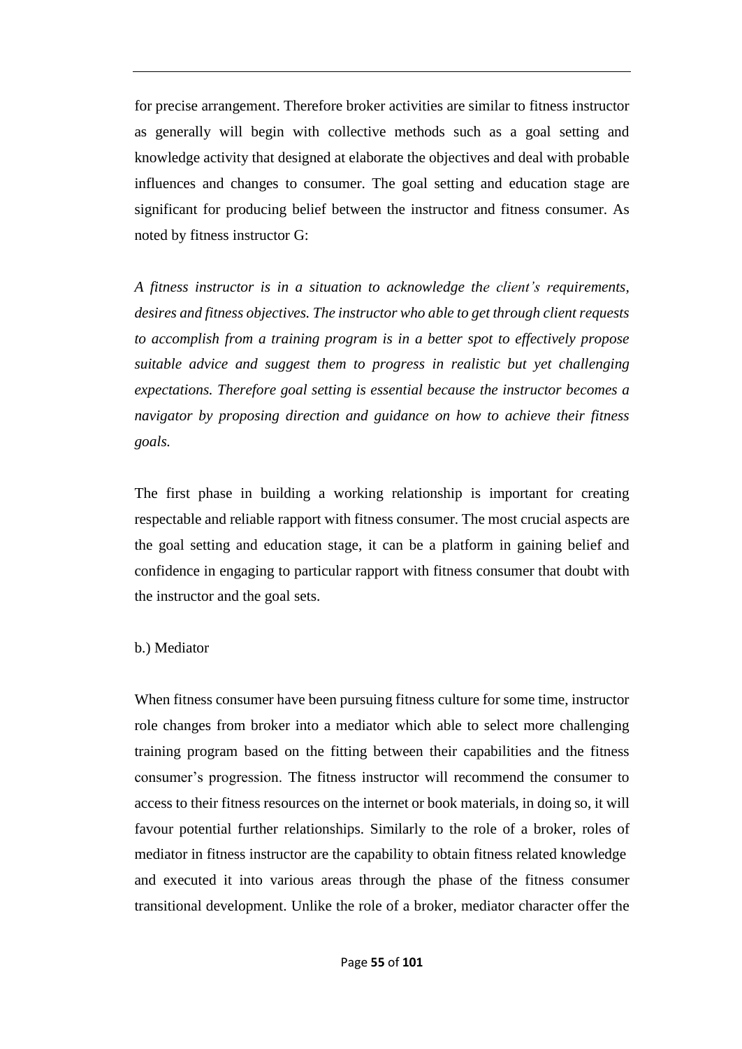for precise arrangement. Therefore broker activities are similar to fitness instructor as generally will begin with collective methods such as a goal setting and knowledge activity that designed at elaborate the objectives and deal with probable influences and changes to consumer. The goal setting and education stage are significant for producing belief between the instructor and fitness consumer. As noted by fitness instructor G:

*A fitness instructor is in a situation to acknowledge the client's requirements, desires and fitness objectives. The instructor who able to get through client requests to accomplish from a training program is in a better spot to effectively propose suitable advice and suggest them to progress in realistic but yet challenging expectations. Therefore goal setting is essential because the instructor becomes a navigator by proposing direction and guidance on how to achieve their fitness goals.*

The first phase in building a working relationship is important for creating respectable and reliable rapport with fitness consumer. The most crucial aspects are the goal setting and education stage, it can be a platform in gaining belief and confidence in engaging to particular rapport with fitness consumer that doubt with the instructor and the goal sets.

b.) Mediator

When fitness consumer have been pursuing fitness culture for some time, instructor role changes from broker into a mediator which able to select more challenging training program based on the fitting between their capabilities and the fitness consumer's progression. The fitness instructor will recommend the consumer to access to their fitness resources on the internet or book materials, in doing so, it will favour potential further relationships. Similarly to the role of a broker, roles of mediator in fitness instructor are the capability to obtain fitness related knowledge and executed it into various areas through the phase of the fitness consumer transitional development. Unlike the role of a broker, mediator character offer the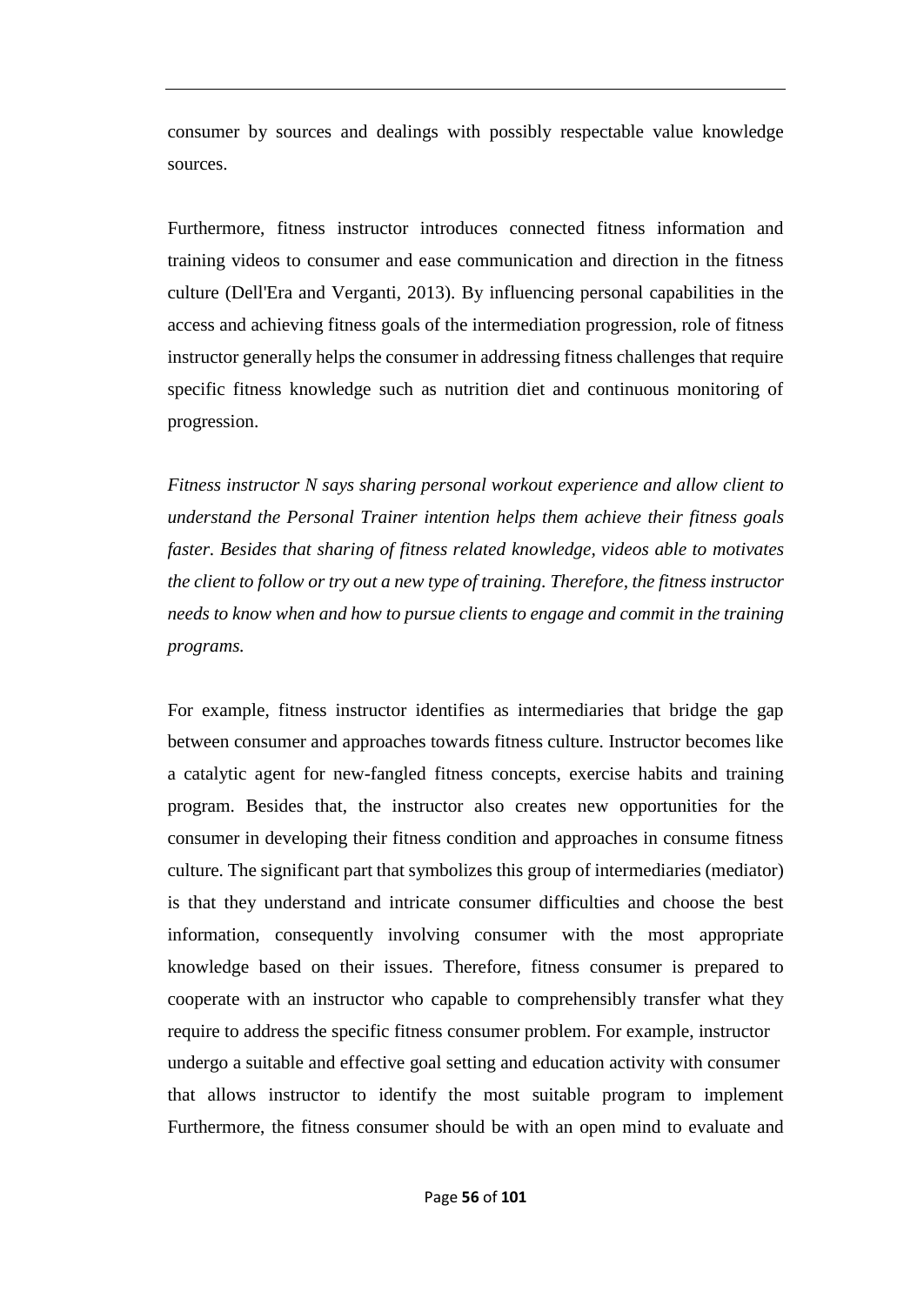consumer by sources and dealings with possibly respectable value knowledge sources.

Furthermore, fitness instructor introduces connected fitness information and training videos to consumer and ease communication and direction in the fitness culture (Dell'Era and Verganti, 2013). By influencing personal capabilities in the access and achieving fitness goals of the intermediation progression, role of fitness instructor generally helps the consumer in addressing fitness challenges that require specific fitness knowledge such as nutrition diet and continuous monitoring of progression.

*Fitness instructor N says sharing personal workout experience and allow client to understand the Personal Trainer intention helps them achieve their fitness goals faster. Besides that sharing of fitness related knowledge, videos able to motivates the client to follow or try out a new type of training. Therefore, the fitness instructor needs to know when and how to pursue clients to engage and commit in the training programs.*

For example, fitness instructor identifies as intermediaries that bridge the gap between consumer and approaches towards fitness culture. Instructor becomes like a catalytic agent for new-fangled fitness concepts, exercise habits and training program. Besides that, the instructor also creates new opportunities for the consumer in developing their fitness condition and approaches in consume fitness culture. The significant part that symbolizes this group of intermediaries (mediator) is that they understand and intricate consumer difficulties and choose the best information, consequently involving consumer with the most appropriate knowledge based on their issues. Therefore, fitness consumer is prepared to cooperate with an instructor who capable to comprehensibly transfer what they require to address the specific fitness consumer problem. For example, instructor undergo a suitable and effective goal setting and education activity with consumer that allows instructor to identify the most suitable program to implement Furthermore, the fitness consumer should be with an open mind to evaluate and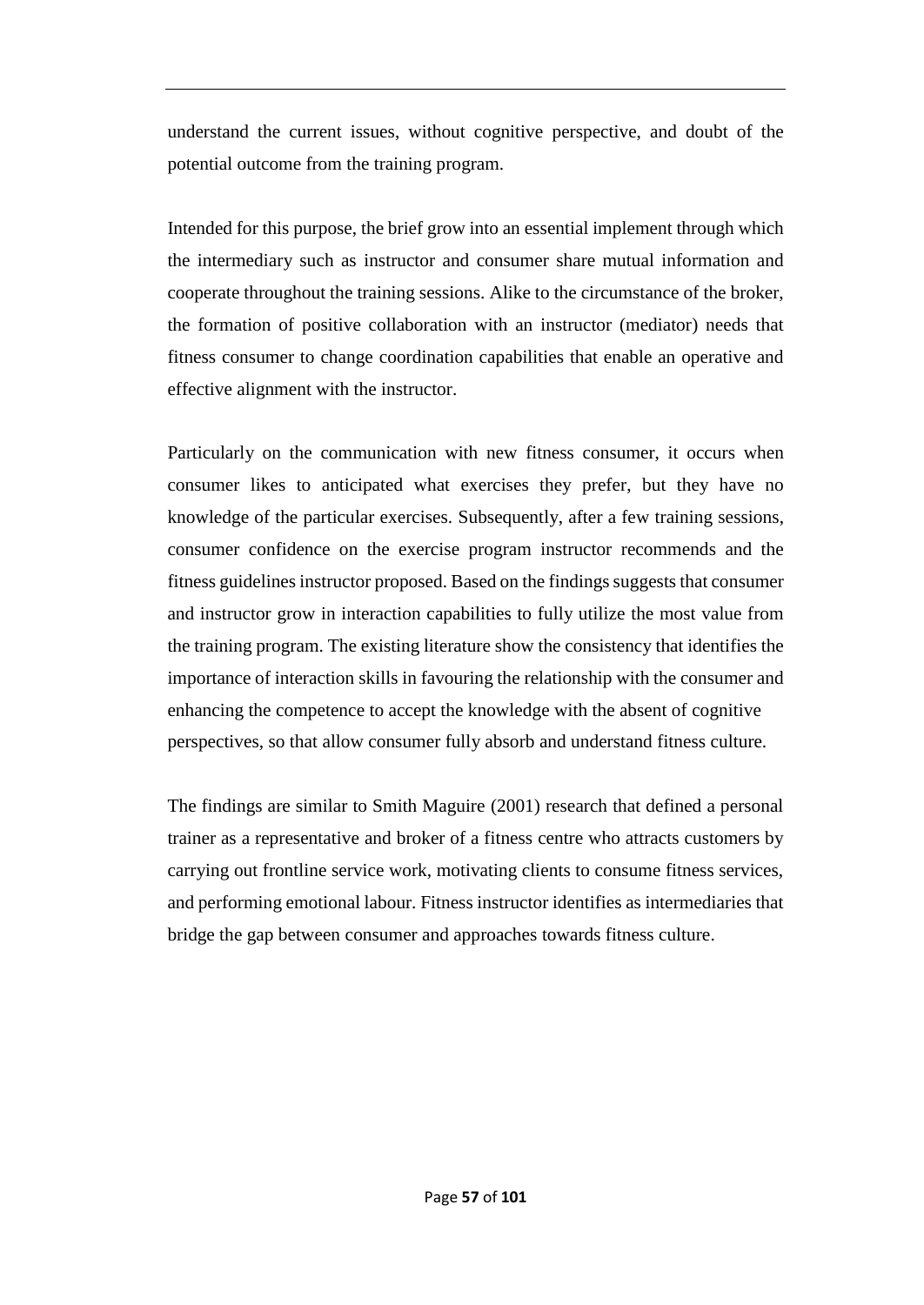understand the current issues, without cognitive perspective, and doubt of the potential outcome from the training program.

Intended for this purpose, the brief grow into an essential implement through which the intermediary such as instructor and consumer share mutual information and cooperate throughout the training sessions. Alike to the circumstance of the broker, the formation of positive collaboration with an instructor (mediator) needs that fitness consumer to change coordination capabilities that enable an operative and effective alignment with the instructor.

Particularly on the communication with new fitness consumer, it occurs when consumer likes to anticipated what exercises they prefer, but they have no knowledge of the particular exercises. Subsequently, after a few training sessions, consumer confidence on the exercise program instructor recommends and the fitness guidelines instructor proposed. Based on the findings suggests that consumer and instructor grow in interaction capabilities to fully utilize the most value from the training program. The existing literature show the consistency that identifies the importance of interaction skills in favouring the relationship with the consumer and enhancing the competence to accept the knowledge with the absent of cognitive perspectives, so that allow consumer fully absorb and understand fitness culture.

The findings are similar to Smith Maguire (2001) research that defined a personal trainer as a representative and broker of a fitness centre who attracts customers by carrying out frontline service work, motivating clients to consume fitness services, and performing emotional labour. Fitness instructor identifies as intermediaries that bridge the gap between consumer and approaches towards fitness culture.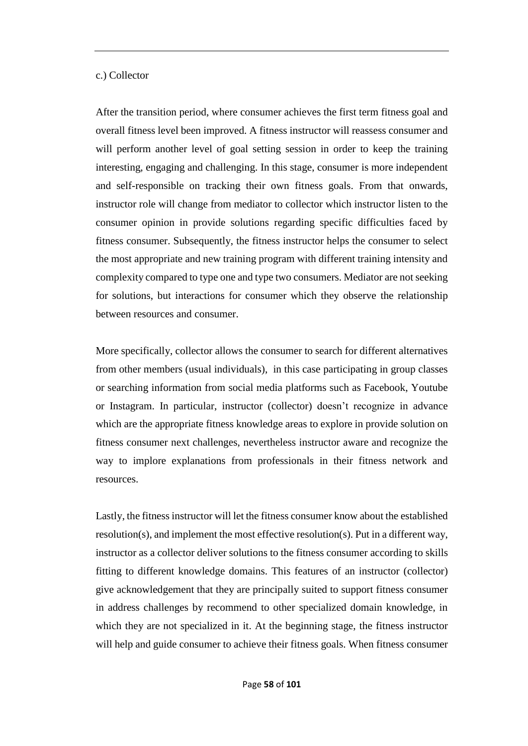c.) Collector

After the transition period, where consumer achieves the first term fitness goal and overall fitness level been improved. A fitness instructor will reassess consumer and will perform another level of goal setting session in order to keep the training interesting, engaging and challenging. In this stage, consumer is more independent and self-responsible on tracking their own fitness goals. From that onwards, instructor role will change from mediator to collector which instructor listen to the consumer opinion in provide solutions regarding specific difficulties faced by fitness consumer. Subsequently, the fitness instructor helps the consumer to select the most appropriate and new training program with different training intensity and complexity compared to type one and type two consumers. Mediator are not seeking for solutions, but interactions for consumer which they observe the relationship between resources and consumer.

More specifically, collector allows the consumer to search for different alternatives from other members (usual individuals), in this case participating in group classes or searching information from social media platforms such as Facebook, Youtube or Instagram. In particular, instructor (collector) doesn't recognize in advance which are the appropriate fitness knowledge areas to explore in provide solution on fitness consumer next challenges, nevertheless instructor aware and recognize the way to implore explanations from professionals in their fitness network and resources.

Lastly, the fitness instructor will let the fitness consumer know about the established resolution(s), and implement the most effective resolution(s). Put in a different way, instructor as a collector deliver solutions to the fitness consumer according to skills fitting to different knowledge domains. This features of an instructor (collector) give acknowledgement that they are principally suited to support fitness consumer in address challenges by recommend to other specialized domain knowledge, in which they are not specialized in it. At the beginning stage, the fitness instructor will help and guide consumer to achieve their fitness goals. When fitness consumer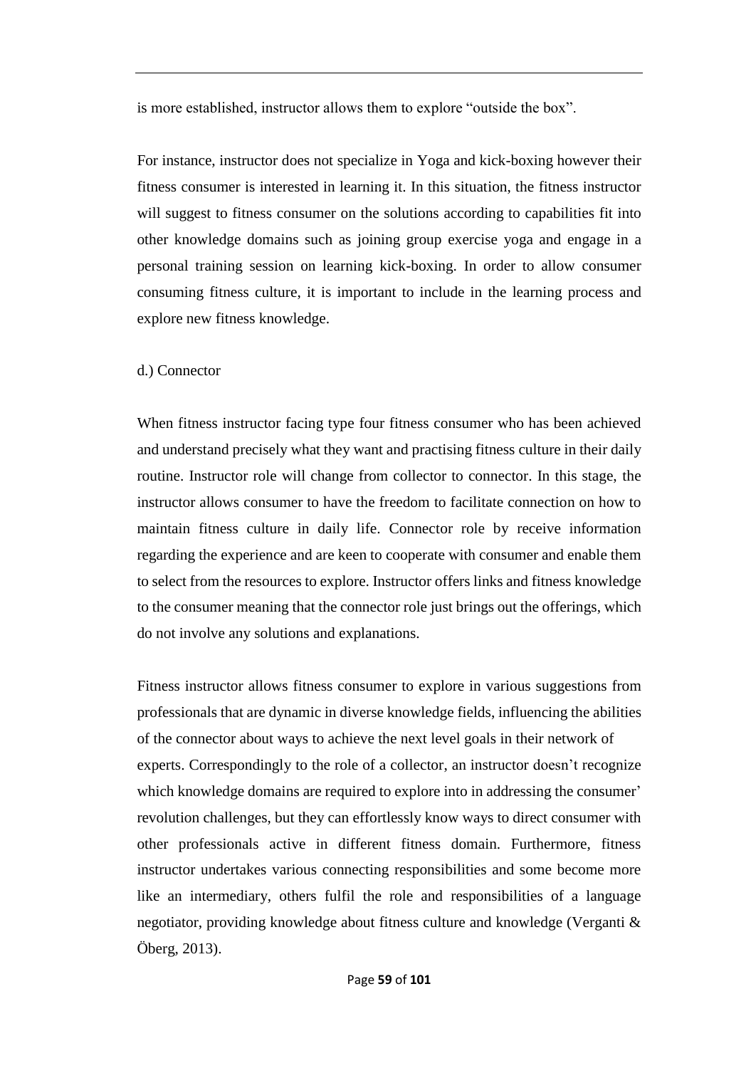is more established, instructor allows them to explore “outside the box”.

For instance, instructor does not specialize in Yoga and kick-boxing however their fitness consumer is interested in learning it. In this situation, the fitness instructor will suggest to fitness consumer on the solutions according to capabilities fit into other knowledge domains such as joining group exercise yoga and engage in a personal training session on learning kick-boxing. In order to allow consumer consuming fitness culture, it is important to include in the learning process and explore new fitness knowledge.

d.) Connector

When fitness instructor facing type four fitness consumer who has been achieved and understand precisely what they want and practising fitness culture in their daily routine. Instructor role will change from collector to connector. In this stage, the instructor allows consumer to have the freedom to facilitate connection on how to maintain fitness culture in daily life. Connector role by receive information regarding the experience and are keen to cooperate with consumer and enable them to select from the resources to explore. Instructor offers links and fitness knowledge to the consumer meaning that the connector role just brings out the offerings, which do not involve any solutions and explanations.

Fitness instructor allows fitness consumer to explore in various suggestions from professionals that are dynamic in diverse knowledge fields, influencing the abilities of the connector about ways to achieve the next level goals in their network of experts. Correspondingly to the role of a collector, an instructor doesn’t recognize which knowledge domains are required to explore into in addressing the consumer’ revolution challenges, but they can effortlessly know ways to direct consumer with other professionals active in different fitness domain. Furthermore, fitness instructor undertakes various connecting responsibilities and some become more like an intermediary, others fulfil the role and responsibilities of a language negotiator, providing knowledge about fitness culture and knowledge (Verganti & Öberg, 2013).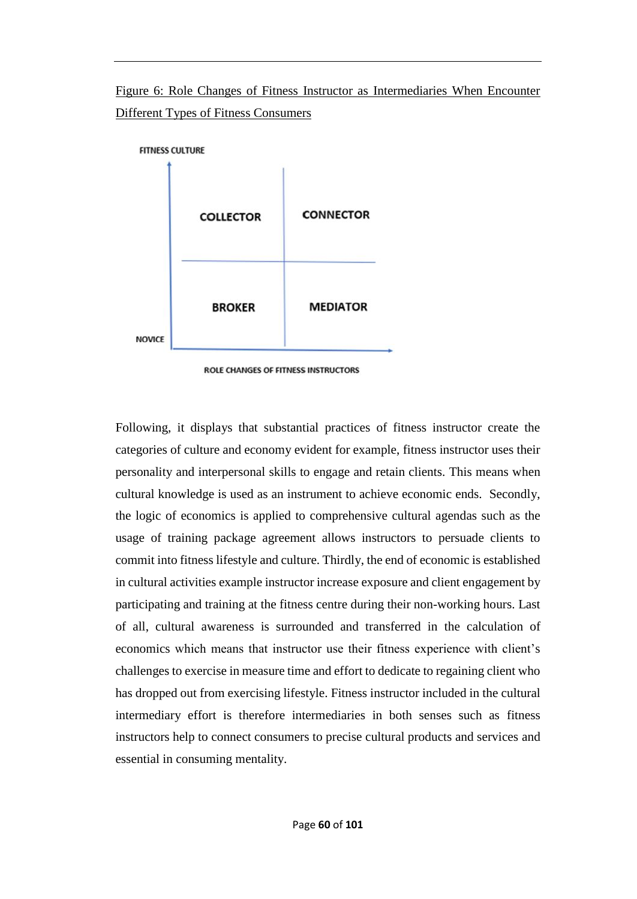Figure 6: Role Changes of Fitness Instructor as Intermediaries When Encounter Different Types of Fitness Consumers

Following, it displays that substantial practices of fitness instructor create the categories of culture and economy evident for example, fitness instructor uses their personality and interpersonal skills to engage and retain clients. This means when cultural knowledge is used as an instrument to achieve economic ends. Secondly, the logic of economics is applied to comprehensive cultural agendas such as the usage of training package agreement allows instructors to persuade clients to commit into fitness lifestyle and culture. Thirdly, the end of economic is established in cultural activities example instructor increase exposure and client engagement by participating and training at the fitness centre during their non-working hours. Last of all, cultural awareness is surrounded and transferred in the calculation of economics which means that instructor use their fitness experience with client's challenges to exercise in measure time and effort to dedicate to regaining client who has dropped out from exercising lifestyle. Fitness instructor included in the cultural intermediary effort is therefore intermediaries in both senses such as fitness instructors help to connect consumers to precise cultural products and services and essential in consuming mentality.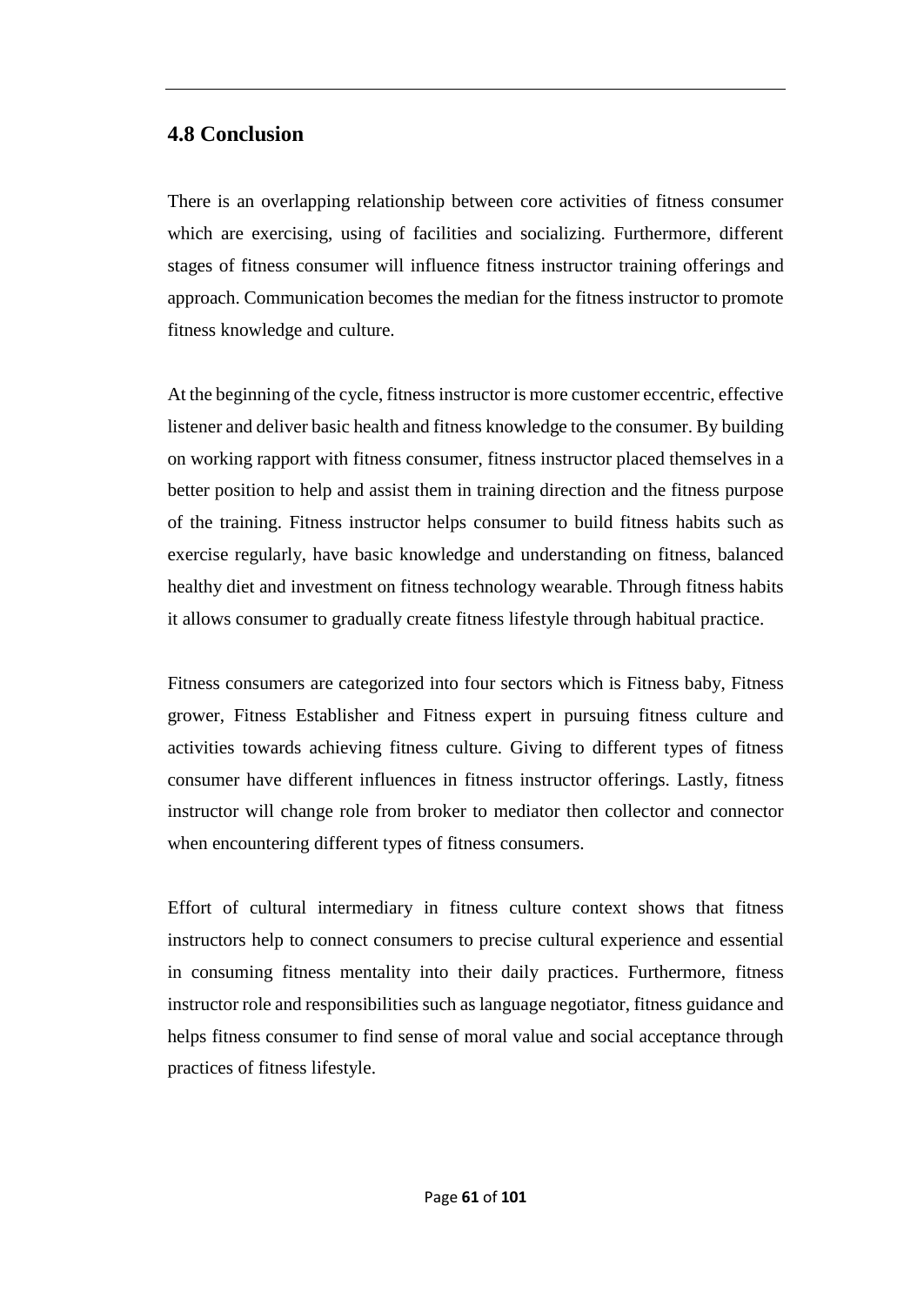## 4.8 Conclusion

There is an overlapping relationship between core activities of fitness consumer which are exercising, using of facilities and socializing. Furthermore, different stages of fitness consumer will influence fitness instructor training offerings and approach. Communication becomes the median for the fitness instructor to promote fitness knowledge and culture.

At the beginning of the cycle, fitness instructor is more customer eccentric, effective listener and deliver basic health and fitness knowledge to the consumer. By building on working rapport with fitness consumer, fitness instructor placed themselves in a better position to help and assist them in training direction and the fitness purpose of the training. Fitness instructor helps consumer to build fitness habits such as exercise regularly, have basic knowledge and understanding on fitness, balanced healthy diet and investment on fitness technology wearable. Through fitness habits it allows consumer to gradually create fitness lifestyle through habitual practice.

Fitness consumers are categorized into four sectors which is Fitness baby, Fitness grower, Fitness Establisher and Fitness expert in pursuing fitness culture and activities towards achieving fitness culture. Giving to different types of fitness consumer have different influences in fitness instructor offerings. Lastly, fitness instructor will change role from broker to mediator then collector and connector when encountering different types of fitness consumers.

Effort of cultural intermediary in fitness culture context shows that fitness instructors help to connect consumers to precise cultural experience and essential in consuming fitness mentality into their daily practices. Furthermore, fitness instructor role and responsibilities such as language negotiator, fitness guidance and helps fitness consumer to find sense of moral value and social acceptance through practices of fitness lifestyle.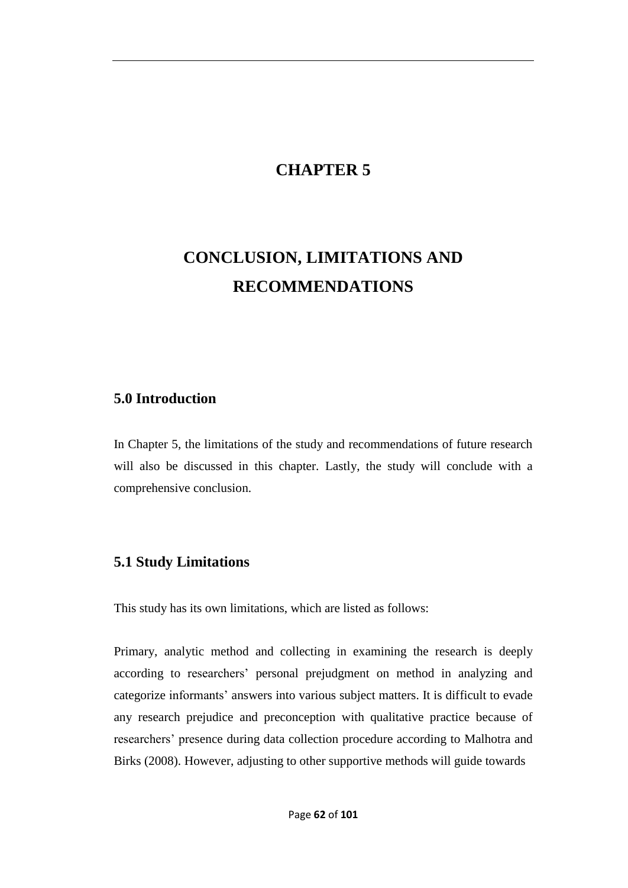# CHAPTER 5

# CONCLUSION, LIMITATIONS AND RECOMMENDATIONS

## 5.0 Introduction

In Chapter 5, the limitations of the study and recommendations of future research will also be discussed in this chapter. Lastly, the study will conclude with a comprehensive conclusion.

## 5.1 Study Limitations

This study has its own limitations, which are listed as follows:

Primary, analytic method and collecting in examining the research is deeply according to researchers' personal prejudgment on method in analyzing and categorize informants' answers into various subject matters. It is difficult to evade any research prejudice and preconception with qualitative practice because of researchers' presence during data collection procedure according to Malhotra and Birks (2008). However, adjusting to other supportive methods will guide towards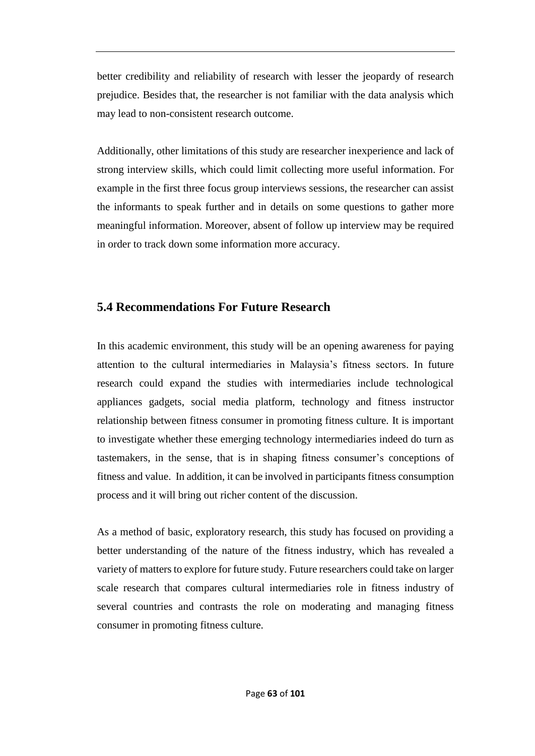better credibility and reliability of research with lesser the jeopardy of research prejudice. Besides that, the researcher is not familiar with the data analysis which may lead to non-consistent research outcome.

Additionally, other limitations of this study are researcher inexperience and lack of strong interview skills, which could limit collecting more useful information. For example in the first three focus group interviews sessions, the researcher can assist the informants to speak further and in details on some questions to gather more meaningful information. Moreover, absent of follow up interview may be required in order to track down some information more accuracy.

## 5.4 Recommendations For Future Research

In this academic environment, this study will be an opening awareness for paying attention to the cultural intermediaries in Malaysia's fitness sectors. In future research could expand the studies with intermediaries include technological appliances gadgets, social media platform, technology and fitness instructor relationship between fitness consumer in promoting fitness culture. It is important to investigate whether these emerging technology intermediaries indeed do turn as tastemakers, in the sense, that is in shaping fitness consumer's conceptions of fitness and value. In addition, it can be involved in participants fitness consumption process and it will bring out richer content of the discussion.

As a method of basic, exploratory research, this study has focused on providing a better understanding of the nature of the fitness industry, which has revealed a variety of matters to explore for future study. Future researchers could take on larger scale research that compares cultural intermediaries role in fitness industry of several countries and contrasts the role on moderating and managing fitness consumer in promoting fitness culture.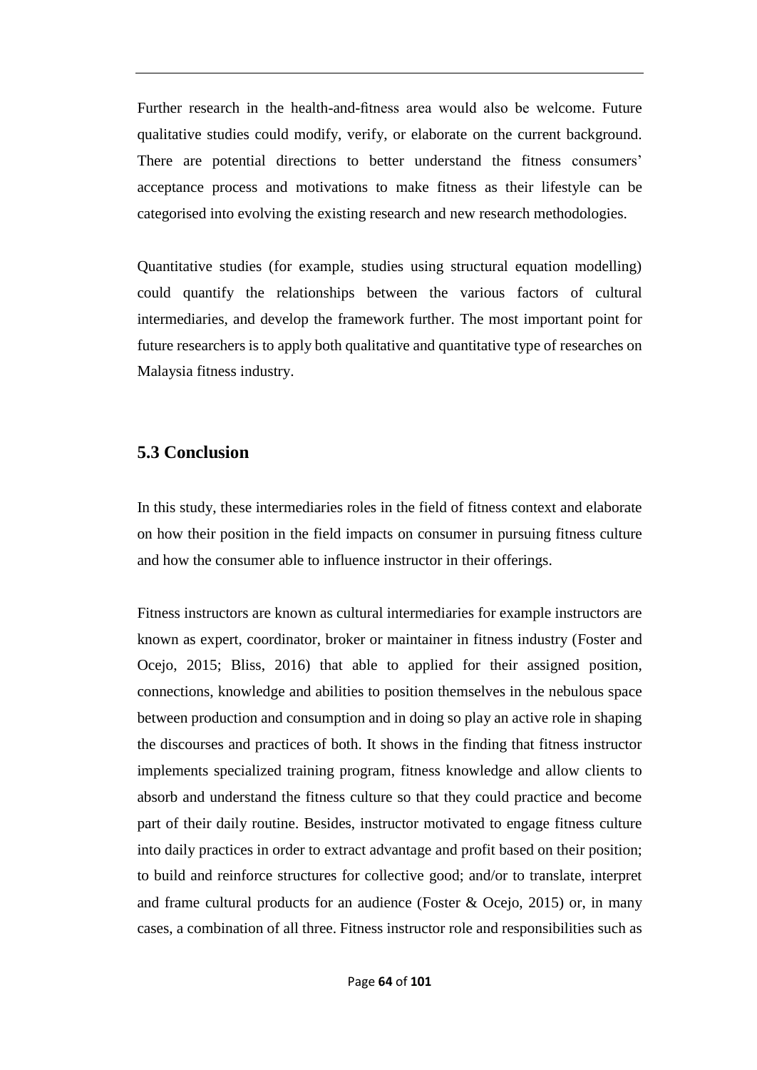Further research in the health-and-fitness area would also be welcome. Future qualitative studies could modify, verify, or elaborate on the current background. There are potential directions to better understand the fitness consumers' acceptance process and motivations to make fitness as their lifestyle can be categorised into evolving the existing research and new research methodologies.

Quantitative studies (for example, studies using structural equation modelling) could quantify the relationships between the various factors of cultural intermediaries, and develop the framework further. The most important point for future researchers is to apply both qualitative and quantitative type of researches on Malaysia fitness industry.

## 5.3 Conclusion

In this study, these intermediaries roles in the field of fitness context and elaborate on how their position in the field impacts on consumer in pursuing fitness culture and how the consumer able to influence instructor in their offerings.

Fitness instructors are known as cultural intermediaries for example instructors are known as expert, coordinator, broker or maintainer in fitness industry (Foster and Ocejo, 2015; Bliss, 2016) that able to applied for their assigned position, connections, knowledge and abilities to position themselves in the nebulous space between production and consumption and in doing so play an active role in shaping the discourses and practices of both. It shows in the finding that fitness instructor implements specialized training program, fitness knowledge and allow clients to absorb and understand the fitness culture so that they could practice and become part of their daily routine. Besides, instructor motivated to engage fitness culture into daily practices in order to extract advantage and profit based on their position; to build and reinforce structures for collective good; and/or to translate, interpret and frame cultural products for an audience (Foster & Ocejo, 2015) or, in many cases, a combination of all three. Fitness instructor role and responsibilities such as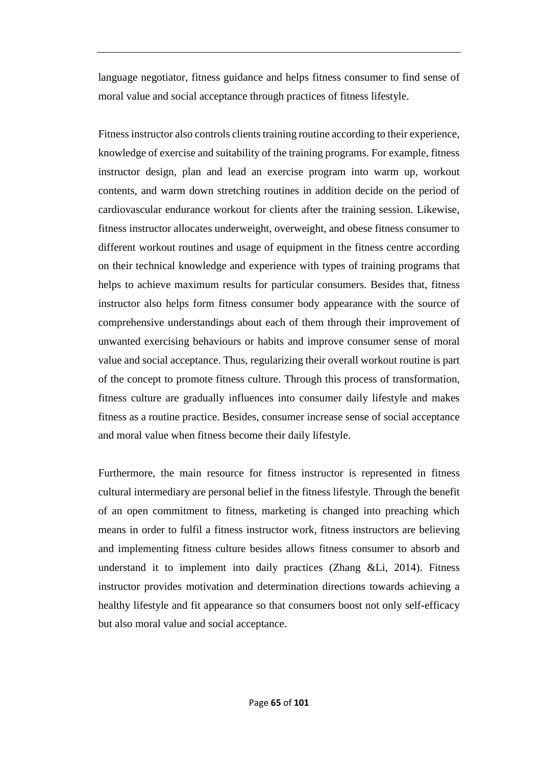language negotiator, fitness guidance and helps fitness consumer to find sense of moral value and social acceptance through practices of fitness lifestyle.

Fitness instructor also controls clients training routine according to their experience, knowledge of exercise and suitability of the training programs. For example, fitness instructor design, plan and lead an exercise program into warm up, workout contents, and warm down stretching routines in addition decide on the period of cardiovascular endurance workout for clients after the training session. Likewise, fitness instructor allocates underweight, overweight, and obese fitness consumer to different workout routines and usage of equipment in the fitness centre according on their technical knowledge and experience with types of training programs that helps to achieve maximum results for particular consumers. Besides that, fitness instructor also helps form fitness consumer body appearance with the source of comprehensive understandings about each of them through their improvement of unwanted exercising behaviours or habits and improve consumer sense of moral value and social acceptance. Thus, regularizing their overall workout routine is part of the concept to promote fitness culture. Through this process of transformation, fitness culture are gradually influences into consumer daily lifestyle and makes fitness as a routine practice. Besides, consumer increase sense of social acceptance and moral value when fitness become their daily lifestyle.

Furthermore, the main resource for fitness instructor is represented in fitness cultural intermediary are personal belief in the fitness lifestyle. Through the benefit of an open commitment to fitness, marketing is changed into preaching which means in order to fulfil a fitness instructor work, fitness instructors are believing and implementing fitness culture besides allows fitness consumer to absorb and understand it to implement into daily practices (Zhang &Li, 2014). Fitness instructor provides motivation and determination directions towards achieving a healthy lifestyle and fit appearance so that consumers boost not only self-efficacy but also moral value and social acceptance.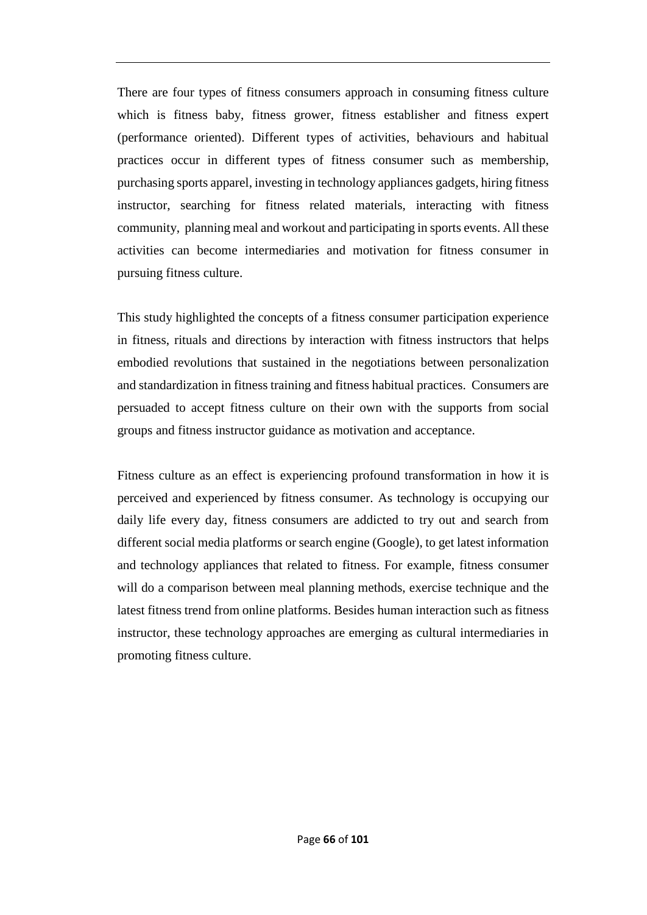There are four types of fitness consumers approach in consuming fitness culture which is fitness baby, fitness grower, fitness establisher and fitness expert (performance oriented). Different types of activities, behaviours and habitual practices occur in different types of fitness consumer such as membership, purchasing sports apparel, investing in technology appliances gadgets, hiring fitness instructor, searching for fitness related materials, interacting with fitness community, planning meal and workout and participating in sports events. All these activities can become intermediaries and motivation for fitness consumer in pursuing fitness culture.

This study highlighted the concepts of a fitness consumer participation experience in fitness, rituals and directions by interaction with fitness instructors that helps embodied revolutions that sustained in the negotiations between personalization and standardization in fitness training and fitness habitual practices. Consumers are persuaded to accept fitness culture on their own with the supports from social groups and fitness instructor guidance as motivation and acceptance.

Fitness culture as an effect is experiencing profound transformation in how it is perceived and experienced by fitness consumer. As technology is occupying our daily life every day, fitness consumers are addicted to try out and search from different social media platforms or search engine (Google), to get latest information and technology appliances that related to fitness. For example, fitness consumer will do a comparison between meal planning methods, exercise technique and the latest fitness trend from online platforms. Besides human interaction such as fitness instructor, these technology approaches are emerging as cultural intermediaries in promoting fitness culture.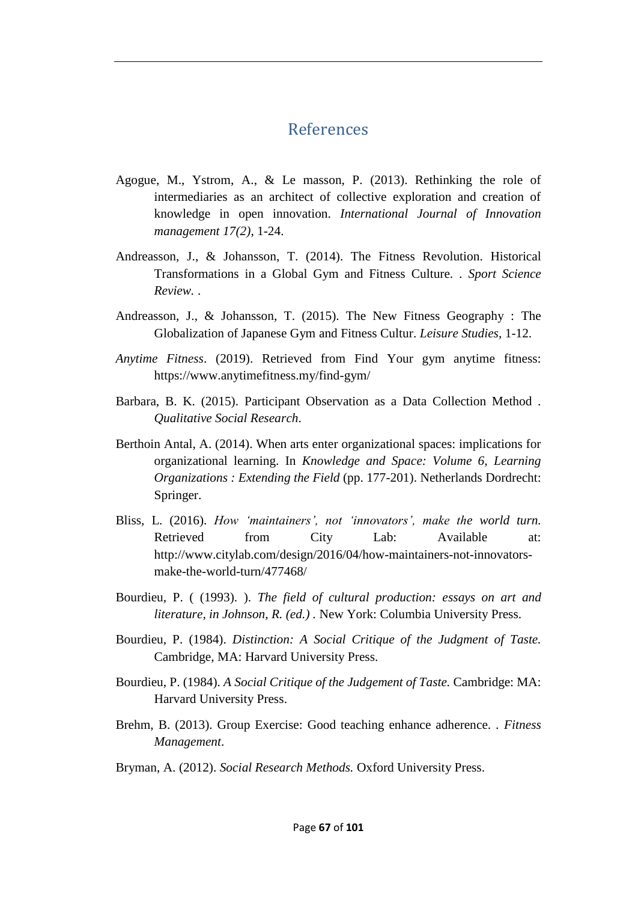## References

Agogue, M., Ystrom, A., & Le masson, P. (2013). Rethinking the role of intermediaries as an architect of collective exploration and creation of knowledge in open innovation. *International Journal of Innovation management 17(2)*, 1-24.

Andreasson, J., & Johansson, T. (2014). The Fitness Revolution. Historical Transformations in a Global Gym and Fitness Culture. . *Sport Science Review*. .

Andreasson, J., & Johansson, T. (2015). The New Fitness Geography : The Globalization of Japanese Gym and Fitness Cultur. *Leisure Studies*, 1-12.

*Anytime Fitness*. (2019). Retrieved from Find Your gym anytime fitness: https://www.anytimefitness.my/find-gym/

Barbara, B. K. (2015). Participant Observation as a Data Collection Method . *Qualitative Social Research*.

Berthoin Antal, A. (2014). When arts enter organizational spaces: implications for organizational learning. In *Knowledge and Space: Volume 6, Learning Organizations : Extending the Field* (pp. 177-201). Netherlands Dordrecht: Springer.

Bliss, L. (2016). *How 'maintainers', not 'innovators', make the world turn.* Retrieved from City Lab: Available at: http://www.citylab.com/design/2016/04/how-maintainers-not-innovators-make-the-world-turn/477468/

Bourdieu, P. ( (1993). ). *The field of cultural production: essays on art and literature, in Johnson, R. (ed.)* . New York: Columbia University Press.

Bourdieu, P. (1984). *Distinction: A Social Critique of the Judgment of Taste.* Cambridge, MA: Harvard University Press.

Bourdieu, P. (1984). *A Social Critique of the Judgement of Taste.* Cambridge: MA: Harvard University Press.

Brehm, B. (2013). Group Exercise: Good teaching enhance adherence. . *Fitness Management*.

Bryman, A. (2012). *Social Research Methods.* Oxford University Press.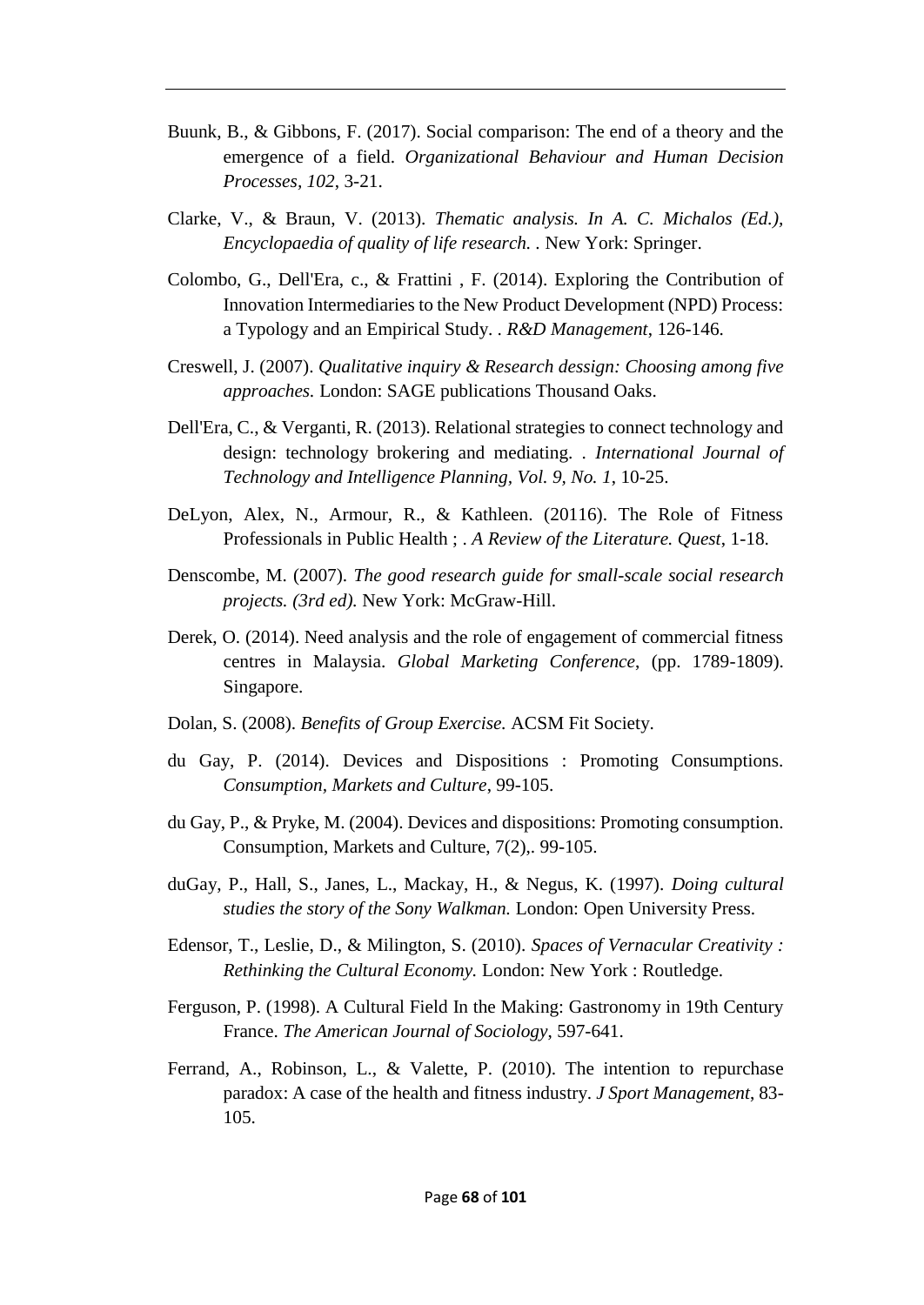Buunk, B., & Gibbons, F. (2017). Social comparison: The end of a theory and the emergence of a field. *Organizational Behaviour and Human Decision Processes, 102*, 3-21.

Clarke, V., & Braun, V. (2013). *Thematic analysis. In A. C. Michalos (Ed.), Encyclopaedia of quality of life research.* . New York: Springer.

Colombo, G., Dell'Era, c., & Frattini , F. (2014). Exploring the Contribution of Innovation Intermediaries to the New Product Development (NPD) Process: a Typology and an Empirical Study. . *R&D Management*, 126-146.

Creswell, J. (2007). *Qualitative inquiry & Research dessign: Choosing among five approaches.* London: SAGE publications Thousand Oaks.

Dell'Era, C., & Verganti, R. (2013). Relational strategies to connect technology and design: technology brokering and mediating. . *International Journal of Technology and Intelligence Planning, Vol. 9, No. 1*, 10-25.

DeLyon, Alex, N., Armour, R., & Kathleen. (20116). The Role of Fitness Professionals in Public Health ; . *A Review of the Literature. Quest*, 1-18.

Denscombe, M. (2007). *The good research guide for small-scale social research projects. (3rd ed).* New York: McGraw-Hill.

Derek, O. (2014). Need analysis and the role of engagement of commercial fitness centres in Malaysia. *Global Marketing Conference*, (pp. 1789-1809). Singapore.

Dolan, S. (2008). *Benefits of Group Exercise.* ACSM Fit Society.

du Gay, P. (2014). Devices and Dispositions : Promoting Consumptions. *Consumption, Markets and Culture*, 99-105.

du Gay, P., & Pryke, M. (2004). Devices and dispositions: Promoting consumption. Consumption, Markets and Culture, 7(2),. 99-105.

duGay, P., Hall, S., Janes, L., Mackay, H., & Negus, K. (1997). *Doing cultural studies the story of the Sony Walkman.* London: Open University Press.

Edensor, T., Leslie, D., & Milington, S. (2010). *Spaces of Vernacular Creativity : Rethinking the Cultural Economy.* London: New York : Routledge.

Ferguson, P. (1998). A Cultural Field In the Making: Gastronomy in 19th Century France. *The American Journal of Sociology*, 597-641.

Ferrand, A., Robinson, L., & Valette, P. (2010). The intention to repurchase paradox: A case of the health and fitness industry. *J Sport Management*, 83-105.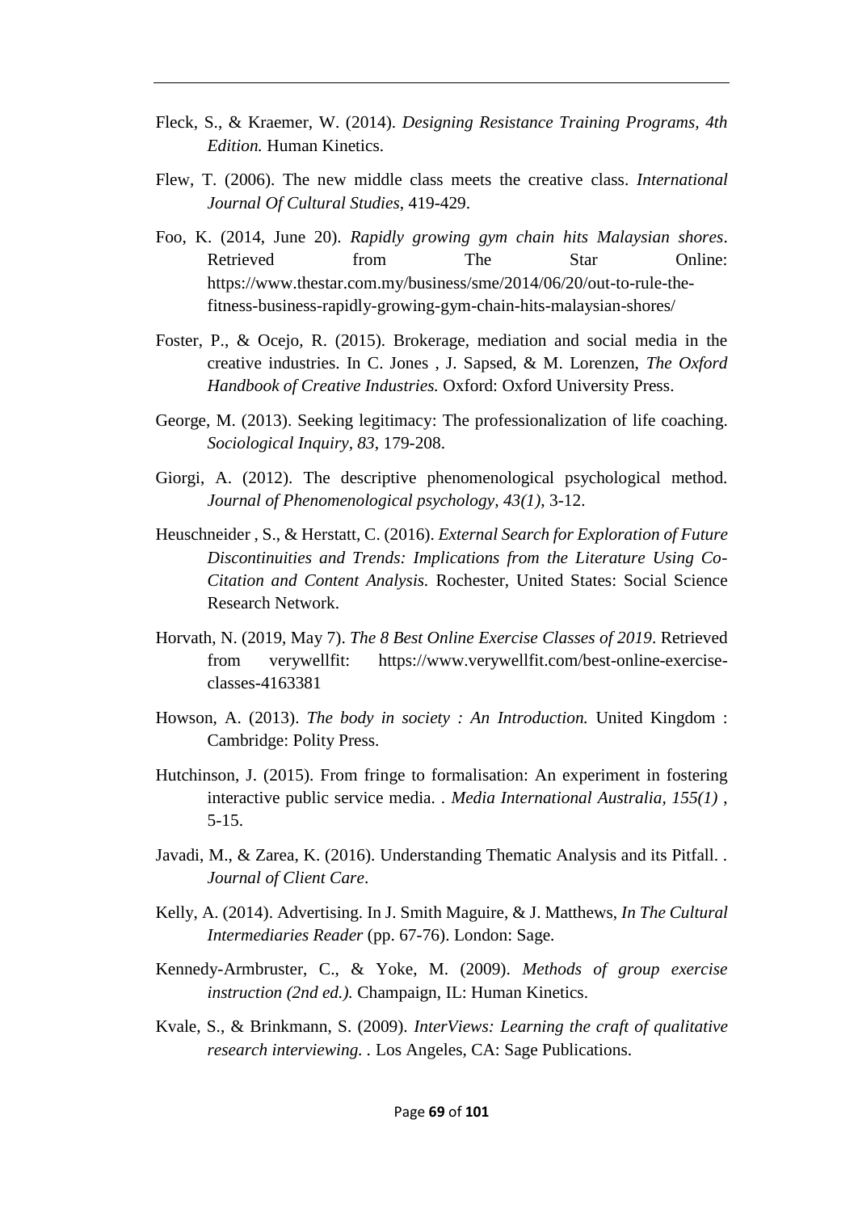Fleck, S., & Kraemer, W. (2014). *Designing Resistance Training Programs, 4th Edition.* Human Kinetics.

Flew, T. (2006). The new middle class meets the creative class. *International Journal Of Cultural Studies*, 419-429.

Foo, K. (2014, June 20). *Rapidly growing gym chain hits Malaysian shores*. Retrieved from The Star Online: https://www.thestar.com.my/business/sme/2014/06/20/out-to-rule-the-fitness-business-rapidly-growing-gym-chain-hits-malaysian-shores/

Foster, P., & Ocejo, R. (2015). Brokerage, mediation and social media in the creative industries. In C. Jones , J. Sapsed, & M. Lorenzen, *The Oxford Handbook of Creative Industries.* Oxford: Oxford University Press.

George, M. (2013). Seeking legitimacy: The professionalization of life coaching. *Sociological Inquiry, 83*, 179-208.

Giorgi, A. (2012). The descriptive phenomenological psychological method. *Journal of Phenomenological psychology, 43(1)*, 3-12.

Heuschneider , S., & Herstatt, C. (2016). *External Search for Exploration of Future Discontinuities and Trends: Implications from the Literature Using Co-Citation and Content Analysis.* Rochester, United States: Social Science Research Network.

Horvath, N. (2019, May 7). *The 8 Best Online Exercise Classes of 2019*. Retrieved from verywellfit: https://www.verywellfit.com/best-online-exercise-classes-4163381

Howson, A. (2013). *The body in society : An Introduction.* United Kingdom : Cambridge: Polity Press.

Hutchinson, J. (2015). From fringe to formalisation: An experiment in fostering interactive public service media. . *Media International Australia, 155(1)* , 5-15.

Javadi, M., & Zarea, K. (2016). Understanding Thematic Analysis and its Pitfall. . *Journal of Client Care*.

Kelly, A. (2014). Advertising. In J. Smith Maguire, & J. Matthews, *In The Cultural Intermediaries Reader* (pp. 67-76). London: Sage.

Kennedy-Armbruster, C., & Yoke, M. (2009). *Methods of group exercise instruction (2nd ed.).* Champaign, IL: Human Kinetics.

Kvale, S., & Brinkmann, S. (2009). *InterViews: Learning the craft of qualitative research interviewing.* . Los Angeles, CA: Sage Publications.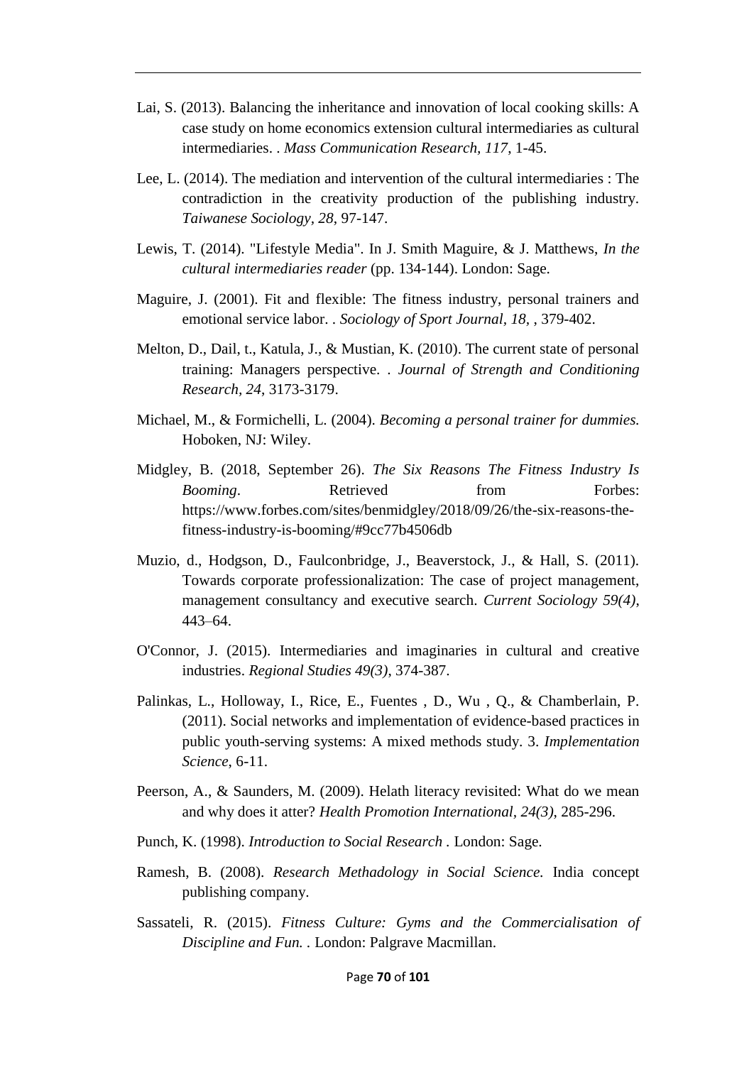Lai, S. (2013). Balancing the inheritance and innovation of local cooking skills: A case study on home economics extension cultural intermediaries as cultural intermediaries. . *Mass Communication Research, 117*, 1-45.

Lee, L. (2014). The mediation and intervention of the cultural intermediaries : The contradiction in the creativity production of the publishing industry. *Taiwanese Sociology, 28*, 97-147.

Lewis, T. (2014). "Lifestyle Media". In J. Smith Maguire, & J. Matthews, *In the cultural intermediaries reader* (pp. 134-144). London: Sage.

Maguire, J. (2001). Fit and flexible: The fitness industry, personal trainers and emotional service labor. . *Sociology of Sport Journal, 18,* , 379-402.

Melton, D., Dail, t., Katula, J., & Mustian, K. (2010). The current state of personal training: Managers perspective. . *Journal of Strength and Conditioning Research, 24*, 3173-3179.

Michael, M., & Formichelli, L. (2004). *Becoming a personal trainer for dummies.* Hoboken, NJ: Wiley.

Midgley, B. (2018, September 26). *The Six Reasons The Fitness Industry Is Booming*. Retrieved from Forbes: https://www.forbes.com/sites/benmidgley/2018/09/26/the-six-reasons-the-fitness-industry-is-booming/#9cc77b4506db

Muzio, d., Hodgson, D., Faulconbridge, J., Beaverstock, J., & Hall, S. (2011). Towards corporate professionalization: The case of project management, management consultancy and executive search. *Current Sociology 59(4)*, 443–64.

O'Connor, J. (2015). Intermediaries and imaginaries in cultural and creative industries. *Regional Studies 49(3)*, 374-387.

Palinkas, L., Holloway, I., Rice, E., Fuentes , D., Wu , Q., & Chamberlain, P. (2011). Social networks and implementation of evidence-based practices in public youth-serving systems: A mixed methods study. 3. *Implementation Science*, 6-11.

Peerson, A., & Saunders, M. (2009). Helath literacy revisited: What do we mean and why does it atter? *Health Promotion International, 24(3)*, 285-296.

Punch, K. (1998). *Introduction to Social Research* . London: Sage.

Ramesh, B. (2008). *Research Methadology in Social Science.* India concept publishing company.

Sassateli, R. (2015). *Fitness Culture: Gyms and the Commercialisation of Discipline and Fun.* . London: Palgrave Macmillan.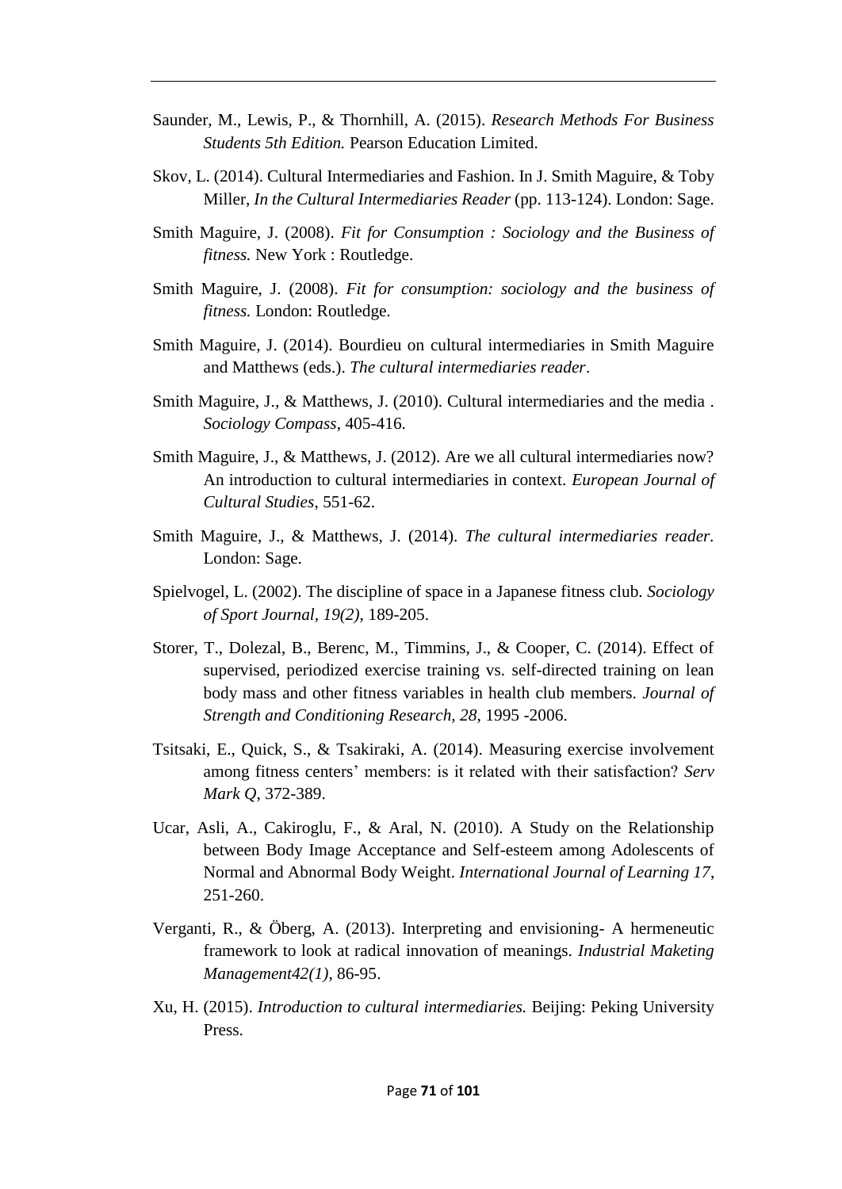Saunder, M., Lewis, P., & Thornhill, A. (2015). *Research Methods For Business Students 5th Edition.* Pearson Education Limited.

Skov, L. (2014). Cultural Intermediaries and Fashion. In J. Smith Maguire, & Toby Miller, *In the Cultural Intermediaries Reader* (pp. 113-124). London: Sage.

Smith Maguire, J. (2008). *Fit for Consumption : Sociology and the Business of fitness.* New York : Routledge.

Smith Maguire, J. (2008). *Fit for consumption: sociology and the business of fitness.* London: Routledge.

Smith Maguire, J. (2014). Bourdieu on cultural intermediaries in Smith Maguire and Matthews (eds.). *The cultural intermediaries reader*.

Smith Maguire, J., & Matthews, J. (2010). Cultural intermediaries and the media . *Sociology Compass*, 405-416.

Smith Maguire, J., & Matthews, J. (2012). Are we all cultural intermediaries now? An introduction to cultural intermediaries in context. *European Journal of Cultural Studies*, 551-62.

Smith Maguire, J., & Matthews, J. (2014). *The cultural intermediaries reader.* London: Sage.

Spielvogel, L. (2002). The discipline of space in a Japanese fitness club. *Sociology of Sport Journal, 19(2)*, 189-205.

Storer, T., Dolezal, B., Berenc, M., Timmins, J., & Cooper, C. (2014). Effect of supervised, periodized exercise training vs. self-directed training on lean body mass and other fitness variables in health club members. *Journal of Strength and Conditioning Research*, *28*, 1995 -2006.

Tsitsaki, E., Quick, S., & Tsakiraki, A. (2014). Measuring exercise involvement among fitness centers' members: is it related with their satisfaction? *Serv Mark Q*, 372-389.

Ucar, Asli, A., Cakiroglu, F., & Aral, N. (2010). A Study on the Relationship between Body Image Acceptance and Self-esteem among Adolescents of Normal and Abnormal Body Weight. *International Journal of Learning 17*, 251-260.

Verganti, R., & Öberg, A. (2013). Interpreting and envisioning- A hermeneutic framework to look at radical innovation of meanings. *Industrial Maketing Management42(1)*, 86-95.

Xu, H. (2015). *Introduction to cultural intermediaries.* Beijing: Peking University Press.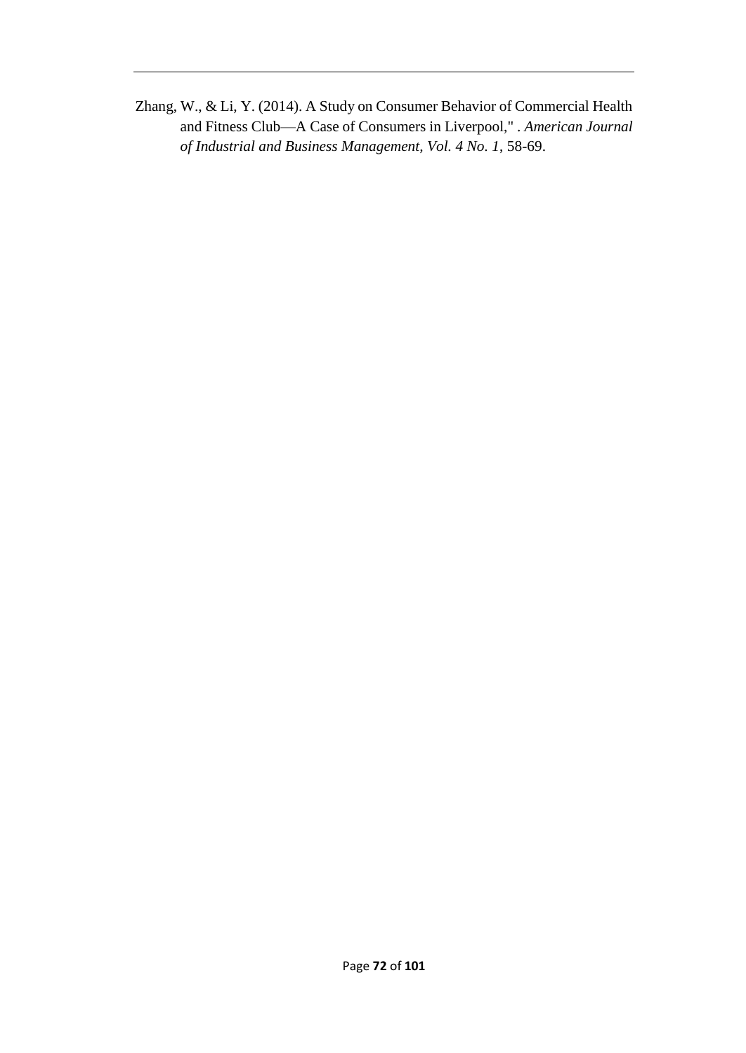Zhang, W., & Li, Y. (2014). A Study on Consumer Behavior of Commercial Health and Fitness Club—A Case of Consumers in Liverpool," . *American Journal of Industrial and Business Management, Vol. 4 No. 1*, 58-69.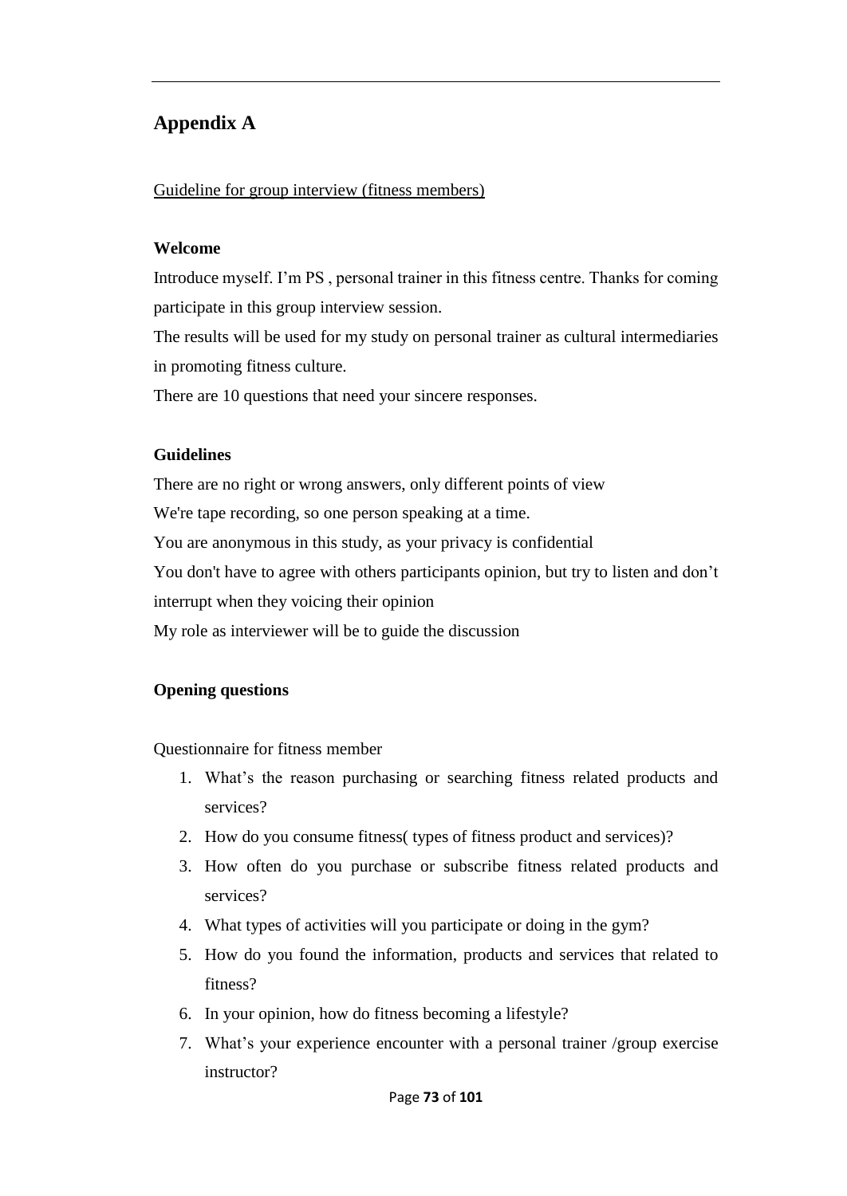# Appendix A

Guideline for group interview (fitness members)

**Welcome**

Introduce myself. I'm PS , personal trainer in this fitness centre. Thanks for coming participate in this group interview session.

The results will be used for my study on personal trainer as cultural intermediaries in promoting fitness culture.

There are 10 questions that need your sincere responses.

**Guidelines**

There are no right or wrong answers, only different points of view

We're tape recording, so one person speaking at a time.

You are anonymous in this study, as your privacy is confidential

You don't have to agree with others participants opinion, but try to listen and don't interrupt when they voicing their opinion

My role as interviewer will be to guide the discussion

**Opening questions**

Questionnaire for fitness member

1. What's the reason purchasing or searching fitness related products and services?
2. How do you consume fitness( types of fitness product and services)?
3. How often do you purchase or subscribe fitness related products and services?
4. What types of activities will you participate or doing in the gym?
5. How do you found the information, products and services that related to fitness?
6. In your opinion, how do fitness becoming a lifestyle?
7. What's your experience encounter with a personal trainer /group exercise instructor?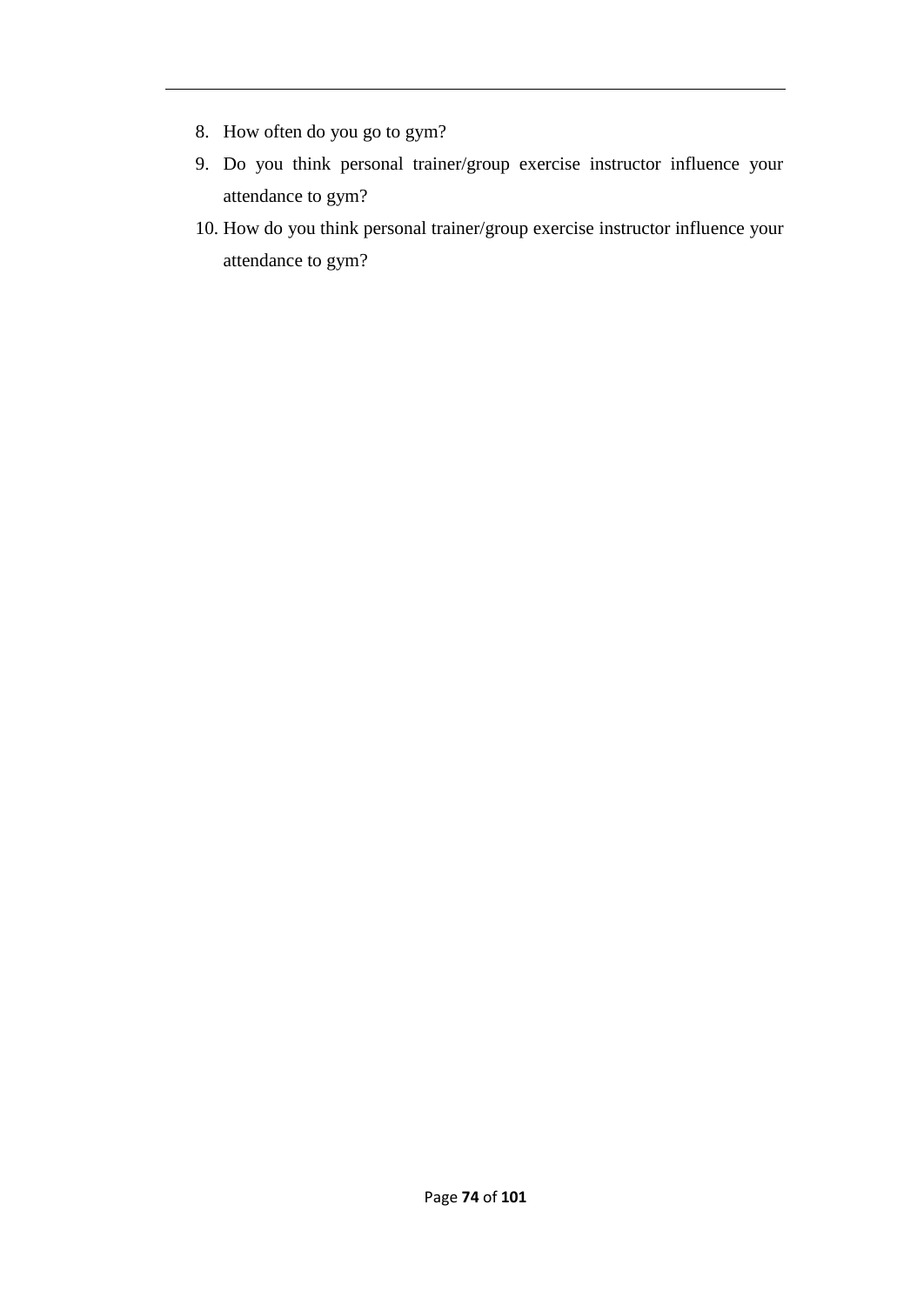8. How often do you go to gym?
9. Do you think personal trainer/group exercise instructor influence your attendance to gym?
10. How do you think personal trainer/group exercise instructor influence your attendance to gym?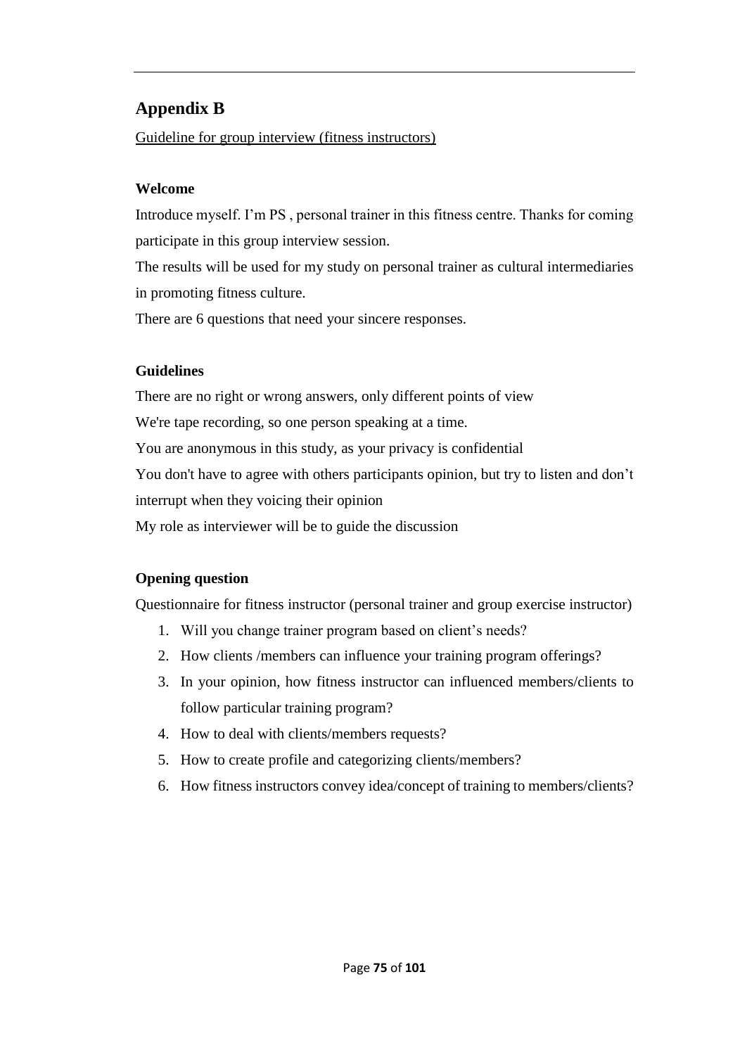## Appendix B

Guideline for group interview (fitness instructors)

**Welcome**

Introduce myself. I'm PS , personal trainer in this fitness centre. Thanks for coming participate in this group interview session.

The results will be used for my study on personal trainer as cultural intermediaries in promoting fitness culture.

There are 6 questions that need your sincere responses.

**Guidelines**

There are no right or wrong answers, only different points of view

We're tape recording, so one person speaking at a time.

You are anonymous in this study, as your privacy is confidential

You don't have to agree with others participants opinion, but try to listen and don't interrupt when they voicing their opinion

My role as interviewer will be to guide the discussion

**Opening question**

Questionnaire for fitness instructor (personal trainer and group exercise instructor)

1. Will you change trainer program based on client's needs?
2. How clients /members can influence your training program offerings?
3. In your opinion, how fitness instructor can influenced members/clients to follow particular training program?
4. How to deal with clients/members requests?
5. How to create profile and categorizing clients/members?
6. How fitness instructors convey idea/concept of training to members/clients?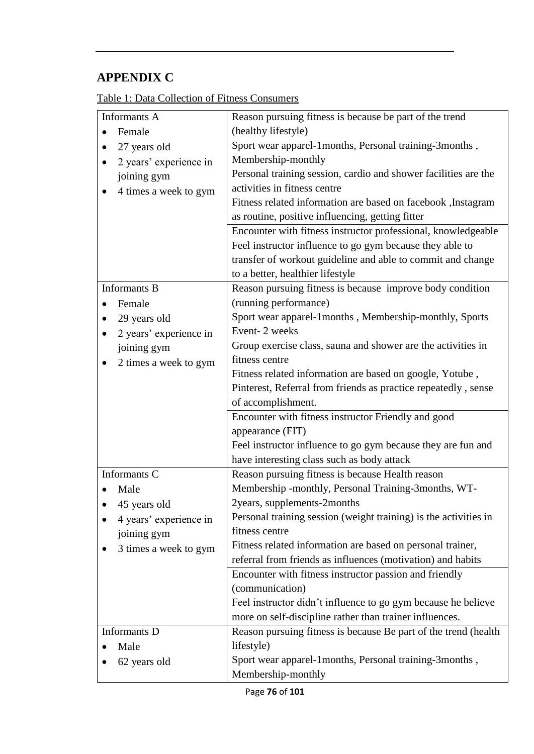# APPENDIX C

Table 1: Data Collection of Fitness Consumers

| | |
|---|---|
| Informants A<br>• Female<br>• 27 years old<br>• 2 years' experience in joining gym<br>• 4 times a week to gym | Reason pursuing fitness is because be part of the trend (healthy lifestyle)<br>Sport wear apparel-1months, Personal training-3months , Membership-monthly<br>Personal training session, cardio and shower facilities are the activities in fitness centre<br>Fitness related information are based on facebook ,Instagram as routine, positive influencing, getting fitter |
| | Encounter with fitness instructor professional, knowledgeable<br>Feel instructor influence to go gym because they able to transfer of workout guideline and able to commit and change to a better, healthier lifestyle |
| Informants B<br>• Female<br>• 29 years old<br>• 2 years' experience in joining gym<br>• 2 times a week to gym | Reason pursuing fitness is because improve body condition (running performance)<br>Sport wear apparel-1months , Membership-monthly, Sports Event- 2 weeks<br>Group exercise class, sauna and shower are the activities in fitness centre<br>Fitness related information are based on google, Yotube , Pinterest, Referral from friends as practice repeatedly , sense of accomplishment. |
| | Encounter with fitness instructor Friendly and good appearance (FIT)<br>Feel instructor influence to go gym because they are fun and have interesting class such as body attack |
| Informants C<br>• Male<br>• 45 years old<br>• 4 years' experience in joining gym<br>• 3 times a week to gym | Reason pursuing fitness is because Health reason<br>Membership -monthly, Personal Training-3months, WT-2years, supplements-2months<br>Personal training session (weight training) is the activities in fitness centre<br>Fitness related information are based on personal trainer, referral from friends as influences (motivation) and habits |
| | Encounter with fitness instructor passion and friendly (communication)<br>Feel instructor didn't influence to go gym because he believe more on self-discipline rather than trainer influences. |
| Informants D<br>• Male<br>• 62 years old | Reason pursuing fitness is because Be part of the trend (health lifestyle)<br>Sport wear apparel-1months, Personal training-3months , Membership-monthly |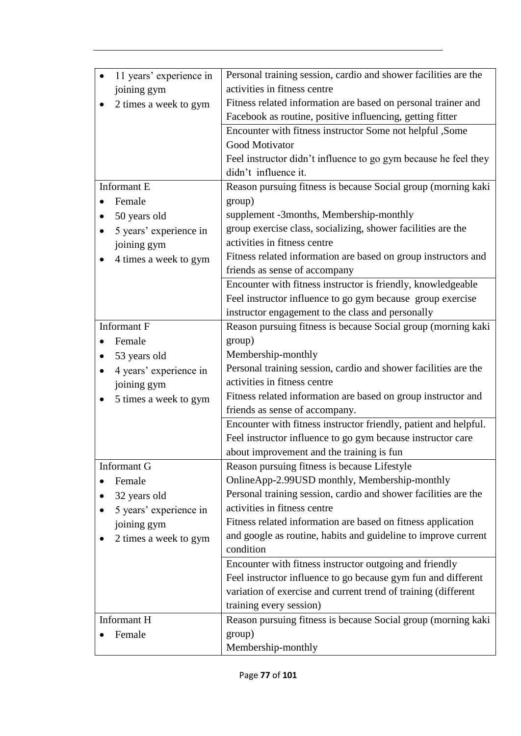| | |
|---|---|
| • 11 years' experience in joining gym<br>• 2 times a week to gym | Personal training session, cardio and shower facilities are the activities in fitness centre<br>Fitness related information are based on personal trainer and Facebook as routine, positive influencing, getting fitter |
| | Encounter with fitness instructor Some not helpful ,Some Good Motivator<br>Feel instructor didn't influence to go gym because he feel they didn't influence it. |
| Informant E<br>• Female<br>• 50 years old<br>• 5 years' experience in joining gym<br>• 4 times a week to gym | Reason pursuing fitness is because Social group (morning kaki group)<br>supplement -3months, Membership-monthly<br>group exercise class, socializing, shower facilities are the activities in fitness centre<br>Fitness related information are based on group instructors and friends as sense of accompany |
| | Encounter with fitness instructor is friendly, knowledgeable<br>Feel instructor influence to go gym because group exercise instructor engagement to the class and personally |
| Informant F<br>• Female<br>• 53 years old<br>• 4 years' experience in joining gym<br>• 5 times a week to gym | Reason pursuing fitness is because Social group (morning kaki group)<br>Membership-monthly<br>Personal training session, cardio and shower facilities are the activities in fitness centre<br>Fitness related information are based on group instructor and friends as sense of accompany. |
| | Encounter with fitness instructor friendly, patient and helpful.<br>Feel instructor influence to go gym because instructor care about improvement and the training is fun |
| Informant G<br>• Female<br>• 32 years old<br>• 5 years' experience in joining gym<br>• 2 times a week to gym | Reason pursuing fitness is because Lifestyle<br>OnlineApp-2.99USD monthly, Membership-monthly<br>Personal training session, cardio and shower facilities are the activities in fitness centre<br>Fitness related information are based on fitness application and google as routine, habits and guideline to improve current condition |
| | Encounter with fitness instructor outgoing and friendly<br>Feel instructor influence to go because gym fun and different variation of exercise and current trend of training (different training every session) |
| Informant H<br>• Female | Reason pursuing fitness is because Social group (morning kaki group)<br>Membership-monthly |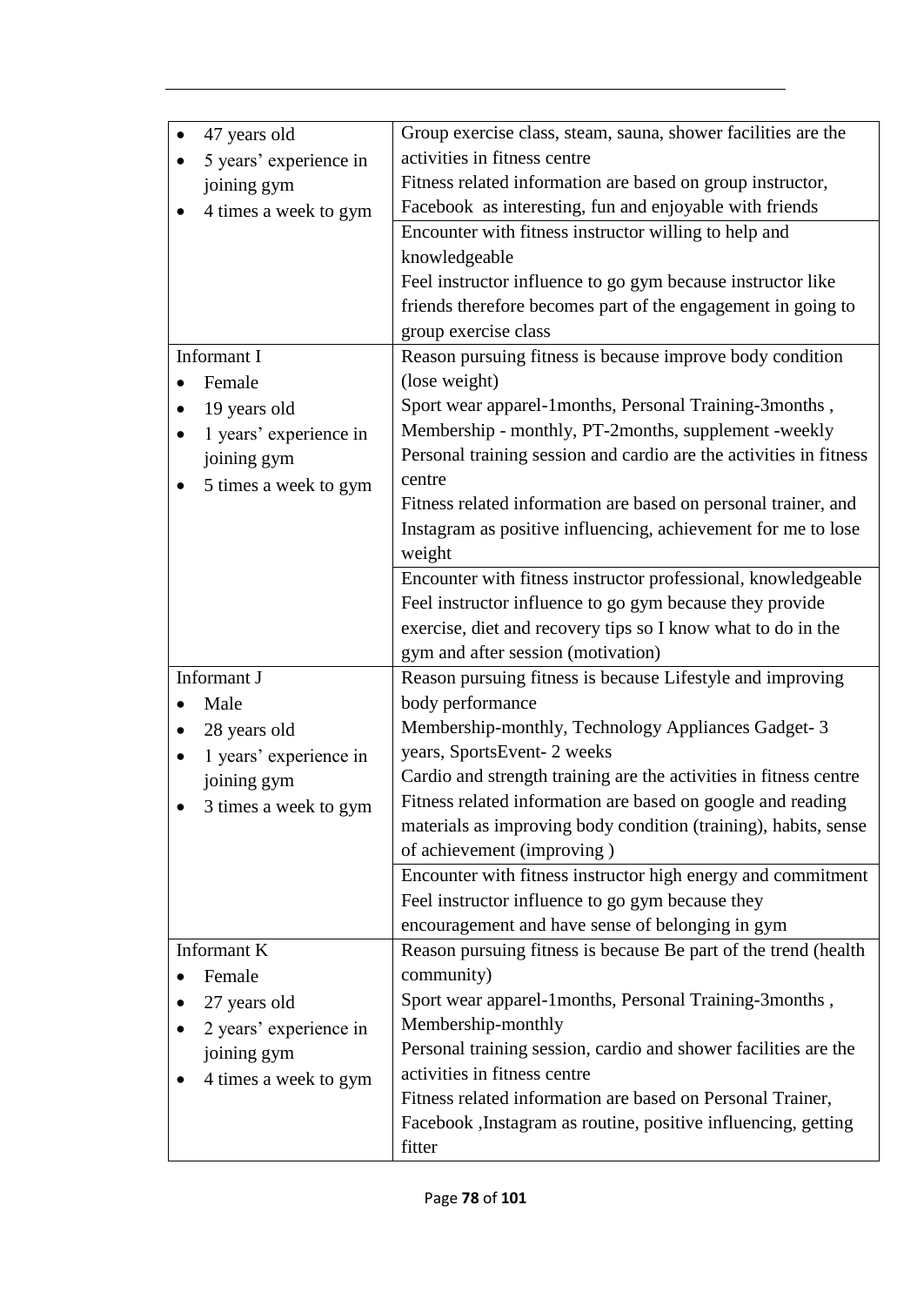| | |
|---|---|
| • 47 years old<br>• 5 years' experience in joining gym<br>• 4 times a week to gym | Group exercise class, steam, sauna, shower facilities are the activities in fitness centre<br>Fitness related information are based on group instructor, Facebook as interesting, fun and enjoyable with friends |
| | Encounter with fitness instructor willing to help and knowledgeable<br>Feel instructor influence to go gym because instructor like friends therefore becomes part of the engagement in going to group exercise class |
| Informant I<br>• Female<br>• 19 years old<br>• 1 years' experience in joining gym<br>• 5 times a week to gym | Reason pursuing fitness is because improve body condition (lose weight)<br>Sport wear apparel-1months, Personal Training-3months , Membership - monthly, PT-2months, supplement -weekly<br>Personal training session and cardio are the activities in fitness centre<br>Fitness related information are based on personal trainer, and Instagram as positive influencing, achievement for me to lose weight |
| | Encounter with fitness instructor professional, knowledgeable<br>Feel instructor influence to go gym because they provide exercise, diet and recovery tips so I know what to do in the gym and after session (motivation) |
| Informant J<br>• Male<br>• 28 years old<br>• 1 years' experience in joining gym<br>• 3 times a week to gym | Reason pursuing fitness is because Lifestyle and improving body performance<br>Membership-monthly, Technology Appliances Gadget- 3 years, SportsEvent- 2 weeks<br>Cardio and strength training are the activities in fitness centre<br>Fitness related information are based on google and reading materials as improving body condition (training), habits, sense of achievement (improving ) |
| | Encounter with fitness instructor high energy and commitment<br>Feel instructor influence to go gym because they encouragement and have sense of belonging in gym |
| Informant K<br>• Female<br>• 27 years old<br>• 2 years' experience in joining gym<br>• 4 times a week to gym | Reason pursuing fitness is because Be part of the trend (health community)<br>Sport wear apparel-1months, Personal Training-3months , Membership-monthly<br>Personal training session, cardio and shower facilities are the activities in fitness centre<br>Fitness related information are based on Personal Trainer, Facebook ,Instagram as routine, positive influencing, getting fitter |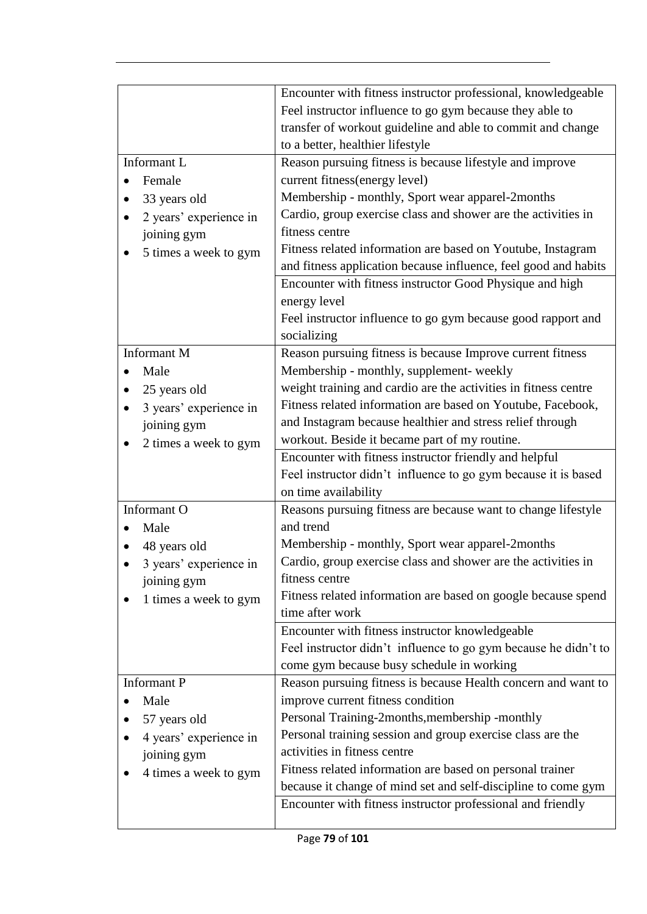| | |
|---|---|
| | Encounter with fitness instructor professional, knowledgeable<br>Feel instructor influence to go gym because they able to transfer of workout guideline and able to commit and change to a better, healthier lifestyle |
| Informant L<br>• Female<br>• 33 years old<br>• 2 years' experience in joining gym<br>• 5 times a week to gym | Reason pursuing fitness is because lifestyle and improve current fitness(energy level)<br>Membership - monthly, Sport wear apparel-2months<br>Cardio, group exercise class and shower are the activities in fitness centre<br>Fitness related information are based on Youtube, Instagram and fitness application because influence, feel good and habits |
| | Encounter with fitness instructor Good Physique and high energy level<br>Feel instructor influence to go gym because good rapport and socializing |
| Informant M<br>• Male<br>• 25 years old<br>• 3 years' experience in joining gym<br>• 2 times a week to gym | Reason pursuing fitness is because Improve current fitness<br>Membership - monthly, supplement- weekly<br>weight training and cardio are the activities in fitness centre<br>Fitness related information are based on Youtube, Facebook, and Instagram because healthier and stress relief through workout. Beside it became part of my routine. |
| | Encounter with fitness instructor friendly and helpful<br>Feel instructor didn't influence to go gym because it is based on time availability |
| Informant O<br>• Male<br>• 48 years old<br>• 3 years' experience in joining gym<br>• 1 times a week to gym | Reasons pursuing fitness are because want to change lifestyle and trend<br>Membership - monthly, Sport wear apparel-2months<br>Cardio, group exercise class and shower are the activities in fitness centre<br>Fitness related information are based on google because spend time after work |
| | Encounter with fitness instructor knowledgeable<br>Feel instructor didn't influence to go gym because he didn't to come gym because busy schedule in working |
| Informant P<br>• Male<br>• 57 years old<br>• 4 years' experience in joining gym<br>• 4 times a week to gym | Reason pursuing fitness is because Health concern and want to improve current fitness condition<br>Personal Training-2months,membership -monthly<br>Personal training session and group exercise class are the activities in fitness centre<br>Fitness related information are based on personal trainer because it change of mind set and self-discipline to come gym |
| | Encounter with fitness instructor professional and friendly |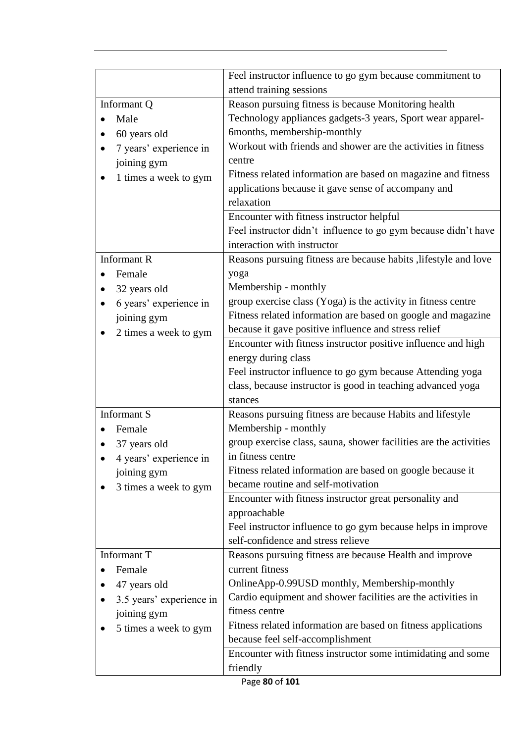| | |
|---|---|
| | Feel instructor influence to go gym because commitment to attend training sessions |
| Informant Q<br>• Male<br>• 60 years old<br>• 7 years' experience in joining gym<br>• 1 times a week to gym | Reason pursuing fitness is because Monitoring health<br>Technology appliances gadgets-3 years, Sport wear apparel-6months, membership-monthly<br>Workout with friends and shower are the activities in fitness centre<br>Fitness related information are based on magazine and fitness applications because it gave sense of accompany and relaxation |
| | Encounter with fitness instructor helpful<br>Feel instructor didn't influence to go gym because didn't have interaction with instructor |
| Informant R<br>• Female<br>• 32 years old<br>• 6 years' experience in joining gym<br>• 2 times a week to gym | Reasons pursuing fitness are because habits ,lifestyle and love yoga<br>Membership - monthly<br>group exercise class (Yoga) is the activity in fitness centre<br>Fitness related information are based on google and magazine because it gave positive influence and stress relief |
| | Encounter with fitness instructor positive influence and high energy during class<br>Feel instructor influence to go gym because Attending yoga class, because instructor is good in teaching advanced yoga stances |
| Informant S<br>• Female<br>• 37 years old<br>• 4 years' experience in joining gym<br>• 3 times a week to gym | Reasons pursuing fitness are because Habits and lifestyle<br>Membership - monthly<br>group exercise class, sauna, shower facilities are the activities in fitness centre<br>Fitness related information are based on google because it became routine and self-motivation |
| | Encounter with fitness instructor great personality and approachable<br>Feel instructor influence to go gym because helps in improve self-confidence and stress relieve |
| Informant T<br>• Female<br>• 47 years old<br>• 3.5 years' experience in joining gym<br>• 5 times a week to gym | Reasons pursuing fitness are because Health and improve current fitness<br>OnlineApp-0.99USD monthly, Membership-monthly<br>Cardio equipment and shower facilities are the activities in fitness centre<br>Fitness related information are based on fitness applications because feel self-accomplishment |
| | Encounter with fitness instructor some intimidating and some friendly |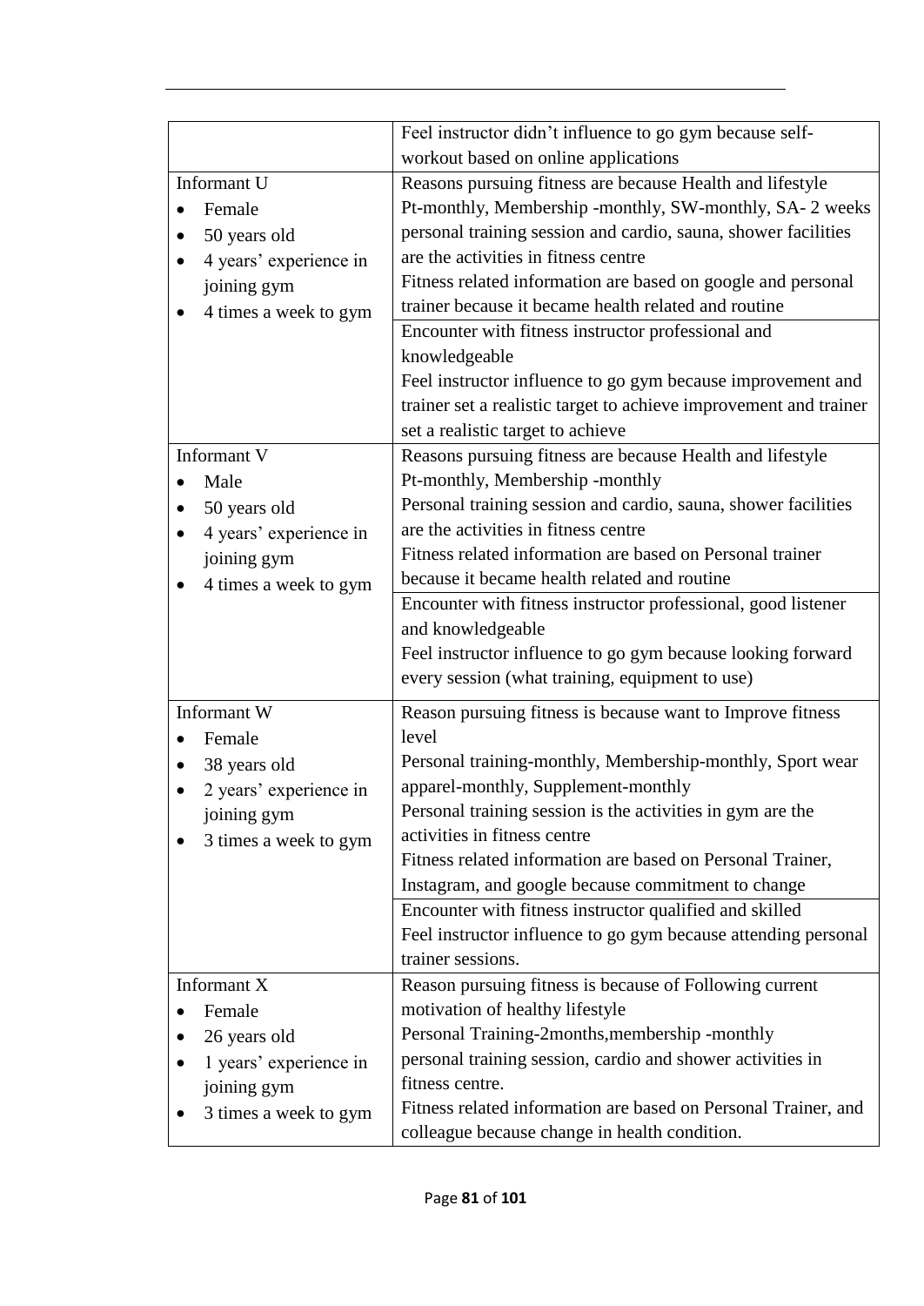| | |
|---|---|
| | Feel instructor didn't influence to go gym because self-workout based on online applications |
| Informant U<br>• Female<br>• 50 years old<br>• 4 years' experience in joining gym<br>• 4 times a week to gym | Reasons pursuing fitness are because Health and lifestyle<br>Pt-monthly, Membership -monthly, SW-monthly, SA- 2 weeks personal training session and cardio, sauna, shower facilities are the activities in fitness centre<br>Fitness related information are based on google and personal trainer because it became health related and routine |
| | Encounter with fitness instructor professional and knowledgeable<br>Feel instructor influence to go gym because improvement and trainer set a realistic target to achieve improvement and trainer set a realistic target to achieve |
| Informant V<br>• Male<br>• 50 years old<br>• 4 years' experience in joining gym<br>• 4 times a week to gym | Reasons pursuing fitness are because Health and lifestyle<br>Pt-monthly, Membership -monthly<br>Personal training session and cardio, sauna, shower facilities are the activities in fitness centre<br>Fitness related information are based on Personal trainer because it became health related and routine |
| | Encounter with fitness instructor professional, good listener and knowledgeable<br>Feel instructor influence to go gym because looking forward every session (what training, equipment to use) |
| Informant W<br>• Female<br>• 38 years old<br>• 2 years' experience in joining gym<br>• 3 times a week to gym | Reason pursuing fitness is because want to Improve fitness level<br>Personal training-monthly, Membership-monthly, Sport wear apparel-monthly, Supplement-monthly<br>Personal training session is the activities in gym are the activities in fitness centre<br>Fitness related information are based on Personal Trainer, Instagram, and google because commitment to change |
| | Encounter with fitness instructor qualified and skilled<br>Feel instructor influence to go gym because attending personal trainer sessions. |
| Informant X<br>• Female<br>• 26 years old<br>• 1 years' experience in joining gym<br>• 3 times a week to gym | Reason pursuing fitness is because of Following current motivation of healthy lifestyle<br>Personal Training-2months,membership -monthly<br>personal training session, cardio and shower activities in fitness centre.<br>Fitness related information are based on Personal Trainer, and colleague because change in health condition. |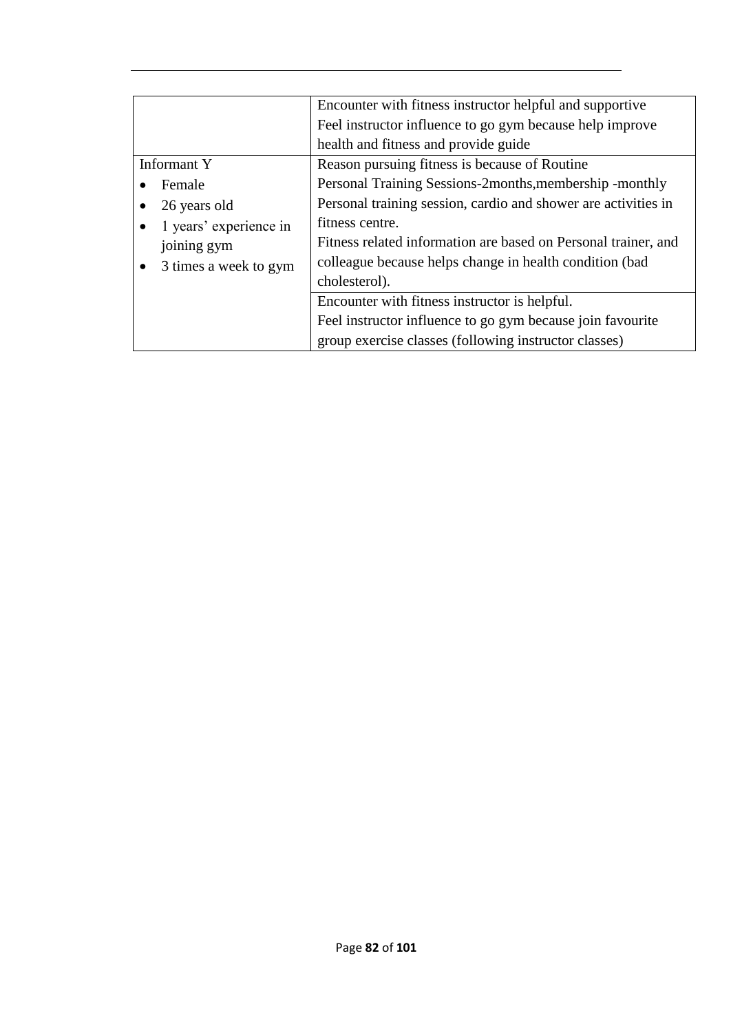| | |
|---|---|
| | Encounter with fitness instructor helpful and supportive<br>Feel instructor influence to go gym because help improve health and fitness and provide guide |
| Informant Y<br>• Female<br>• 26 years old<br>• 1 years' experience in joining gym<br>• 3 times a week to gym | Reason pursuing fitness is because of Routine<br>Personal Training Sessions-2months,membership -monthly<br>Personal training session, cardio and shower are activities in fitness centre.<br>Fitness related information are based on Personal trainer, and colleague because helps change in health condition (bad cholesterol). |
| | Encounter with fitness instructor is helpful.<br>Feel instructor influence to go gym because join favourite group exercise classes (following instructor classes) |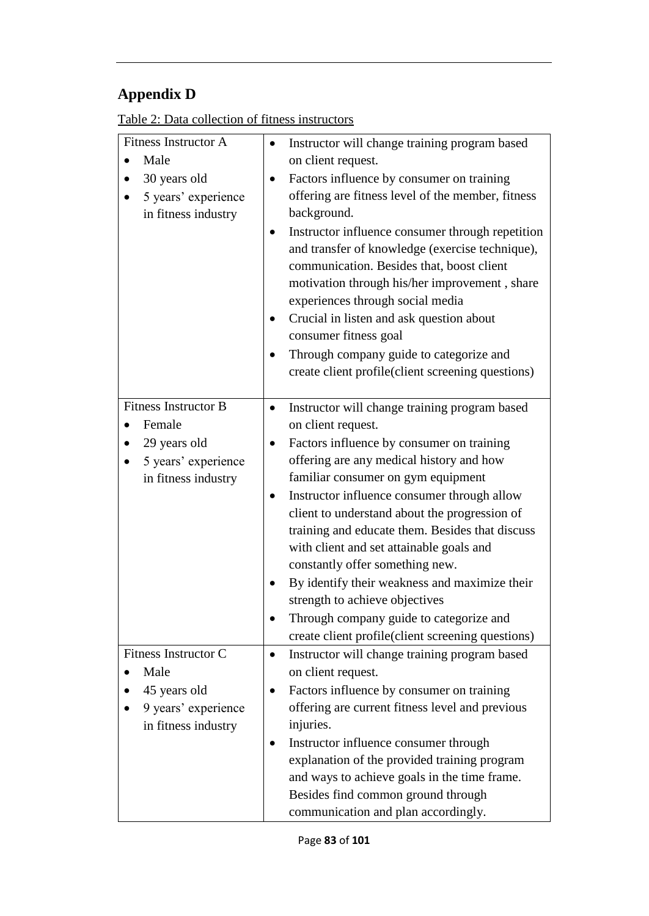## Appendix D

Table 2: Data collection of fitness instructors

| | |
|---|---|
| Fitness Instructor A<br>• Male<br>• 30 years old<br>• 5 years' experience in fitness industry | • Instructor will change training program based on client request.<br>• Factors influence by consumer on training offering are fitness level of the member, fitness background.<br>• Instructor influence consumer through repetition and transfer of knowledge (exercise technique), communication. Besides that, boost client motivation through his/her improvement , share experiences through social media<br>• Crucial in listen and ask question about consumer fitness goal<br>• Through company guide to categorize and create client profile(client screening questions) |
| Fitness Instructor B<br>• Female<br>• 29 years old<br>• 5 years' experience in fitness industry | • Instructor will change training program based on client request.<br>• Factors influence by consumer on training offering are any medical history and how familiar consumer on gym equipment<br>• Instructor influence consumer through allow client to understand about the progression of training and educate them. Besides that discuss with client and set attainable goals and constantly offer something new.<br>• By identify their weakness and maximize their strength to achieve objectives<br>• Through company guide to categorize and create client profile(client screening questions) |
| Fitness Instructor C<br>• Male<br>• 45 years old<br>• 9 years' experience in fitness industry | • Instructor will change training program based on client request.<br>• Factors influence by consumer on training offering are current fitness level and previous injuries.<br>• Instructor influence consumer through explanation of the provided training program and ways to achieve goals in the time frame. Besides find common ground through communication and plan accordingly. |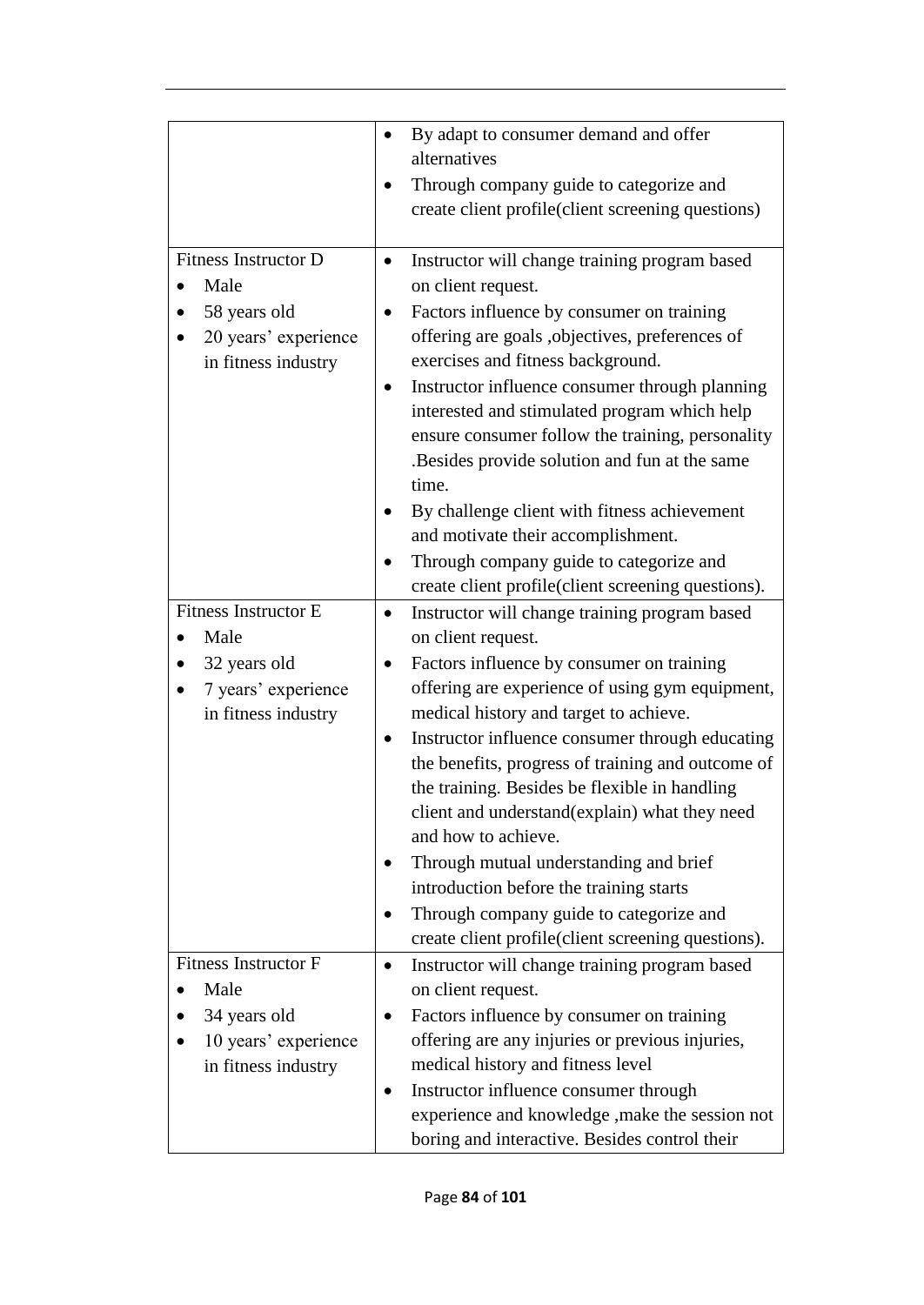| | |
|---|---|
| | • By adapt to consumer demand and offer alternatives<br>• Through company guide to categorize and create client profile(client screening questions) |
| Fitness Instructor D<br>• Male<br>• 58 years old<br>• 20 years' experience in fitness industry | • Instructor will change training program based on client request.<br>• Factors influence by consumer on training offering are goals ,objectives, preferences of exercises and fitness background.<br>• Instructor influence consumer through planning interested and stimulated program which help ensure consumer follow the training, personality .Besides provide solution and fun at the same time.<br>• By challenge client with fitness achievement and motivate their accomplishment.<br>• Through company guide to categorize and create client profile(client screening questions). |
| Fitness Instructor E<br>• Male<br>• 32 years old<br>• 7 years' experience in fitness industry | • Instructor will change training program based on client request.<br>• Factors influence by consumer on training offering are experience of using gym equipment, medical history and target to achieve.<br>• Instructor influence consumer through educating the benefits, progress of training and outcome of the training. Besides be flexible in handling client and understand(explain) what they need and how to achieve.<br>• Through mutual understanding and brief introduction before the training starts<br>• Through company guide to categorize and create client profile(client screening questions). |
| Fitness Instructor F<br>• Male<br>• 34 years old<br>• 10 years' experience in fitness industry | • Instructor will change training program based on client request.<br>• Factors influence by consumer on training offering are any injuries or previous injuries, medical history and fitness level<br>• Instructor influence consumer through experience and knowledge ,make the session not boring and interactive. Besides control their |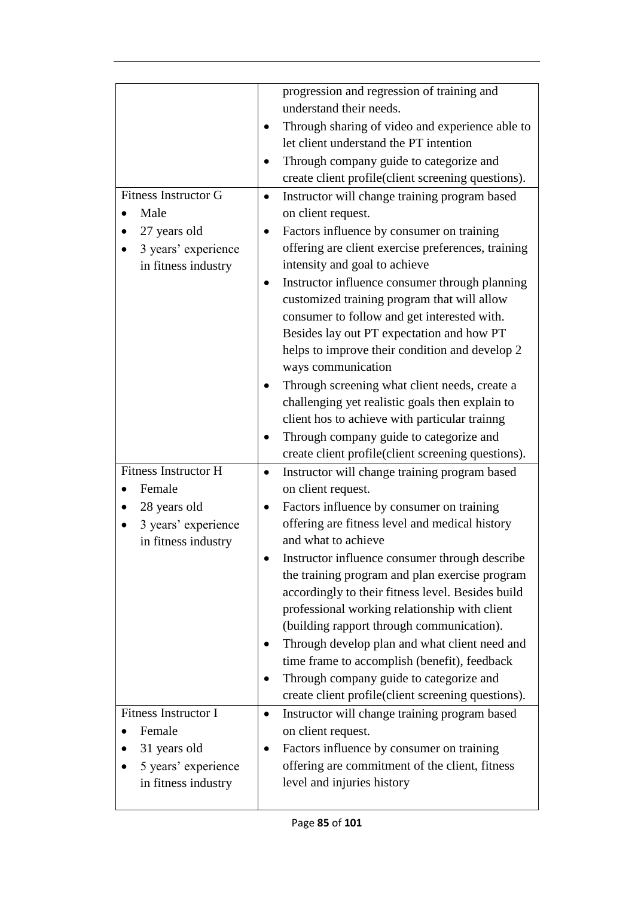| | |
|---|---|
| | progression and regression of training and understand their needs.<br>• Through sharing of video and experience able to let client understand the PT intention<br>• Through company guide to categorize and create client profile(client screening questions). |
| Fitness Instructor G<br>• Male<br>• 27 years old<br>• 3 years' experience in fitness industry | • Instructor will change training program based on client request.<br>• Factors influence by consumer on training offering are client exercise preferences, training intensity and goal to achieve<br>• Instructor influence consumer through planning customized training program that will allow consumer to follow and get interested with. Besides lay out PT expectation and how PT helps to improve their condition and develop 2 ways communication<br>• Through screening what client needs, create a challenging yet realistic goals then explain to client hos to achieve with particular trainng<br>• Through company guide to categorize and create client profile(client screening questions). |
| Fitness Instructor H<br>• Female<br>• 28 years old<br>• 3 years' experience in fitness industry | • Instructor will change training program based on client request.<br>• Factors influence by consumer on training offering are fitness level and medical history and what to achieve<br>• Instructor influence consumer through describe the training program and plan exercise program accordingly to their fitness level. Besides build professional working relationship with client (building rapport through communication).<br>• Through develop plan and what client need and time frame to accomplish (benefit), feedback<br>• Through company guide to categorize and create client profile(client screening questions). |
| Fitness Instructor I<br>• Female<br>• 31 years old<br>• 5 years' experience in fitness industry | • Instructor will change training program based on client request.<br>• Factors influence by consumer on training offering are commitment of the client, fitness level and injuries history |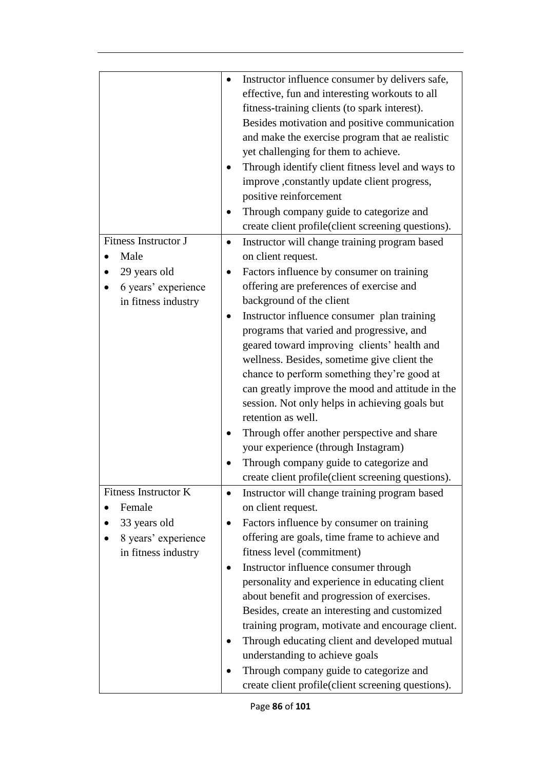| | |
|---|---|
| | • Instructor influence consumer by delivers safe, effective, fun and interesting workouts to all fitness-training clients (to spark interest). Besides motivation and positive communication and make the exercise program that ae realistic yet challenging for them to achieve.<br>• Through identify client fitness level and ways to improve ,constantly update client progress, positive reinforcement<br>• Through company guide to categorize and create client profile(client screening questions). |
| Fitness Instructor J<br>• Male<br>• 29 years old<br>• 6 years' experience in fitness industry | • Instructor will change training program based on client request.<br>• Factors influence by consumer on training offering are preferences of exercise and background of the client<br>• Instructor influence consumer plan training programs that varied and progressive, and geared toward improving clients' health and wellness. Besides, sometime give client the chance to perform something they're good at can greatly improve the mood and attitude in the session. Not only helps in achieving goals but retention as well.<br>• Through offer another perspective and share your experience (through Instagram)<br>• Through company guide to categorize and create client profile(client screening questions). |
| Fitness Instructor K<br>• Female<br>• 33 years old<br>• 8 years' experience in fitness industry | • Instructor will change training program based on client request.<br>• Factors influence by consumer on training offering are goals, time frame to achieve and fitness level (commitment)<br>• Instructor influence consumer through personality and experience in educating client about benefit and progression of exercises. Besides, create an interesting and customized training program, motivate and encourage client.<br>• Through educating client and developed mutual understanding to achieve goals<br>• Through company guide to categorize and create client profile(client screening questions). |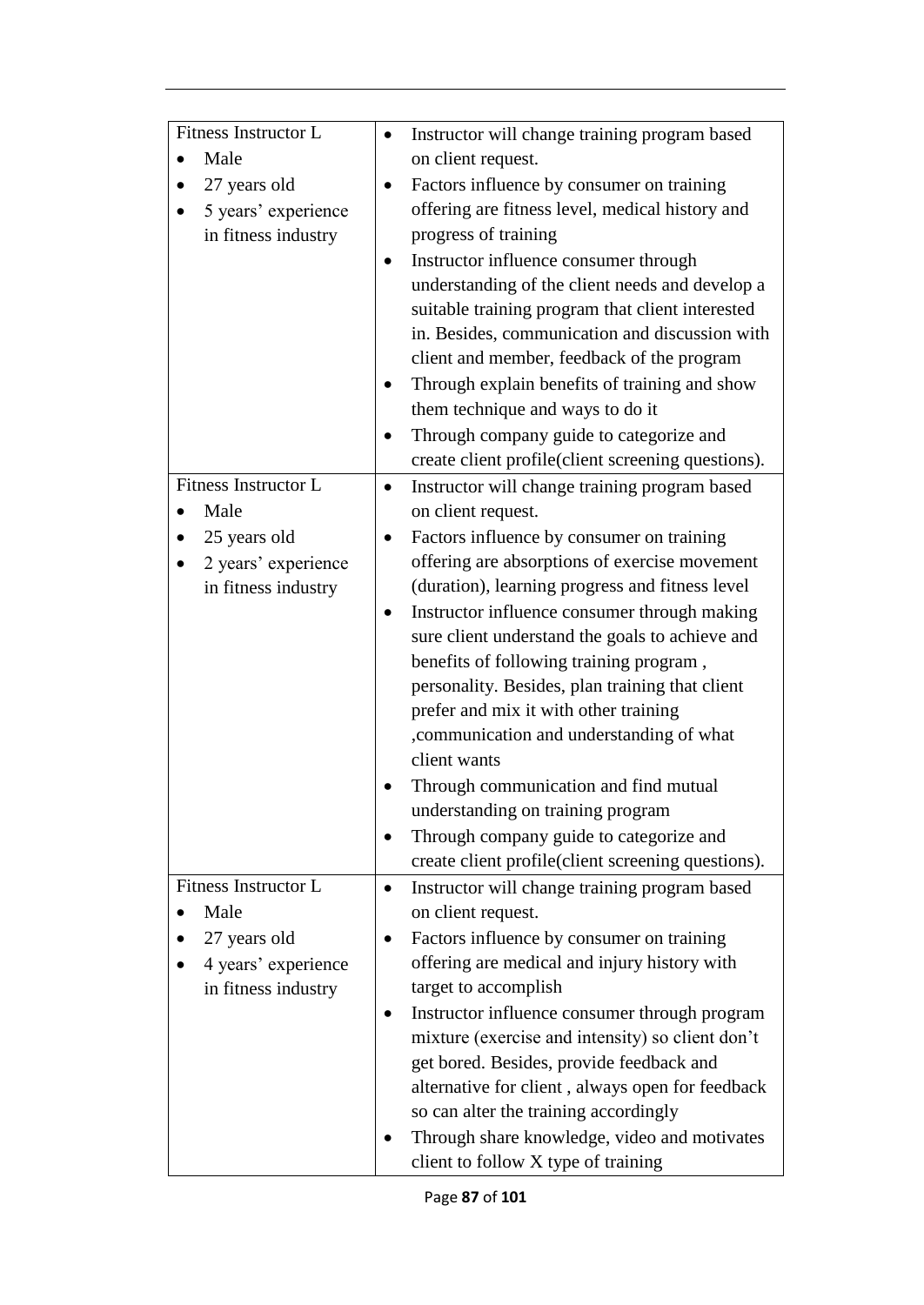| Fitness Instructor L<br>• Male<br>• 27 years old<br>• 5 years' experience in fitness industry | • Instructor will change training program based on client request.<br>• Factors influence by consumer on training offering are fitness level, medical history and progress of training<br>• Instructor influence consumer through understanding of the client needs and develop a suitable training program that client interested in. Besides, communication and discussion with client and member, feedback of the program<br>• Through explain benefits of training and show them technique and ways to do it<br>• Through company guide to categorize and create client profile(client screening questions). |
|---|---|
| Fitness Instructor L<br>• Male<br>• 25 years old<br>• 2 years' experience in fitness industry | • Instructor will change training program based on client request.<br>• Factors influence by consumer on training offering are absorptions of exercise movement (duration), learning progress and fitness level<br>• Instructor influence consumer through making sure client understand the goals to achieve and benefits of following training program , personality. Besides, plan training that client prefer and mix it with other training ,communication and understanding of what client wants<br>• Through communication and find mutual understanding on training program<br>• Through company guide to categorize and create client profile(client screening questions). |
| Fitness Instructor L<br>• Male<br>• 27 years old<br>• 4 years' experience in fitness industry | • Instructor will change training program based on client request.<br>• Factors influence by consumer on training offering are medical and injury history with target to accomplish<br>• Instructor influence consumer through program mixture (exercise and intensity) so client don't get bored. Besides, provide feedback and alternative for client , always open for feedback so can alter the training accordingly<br>• Through share knowledge, video and motivates client to follow X type of training |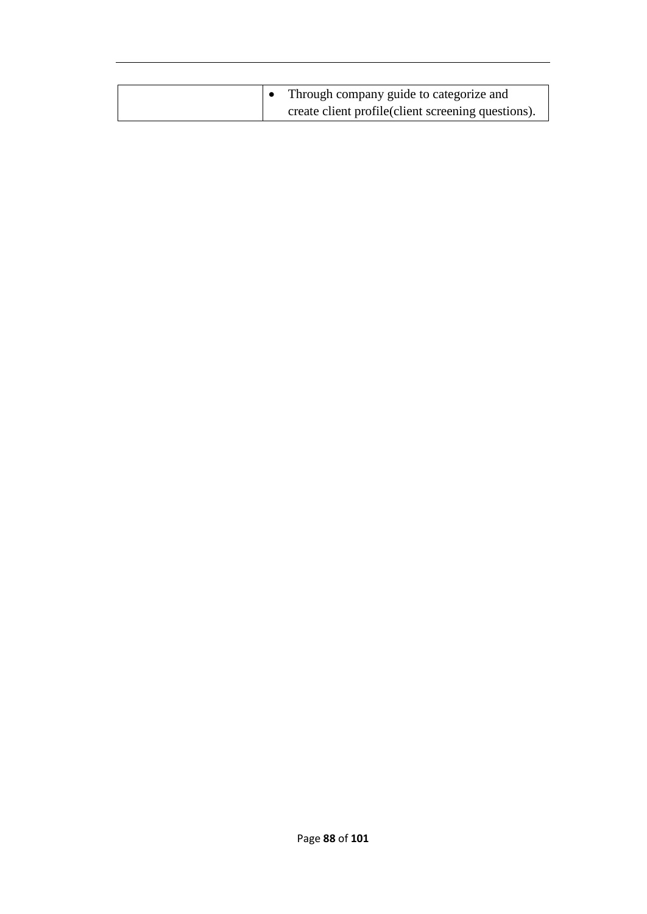| | |
|---|---|
| | • Through company guide to categorize and create client profile(client screening questions). |